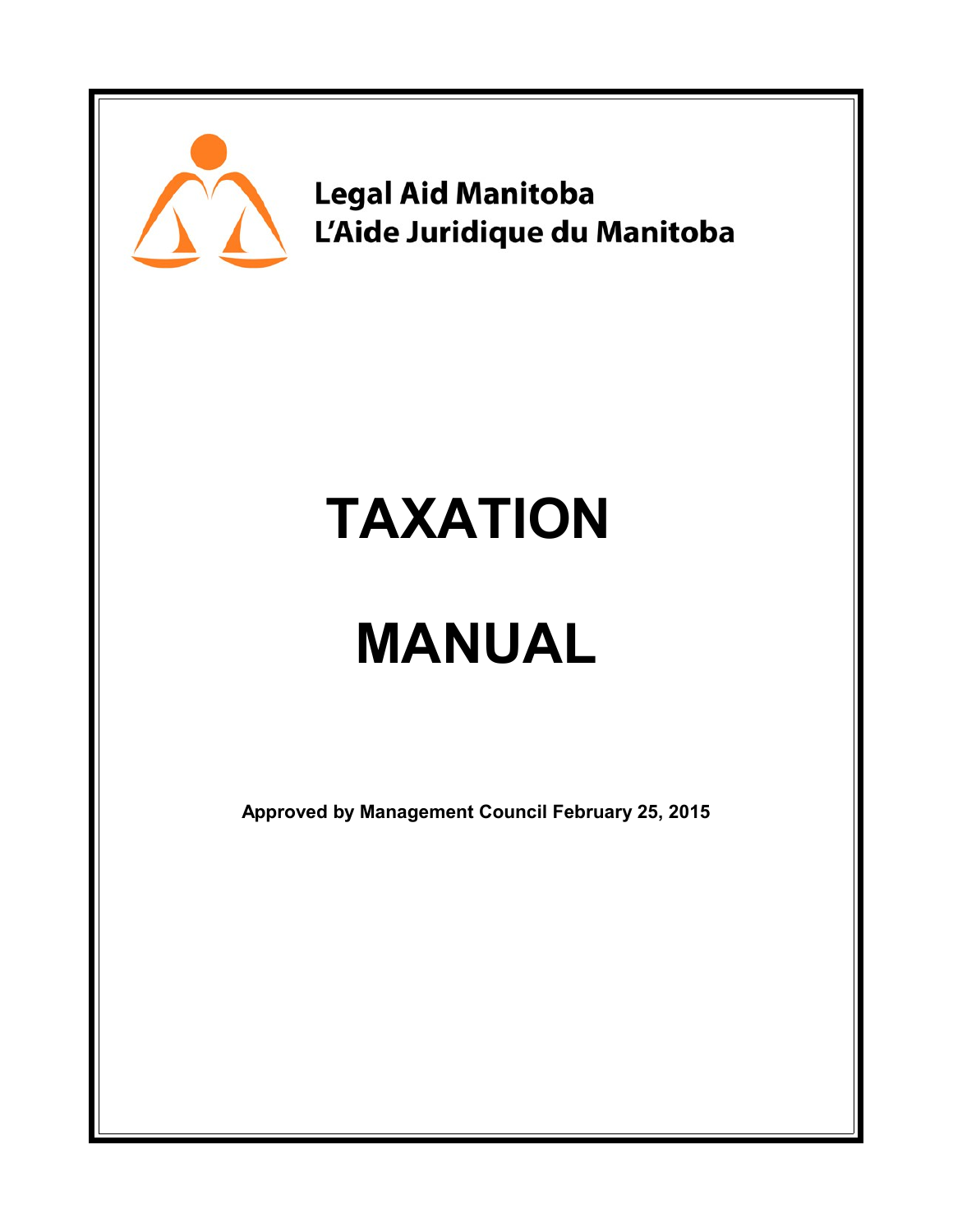Legal Aid Manitoba
L'Aide Juridique du Manitoba

# TAXATION

# MANUAL

**Approved by Management Council February 25, 2015**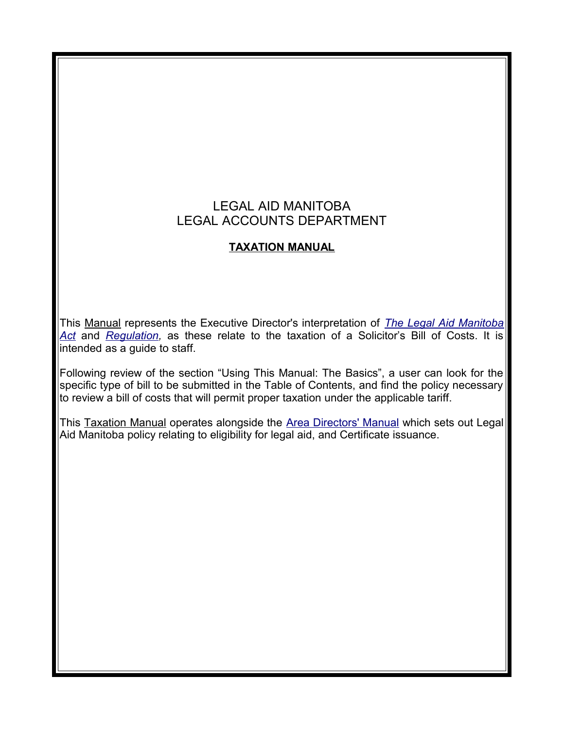# LEGAL AID MANITOBA
# LEGAL ACCOUNTS DEPARTMENT

## TAXATION MANUAL

This Manual represents the Executive Director's interpretation of *The Legal Aid Manitoba Act* and *Regulation*, as these relate to the taxation of a Solicitor's Bill of Costs. It is intended as a guide to staff.

Following review of the section "Using This Manual: The Basics", a user can look for the specific type of bill to be submitted in the Table of Contents, and find the policy necessary to review a bill of costs that will permit proper taxation under the applicable tariff.

This Taxation Manual operates alongside the Area Directors' Manual which sets out Legal Aid Manitoba policy relating to eligibility for legal aid, and Certificate issuance.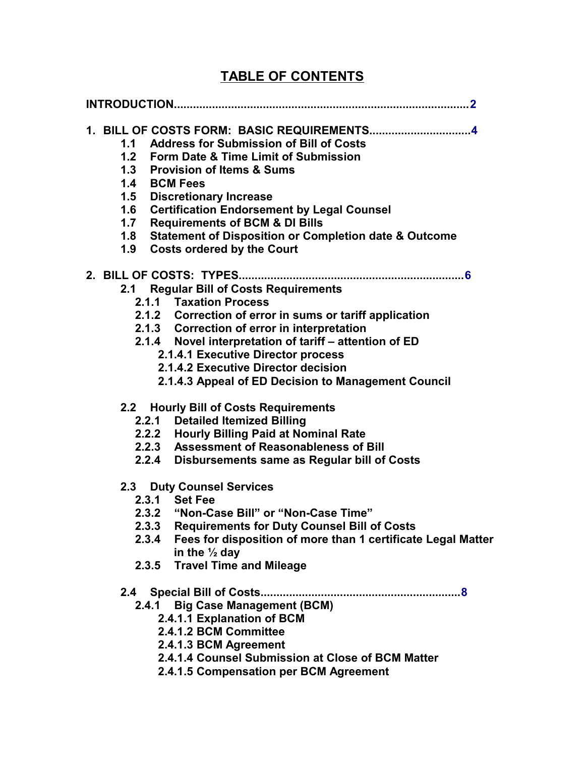# TABLE OF CONTENTS

**INTRODUCTION....................................................................................2**

**1. BILL OF COSTS FORM: BASIC REQUIREMENTS...............................4**

- **1.1 Address for Submission of Bill of Costs**
- **1.2 Form Date & Time Limit of Submission**
- **1.3 Provision of Items & Sums**
- **1.4 BCM Fees**
- **1.5 Discretionary Increase**
- **1.6 Certification Endorsement by Legal Counsel**
- **1.7 Requirements of BCM & DI Bills**
- **1.8 Statement of Disposition or Completion date & Outcome**
- **1.9 Costs ordered by the Court**

**2. BILL OF COSTS: TYPES.....................................................................6**

- **2.1 Regular Bill of Costs Requirements**
  - **2.1.1 Taxation Process**
  - **2.1.2 Correction of error in sums or tariff application**
  - **2.1.3 Correction of error in interpretation**
  - **2.1.4 Novel interpretation of tariff – attention of ED**
    - **2.1.4.1 Executive Director process**
    - **2.1.4.2 Executive Director decision**
    - **2.1.4.3 Appeal of ED Decision to Management Council**
- **2.2 Hourly Bill of Costs Requirements**
  - **2.2.1 Detailed Itemized Billing**
  - **2.2.2 Hourly Billing Paid at Nominal Rate**
  - **2.2.3 Assessment of Reasonableness of Bill**
  - **2.2.4 Disbursements same as Regular bill of Costs**
- **2.3 Duty Counsel Services**
  - **2.3.1 Set Fee**
  - **2.3.2 "Non-Case Bill" or "Non-Case Time"**
  - **2.3.3 Requirements for Duty Counsel Bill of Costs**
  - **2.3.4 Fees for disposition of more than 1 certificate Legal Matter in the ½ day**
  - **2.3.5 Travel Time and Mileage**
- **2.4 Special Bill of Costs..............................................................8**
  - **2.4.1 Big Case Management (BCM)**
    - **2.4.1.1 Explanation of BCM**
    - **2.4.1.2 BCM Committee**
    - **2.4.1.3 BCM Agreement**
    - **2.4.1.4 Counsel Submission at Close of BCM Matter**
    - **2.4.1.5 Compensation per BCM Agreement**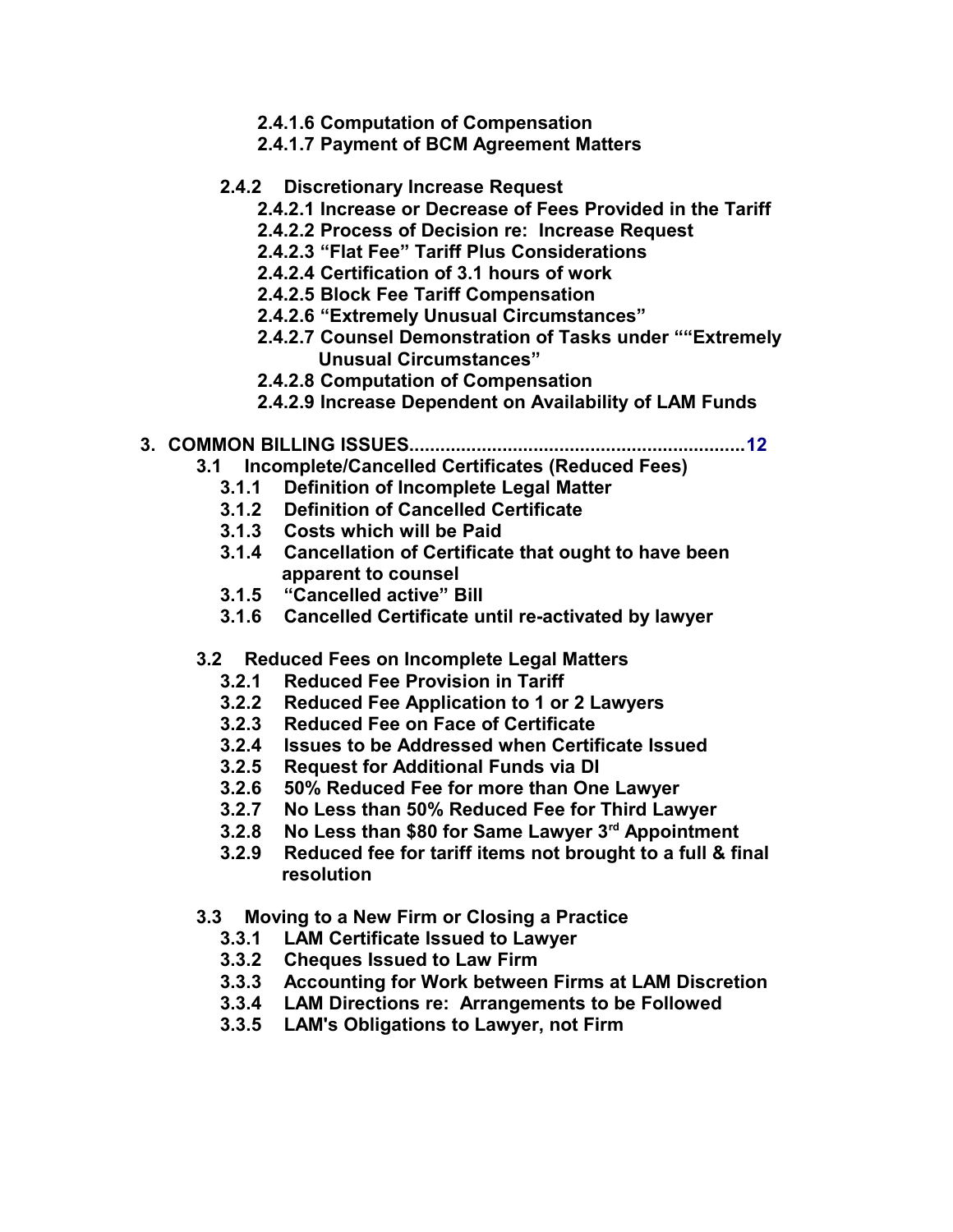**2.4.1.6 Computation of Compensation**

**2.4.1.7 Payment of BCM Agreement Matters**

**2.4.2 Discretionary Increase Request**

**2.4.2.1 Increase or Decrease of Fees Provided in the Tariff**

**2.4.2.2 Process of Decision re: Increase Request**

**2.4.2.3 "Flat Fee" Tariff Plus Considerations**

**2.4.2.4 Certification of 3.1 hours of work**

**2.4.2.5 Block Fee Tariff Compensation**

**2.4.2.6 "Extremely Unusual Circumstances"**

**2.4.2.7 Counsel Demonstration of Tasks under ""Extremely Unusual Circumstances"**

**2.4.2.8 Computation of Compensation**

**2.4.2.9 Increase Dependent on Availability of LAM Funds**

**3. COMMON BILLING ISSUES................................................................12**

**3.1 Incomplete/Cancelled Certificates (Reduced Fees)**

**3.1.1 Definition of Incomplete Legal Matter**

**3.1.2 Definition of Cancelled Certificate**

**3.1.3 Costs which will be Paid**

**3.1.4 Cancellation of Certificate that ought to have been apparent to counsel**

**3.1.5 "Cancelled active" Bill**

**3.1.6 Cancelled Certificate until re-activated by lawyer**

**3.2 Reduced Fees on Incomplete Legal Matters**

**3.2.1 Reduced Fee Provision in Tariff**

**3.2.2 Reduced Fee Application to 1 or 2 Lawyers**

**3.2.3 Reduced Fee on Face of Certificate**

**3.2.4 Issues to be Addressed when Certificate Issued**

**3.2.5 Request for Additional Funds via DI**

**3.2.6 50% Reduced Fee for more than One Lawyer**

**3.2.7 No Less than 50% Reduced Fee for Third Lawyer**

**3.2.8 No Less than $80 for Same Lawyer 3rd Appointment**

**3.2.9 Reduced fee for tariff items not brought to a full & final resolution**

**3.3 Moving to a New Firm or Closing a Practice**

**3.3.1 LAM Certificate Issued to Lawyer**

**3.3.2 Cheques Issued to Law Firm**

**3.3.3 Accounting for Work between Firms at LAM Discretion**

**3.3.4 LAM Directions re: Arrangements to be Followed**

**3.3.5 LAM's Obligations to Lawyer, not Firm**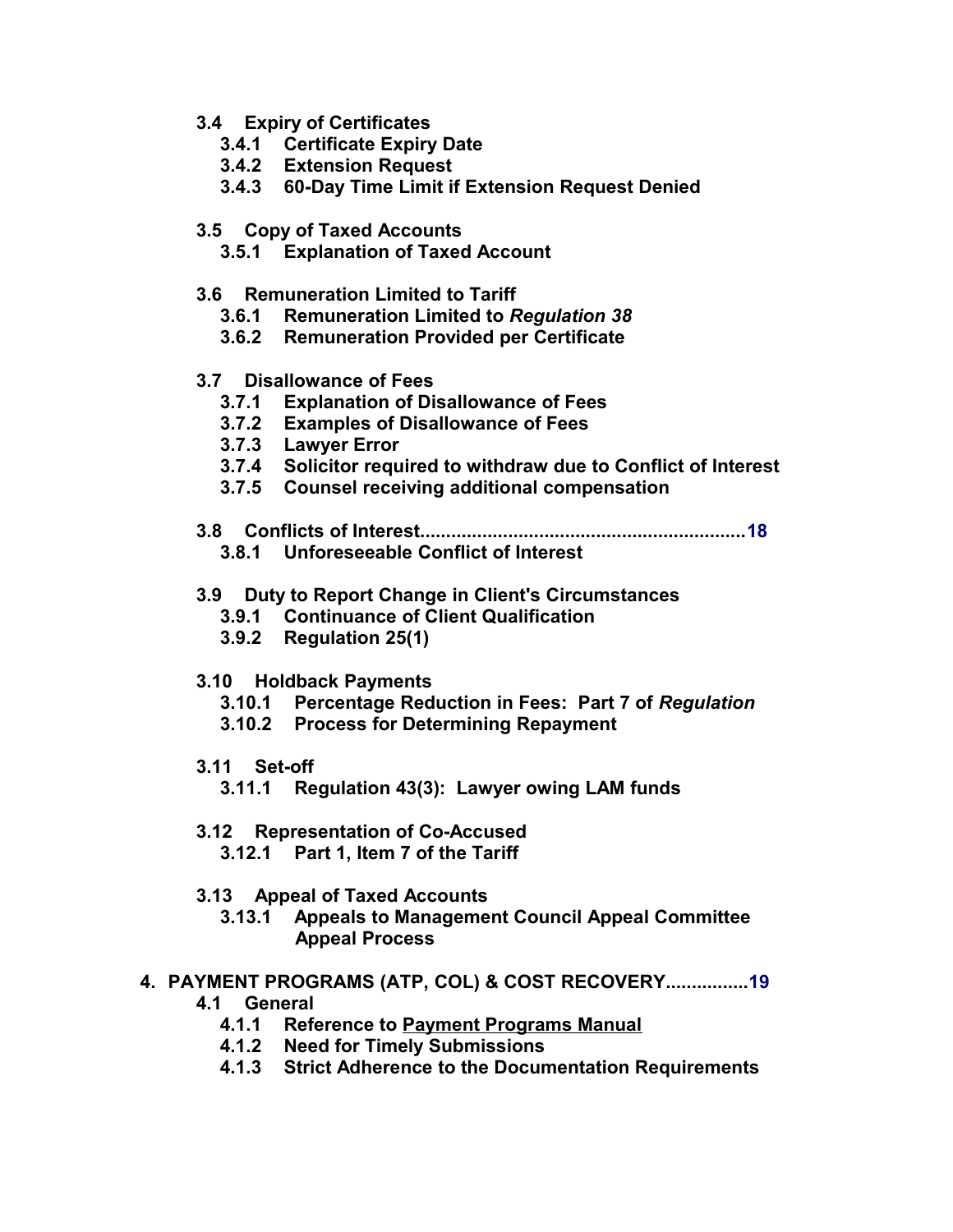- **3.4 Expiry of Certificates**
  - **3.4.1 Certificate Expiry Date**
  - **3.4.2 Extension Request**
  - **3.4.3 60-Day Time Limit if Extension Request Denied**

- **3.5 Copy of Taxed Accounts**
  - **3.5.1 Explanation of Taxed Account**

- **3.6 Remuneration Limited to Tariff**
  - **3.6.1 Remuneration Limited to *Regulation 38***
  - **3.6.2 Remuneration Provided per Certificate**

- **3.7 Disallowance of Fees**
  - **3.7.1 Explanation of Disallowance of Fees**
  - **3.7.2 Examples of Disallowance of Fees**
  - **3.7.3 Lawyer Error**
  - **3.7.4 Solicitor required to withdraw due to Conflict of Interest**
  - **3.7.5 Counsel receiving additional compensation**

- **3.8 Conflicts of Interest..............................................................18**
  - **3.8.1 Unforeseeable Conflict of Interest**

- **3.9 Duty to Report Change in Client's Circumstances**
  - **3.9.1 Continuance of Client Qualification**
  - **3.9.2 Regulation 25(1)**

- **3.10 Holdback Payments**
  - **3.10.1 Percentage Reduction in Fees: Part 7 of *Regulation***
  - **3.10.2 Process for Determining Repayment**

- **3.11 Set-off**
  - **3.11.1 Regulation 43(3): Lawyer owing LAM funds**

- **3.12 Representation of Co-Accused**
  - **3.12.1 Part 1, Item 7 of the Tariff**

- **3.13 Appeal of Taxed Accounts**
  - **3.13.1 Appeals to Management Council Appeal Committee Appeal Process**

**4. PAYMENT PROGRAMS (ATP, COL) & COST RECOVERY................19**

- **4.1 General**
  - **4.1.1 Reference to Payment Programs Manual**
  - **4.1.2 Need for Timely Submissions**
  - **4.1.3 Strict Adherence to the Documentation Requirements**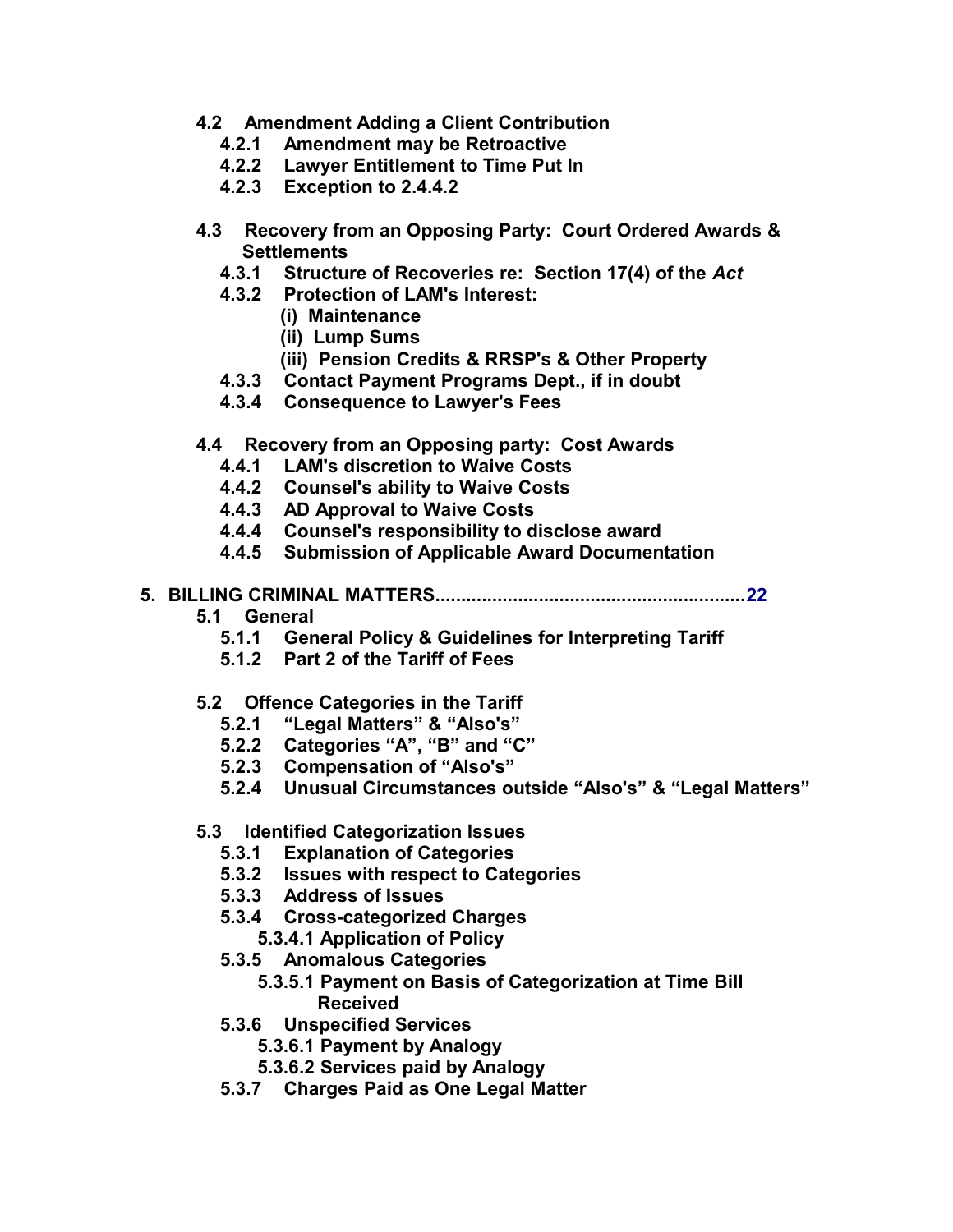- **4.2 Amendment Adding a Client Contribution**
  - **4.2.1 Amendment may be Retroactive**
  - **4.2.2 Lawyer Entitlement to Time Put In**
  - **4.2.3 Exception to 2.4.4.2**

- **4.3 Recovery from an Opposing Party: Court Ordered Awards & Settlements**
  - **4.3.1 Structure of Recoveries re: Section 17(4) of the *Act***
  - **4.3.2 Protection of LAM's Interest:**
    - **(i) Maintenance**
    - **(ii) Lump Sums**
    - **(iii) Pension Credits & RRSP's & Other Property**
  - **4.3.3 Contact Payment Programs Dept., if in doubt**
  - **4.3.4 Consequence to Lawyer's Fees**

- **4.4 Recovery from an Opposing party: Cost Awards**
  - **4.4.1 LAM's discretion to Waive Costs**
  - **4.4.2 Counsel's ability to Waive Costs**
  - **4.4.3 AD Approval to Waive Costs**
  - **4.4.4 Counsel's responsibility to disclose award**
  - **4.4.5 Submission of Applicable Award Documentation**

**5. BILLING CRIMINAL MATTERS..........................................................22**

- **5.1 General**
  - **5.1.1 General Policy & Guidelines for Interpreting Tariff**
  - **5.1.2 Part 2 of the Tariff of Fees**

- **5.2 Offence Categories in the Tariff**
  - **5.2.1 "Legal Matters" & "Also's"**
  - **5.2.2 Categories "A", "B" and "C"**
  - **5.2.3 Compensation of "Also's"**
  - **5.2.4 Unusual Circumstances outside "Also's" & "Legal Matters"**

- **5.3 Identified Categorization Issues**
  - **5.3.1 Explanation of Categories**
  - **5.3.2 Issues with respect to Categories**
  - **5.3.3 Address of Issues**
  - **5.3.4 Cross-categorized Charges**
    - **5.3.4.1 Application of Policy**
  - **5.3.5 Anomalous Categories**
    - **5.3.5.1 Payment on Basis of Categorization at Time Bill Received**
  - **5.3.6 Unspecified Services**
    - **5.3.6.1 Payment by Analogy**
    - **5.3.6.2 Services paid by Analogy**
  - **5.3.7 Charges Paid as One Legal Matter**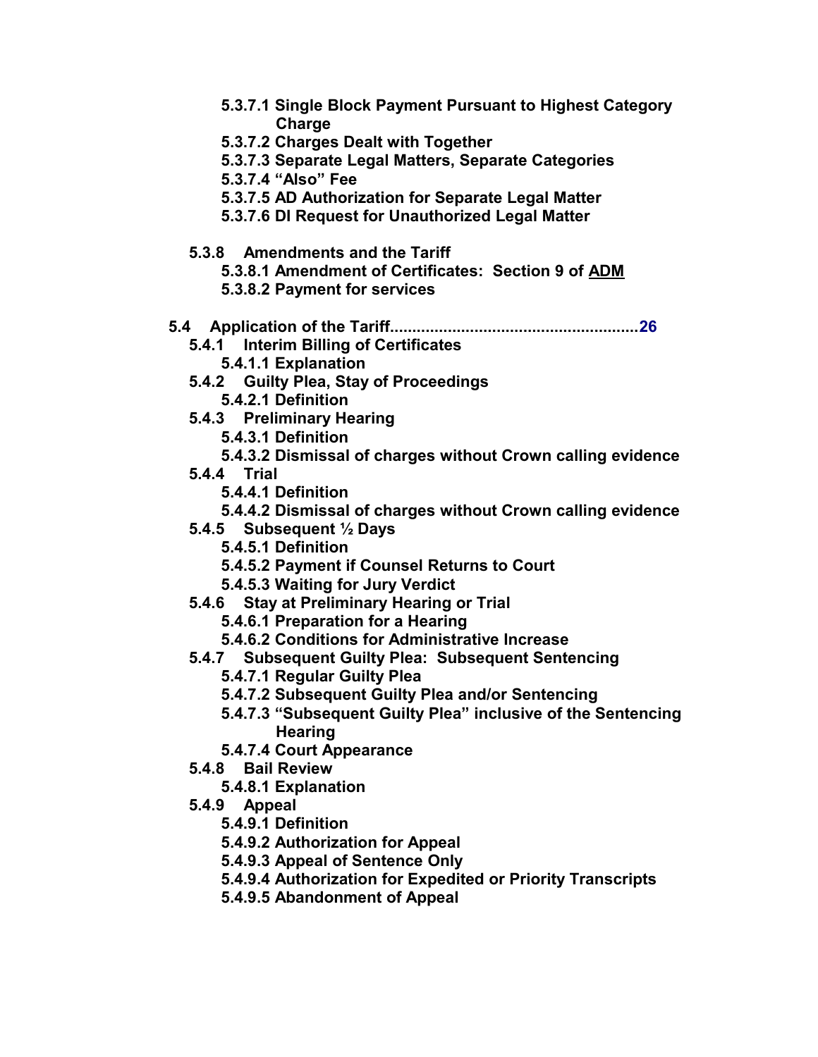- **5.3.7.1 Single Block Payment Pursuant to Highest Category Charge**
- **5.3.7.2 Charges Dealt with Together**
- **5.3.7.3 Separate Legal Matters, Separate Categories**
- **5.3.7.4 "Also" Fee**
- **5.3.7.5 AD Authorization for Separate Legal Matter**
- **5.3.7.6 DI Request for Unauthorized Legal Matter**

**5.3.8 Amendments and the Tariff**

- **5.3.8.1 Amendment of Certificates: Section 9 of ADM**
- **5.3.8.2 Payment for services**

**5.4 Application of the Tariff.......................................................26**

**5.4.1 Interim Billing of Certificates**

- **5.4.1.1 Explanation**

**5.4.2 Guilty Plea, Stay of Proceedings**

- **5.4.2.1 Definition**

**5.4.3 Preliminary Hearing**

- **5.4.3.1 Definition**
- **5.4.3.2 Dismissal of charges without Crown calling evidence**

**5.4.4 Trial**

- **5.4.4.1 Definition**
- **5.4.4.2 Dismissal of charges without Crown calling evidence**

**5.4.5 Subsequent ½ Days**

- **5.4.5.1 Definition**
- **5.4.5.2 Payment if Counsel Returns to Court**
- **5.4.5.3 Waiting for Jury Verdict**

**5.4.6 Stay at Preliminary Hearing or Trial**

- **5.4.6.1 Preparation for a Hearing**
- **5.4.6.2 Conditions for Administrative Increase**

**5.4.7 Subsequent Guilty Plea: Subsequent Sentencing**

- **5.4.7.1 Regular Guilty Plea**
- **5.4.7.2 Subsequent Guilty Plea and/or Sentencing**
- **5.4.7.3 "Subsequent Guilty Plea" inclusive of the Sentencing Hearing**
- **5.4.7.4 Court Appearance**

**5.4.8 Bail Review**

- **5.4.8.1 Explanation**

**5.4.9 Appeal**

- **5.4.9.1 Definition**
- **5.4.9.2 Authorization for Appeal**
- **5.4.9.3 Appeal of Sentence Only**
- **5.4.9.4 Authorization for Expedited or Priority Transcripts**
- **5.4.9.5 Abandonment of Appeal**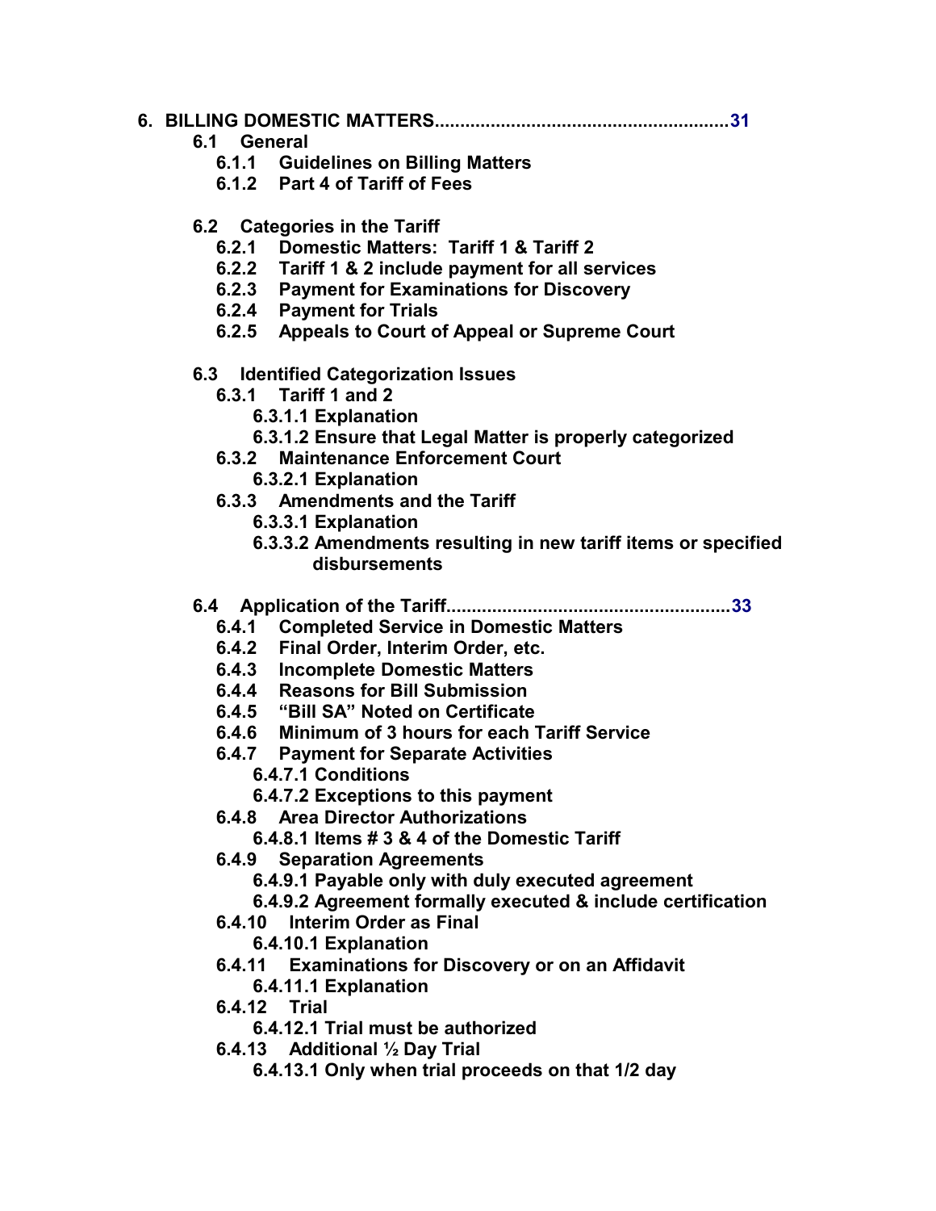**6. BILLING DOMESTIC MATTERS.........................................................31**

- **6.1 General**
  - **6.1.1 Guidelines on Billing Matters**
  - **6.1.2 Part 4 of Tariff of Fees**

- **6.2 Categories in the Tariff**
  - **6.2.1 Domestic Matters: Tariff 1 & Tariff 2**
  - **6.2.2 Tariff 1 & 2 include payment for all services**
  - **6.2.3 Payment for Examinations for Discovery**
  - **6.2.4 Payment for Trials**
  - **6.2.5 Appeals to Court of Appeal or Supreme Court**

- **6.3 Identified Categorization Issues**
  - **6.3.1 Tariff 1 and 2**
    - **6.3.1.1 Explanation**
    - **6.3.1.2 Ensure that Legal Matter is properly categorized**
  - **6.3.2 Maintenance Enforcement Court**
    - **6.3.2.1 Explanation**
  - **6.3.3 Amendments and the Tariff**
    - **6.3.3.1 Explanation**
    - **6.3.3.2 Amendments resulting in new tariff items or specified disbursements**

- **6.4 Application of the Tariff.......................................................33**
  - **6.4.1 Completed Service in Domestic Matters**
  - **6.4.2 Final Order, Interim Order, etc.**
  - **6.4.3 Incomplete Domestic Matters**
  - **6.4.4 Reasons for Bill Submission**
  - **6.4.5 "Bill SA" Noted on Certificate**
  - **6.4.6 Minimum of 3 hours for each Tariff Service**
  - **6.4.7 Payment for Separate Activities**
    - **6.4.7.1 Conditions**
    - **6.4.7.2 Exceptions to this payment**
  - **6.4.8 Area Director Authorizations**
    - **6.4.8.1 Items # 3 & 4 of the Domestic Tariff**
  - **6.4.9 Separation Agreements**
    - **6.4.9.1 Payable only with duly executed agreement**
    - **6.4.9.2 Agreement formally executed & include certification**
  - **6.4.10 Interim Order as Final**
    - **6.4.10.1 Explanation**
  - **6.4.11 Examinations for Discovery or on an Affidavit**
    - **6.4.11.1 Explanation**
  - **6.4.12 Trial**
    - **6.4.12.1 Trial must be authorized**
  - **6.4.13 Additional ½ Day Trial**
    - **6.4.13.1 Only when trial proceeds on that 1/2 day**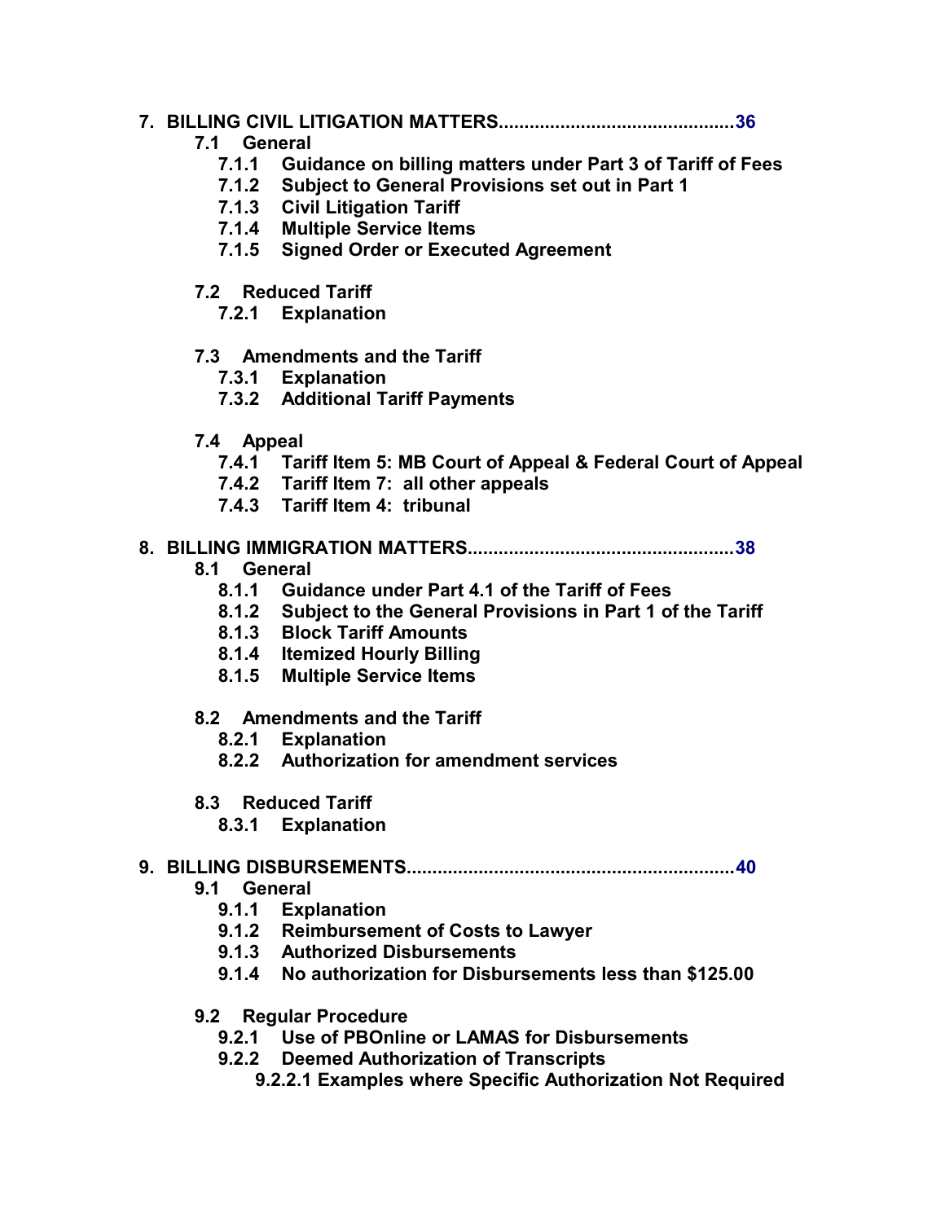**7. BILLING CIVIL LITIGATION MATTERS.............................................36**

- **7.1 General**
  - **7.1.1 Guidance on billing matters under Part 3 of Tariff of Fees**
  - **7.1.2 Subject to General Provisions set out in Part 1**
  - **7.1.3 Civil Litigation Tariff**
  - **7.1.4 Multiple Service Items**
  - **7.1.5 Signed Order or Executed Agreement**

- **7.2 Reduced Tariff**
  - **7.2.1 Explanation**

- **7.3 Amendments and the Tariff**
  - **7.3.1 Explanation**
  - **7.3.2 Additional Tariff Payments**

- **7.4 Appeal**
  - **7.4.1 Tariff Item 5: MB Court of Appeal & Federal Court of Appeal**
  - **7.4.2 Tariff Item 7: all other appeals**
  - **7.4.3 Tariff Item 4: tribunal**

**8. BILLING IMMIGRATION MATTERS...................................................38**

- **8.1 General**
  - **8.1.1 Guidance under Part 4.1 of the Tariff of Fees**
  - **8.1.2 Subject to the General Provisions in Part 1 of the Tariff**
  - **8.1.3 Block Tariff Amounts**
  - **8.1.4 Itemized Hourly Billing**
  - **8.1.5 Multiple Service Items**

- **8.2 Amendments and the Tariff**
  - **8.2.1 Explanation**
  - **8.2.2 Authorization for amendment services**

- **8.3 Reduced Tariff**
  - **8.3.1 Explanation**

**9. BILLING DISBURSEMENTS...............................................................40**

- **9.1 General**
  - **9.1.1 Explanation**
  - **9.1.2 Reimbursement of Costs to Lawyer**
  - **9.1.3 Authorized Disbursements**
  - **9.1.4 No authorization for Disbursements less than $125.00**

- **9.2 Regular Procedure**
  - **9.2.1 Use of PBOnline or LAMAS for Disbursements**
  - **9.2.2 Deemed Authorization of Transcripts**
    - **9.2.2.1 Examples where Specific Authorization Not Required**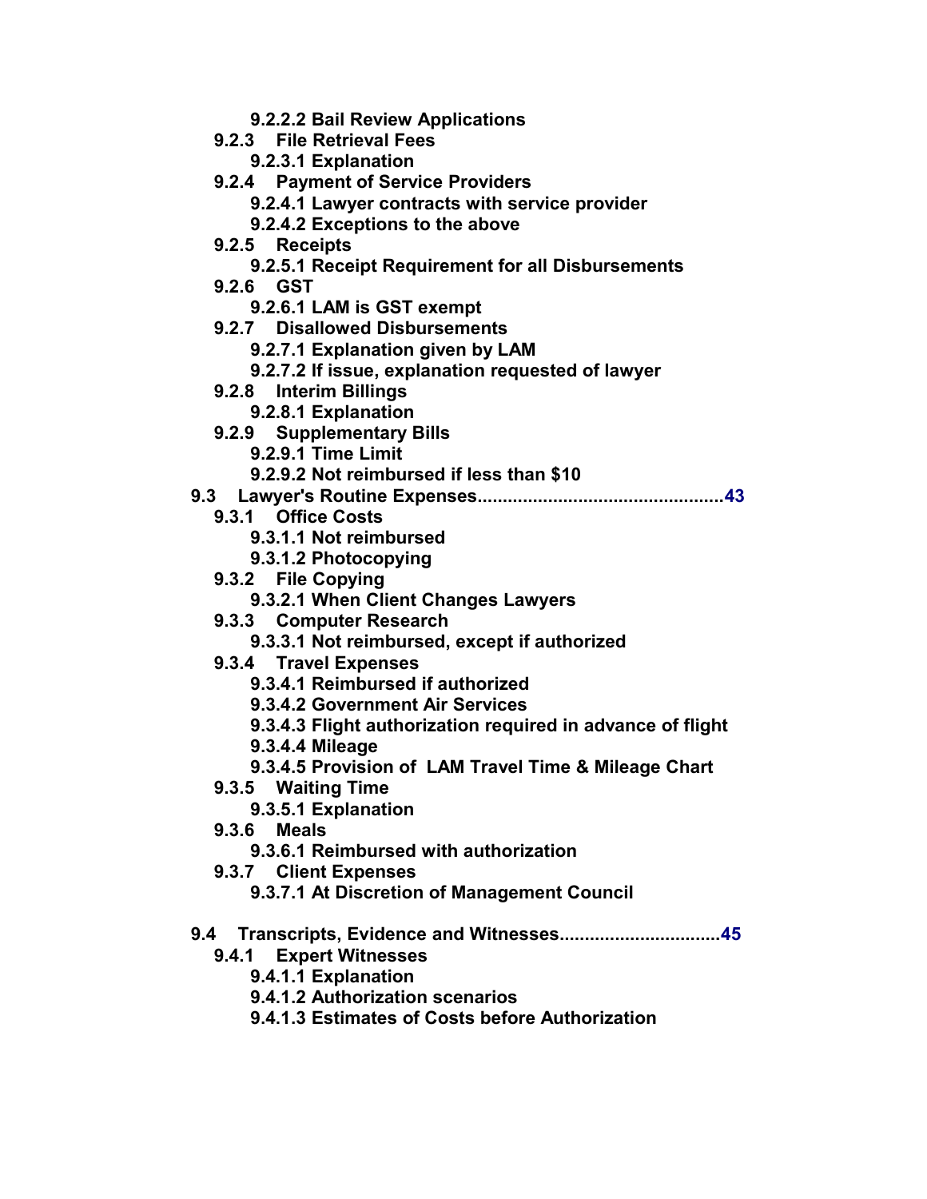- 9.2.2.2 Bail Review Applications
- 9.2.3 File Retrieval Fees
  - 9.2.3.1 Explanation
- 9.2.4 Payment of Service Providers
  - 9.2.4.1 Lawyer contracts with service provider
  - 9.2.4.2 Exceptions to the above
- 9.2.5 Receipts
  - 9.2.5.1 Receipt Requirement for all Disbursements
- 9.2.6 GST
  - 9.2.6.1 LAM is GST exempt
- 9.2.7 Disallowed Disbursements
  - 9.2.7.1 Explanation given by LAM
  - 9.2.7.2 If issue, explanation requested of lawyer
- 9.2.8 Interim Billings
  - 9.2.8.1 Explanation
- 9.2.9 Supplementary Bills
  - 9.2.9.1 Time Limit
  - 9.2.9.2 Not reimbursed if less than $10

**9.3 Lawyer's Routine Expenses................................................43**

- 9.3.1 Office Costs
  - 9.3.1.1 Not reimbursed
  - 9.3.1.2 Photocopying
- 9.3.2 File Copying
  - 9.3.2.1 When Client Changes Lawyers
- 9.3.3 Computer Research
  - 9.3.3.1 Not reimbursed, except if authorized
- 9.3.4 Travel Expenses
  - 9.3.4.1 Reimbursed if authorized
  - 9.3.4.2 Government Air Services
  - 9.3.4.3 Flight authorization required in advance of flight
  - 9.3.4.4 Mileage
  - 9.3.4.5 Provision of LAM Travel Time & Mileage Chart
- 9.3.5 Waiting Time
  - 9.3.5.1 Explanation
- 9.3.6 Meals
  - 9.3.6.1 Reimbursed with authorization
- 9.3.7 Client Expenses
  - 9.3.7.1 At Discretion of Management Council

**9.4 Transcripts, Evidence and Witnesses...............................45**

- 9.4.1 Expert Witnesses
  - 9.4.1.1 Explanation
  - 9.4.1.2 Authorization scenarios
  - 9.4.1.3 Estimates of Costs before Authorization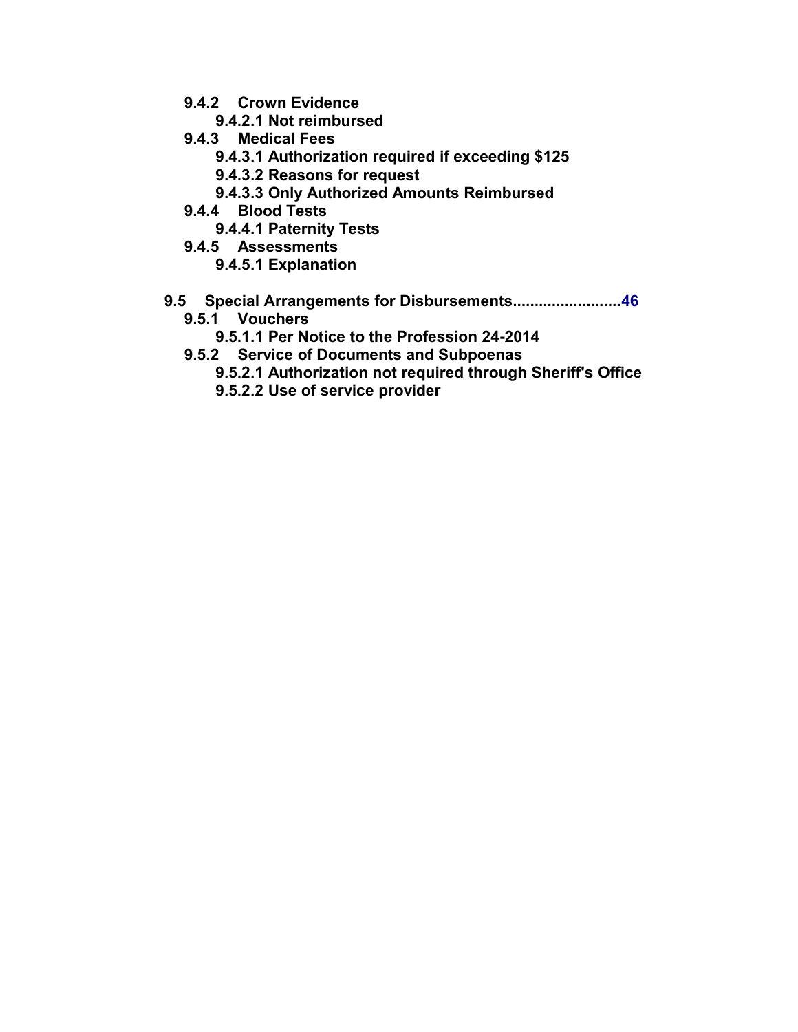- **9.4.2 Crown Evidence**
  - **9.4.2.1 Not reimbursed**
- **9.4.3 Medical Fees**
  - **9.4.3.1 Authorization required if exceeding $125**
  - **9.4.3.2 Reasons for request**
  - **9.4.3.3 Only Authorized Amounts Reimbursed**
- **9.4.4 Blood Tests**
  - **9.4.4.1 Paternity Tests**
- **9.4.5 Assessments**
  - **9.4.5.1 Explanation**

**9.5 Special Arrangements for Disbursements.........................46**

- **9.5.1 Vouchers**
  - **9.5.1.1 Per Notice to the Profession 24-2014**
- **9.5.2 Service of Documents and Subpoenas**
  - **9.5.2.1 Authorization not required through Sheriff's Office**
  - **9.5.2.2 Use of service provider**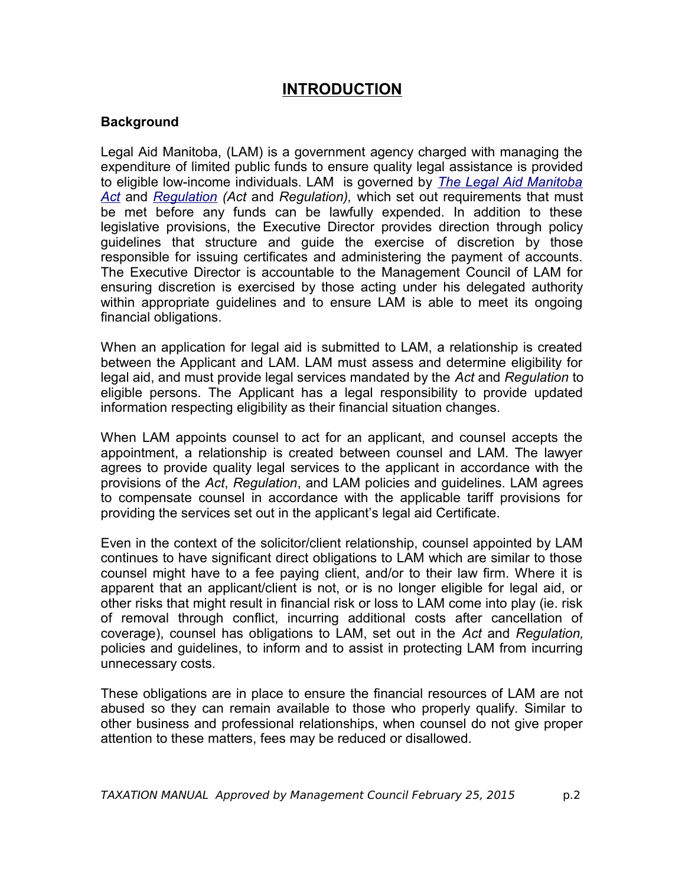# INTRODUCTION

## Background

Legal Aid Manitoba, (LAM) is a government agency charged with managing the expenditure of limited public funds to ensure quality legal assistance is provided to eligible low-income individuals. LAM is governed by *The Legal Aid Manitoba Act* and *Regulation* (*Act* and *Regulation*), which set out requirements that must be met before any funds can be lawfully expended. In addition to these legislative provisions, the Executive Director provides direction through policy guidelines that structure and guide the exercise of discretion by those responsible for issuing certificates and administering the payment of accounts. The Executive Director is accountable to the Management Council of LAM for ensuring discretion is exercised by those acting under his delegated authority within appropriate guidelines and to ensure LAM is able to meet its ongoing financial obligations.

When an application for legal aid is submitted to LAM, a relationship is created between the Applicant and LAM. LAM must assess and determine eligibility for legal aid, and must provide legal services mandated by the *Act* and *Regulation* to eligible persons. The Applicant has a legal responsibility to provide updated information respecting eligibility as their financial situation changes.

When LAM appoints counsel to act for an applicant, and counsel accepts the appointment, a relationship is created between counsel and LAM. The lawyer agrees to provide quality legal services to the applicant in accordance with the provisions of the *Act*, *Regulation*, and LAM policies and guidelines. LAM agrees to compensate counsel in accordance with the applicable tariff provisions for providing the services set out in the applicant's legal aid Certificate.

Even in the context of the solicitor/client relationship, counsel appointed by LAM continues to have significant direct obligations to LAM which are similar to those counsel might have to a fee paying client, and/or to their law firm. Where it is apparent that an applicant/client is not, or is no longer eligible for legal aid, or other risks that might result in financial risk or loss to LAM come into play (ie. risk of removal through conflict, incurring additional costs after cancellation of coverage), counsel has obligations to LAM, set out in the *Act* and *Regulation,* policies and guidelines, to inform and to assist in protecting LAM from incurring unnecessary costs.

These obligations are in place to ensure the financial resources of LAM are not abused so they can remain available to those who properly qualify. Similar to other business and professional relationships, when counsel do not give proper attention to these matters, fees may be reduced or disallowed.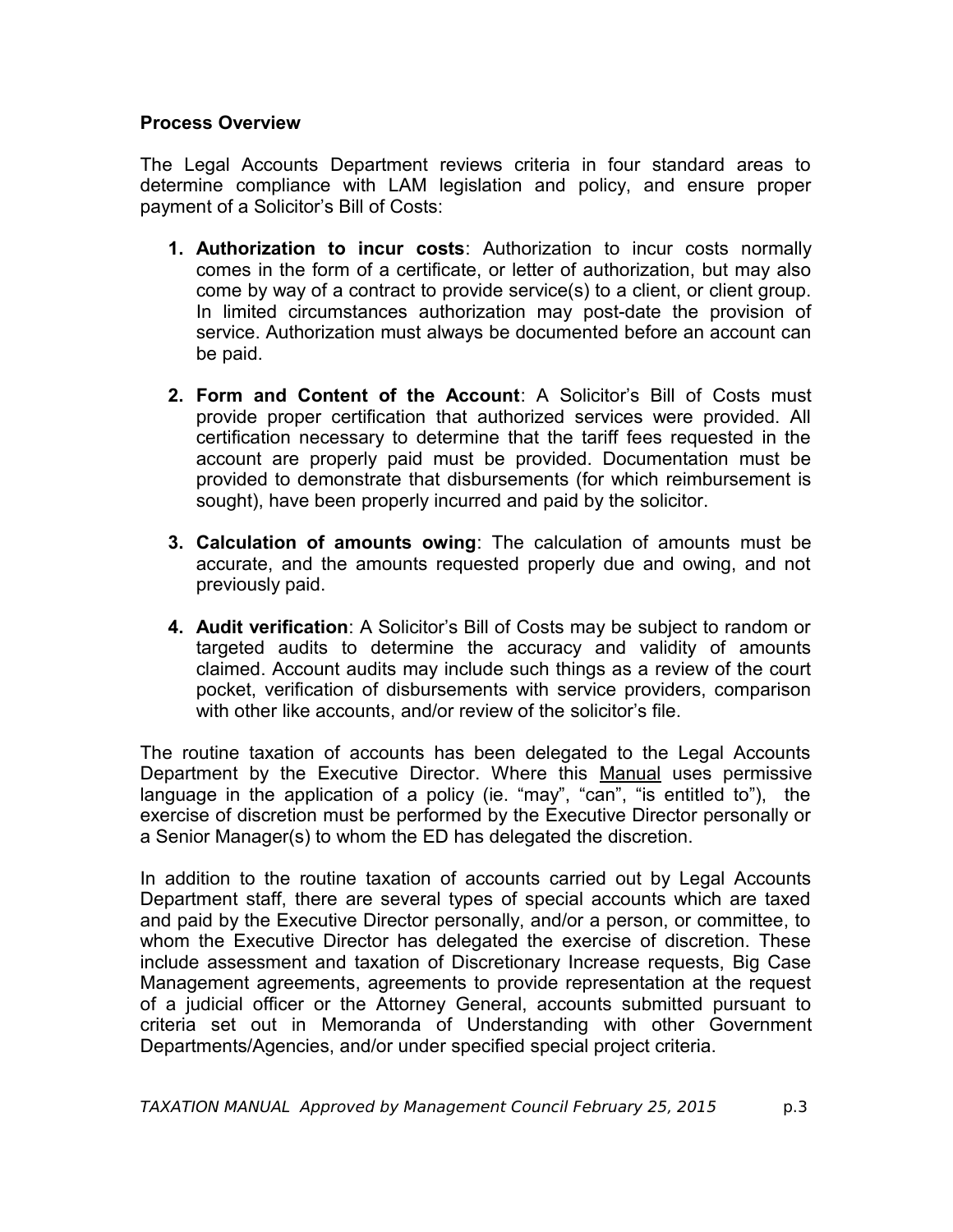**Process Overview**

The Legal Accounts Department reviews criteria in four standard areas to determine compliance with LAM legislation and policy, and ensure proper payment of a Solicitor's Bill of Costs:

1. **Authorization to incur costs**: Authorization to incur costs normally comes in the form of a certificate, or letter of authorization, but may also come by way of a contract to provide service(s) to a client, or client group. In limited circumstances authorization may post-date the provision of service. Authorization must always be documented before an account can be paid.

2. **Form and Content of the Account**: A Solicitor's Bill of Costs must provide proper certification that authorized services were provided. All certification necessary to determine that the tariff fees requested in the account are properly paid must be provided. Documentation must be provided to demonstrate that disbursements (for which reimbursement is sought), have been properly incurred and paid by the solicitor.

3. **Calculation of amounts owing**: The calculation of amounts must be accurate, and the amounts requested properly due and owing, and not previously paid.

4. **Audit verification**: A Solicitor's Bill of Costs may be subject to random or targeted audits to determine the accuracy and validity of amounts claimed. Account audits may include such things as a review of the court pocket, verification of disbursements with service providers, comparison with other like accounts, and/or review of the solicitor's file.

The routine taxation of accounts has been delegated to the Legal Accounts Department by the Executive Director. Where this Manual uses permissive language in the application of a policy (ie. "may", "can", "is entitled to"), the exercise of discretion must be performed by the Executive Director personally or a Senior Manager(s) to whom the ED has delegated the discretion.

In addition to the routine taxation of accounts carried out by Legal Accounts Department staff, there are several types of special accounts which are taxed and paid by the Executive Director personally, and/or a person, or committee, to whom the Executive Director has delegated the exercise of discretion. These include assessment and taxation of Discretionary Increase requests, Big Case Management agreements, agreements to provide representation at the request of a judicial officer or the Attorney General, accounts submitted pursuant to criteria set out in Memoranda of Understanding with other Government Departments/Agencies, and/or under specified special project criteria.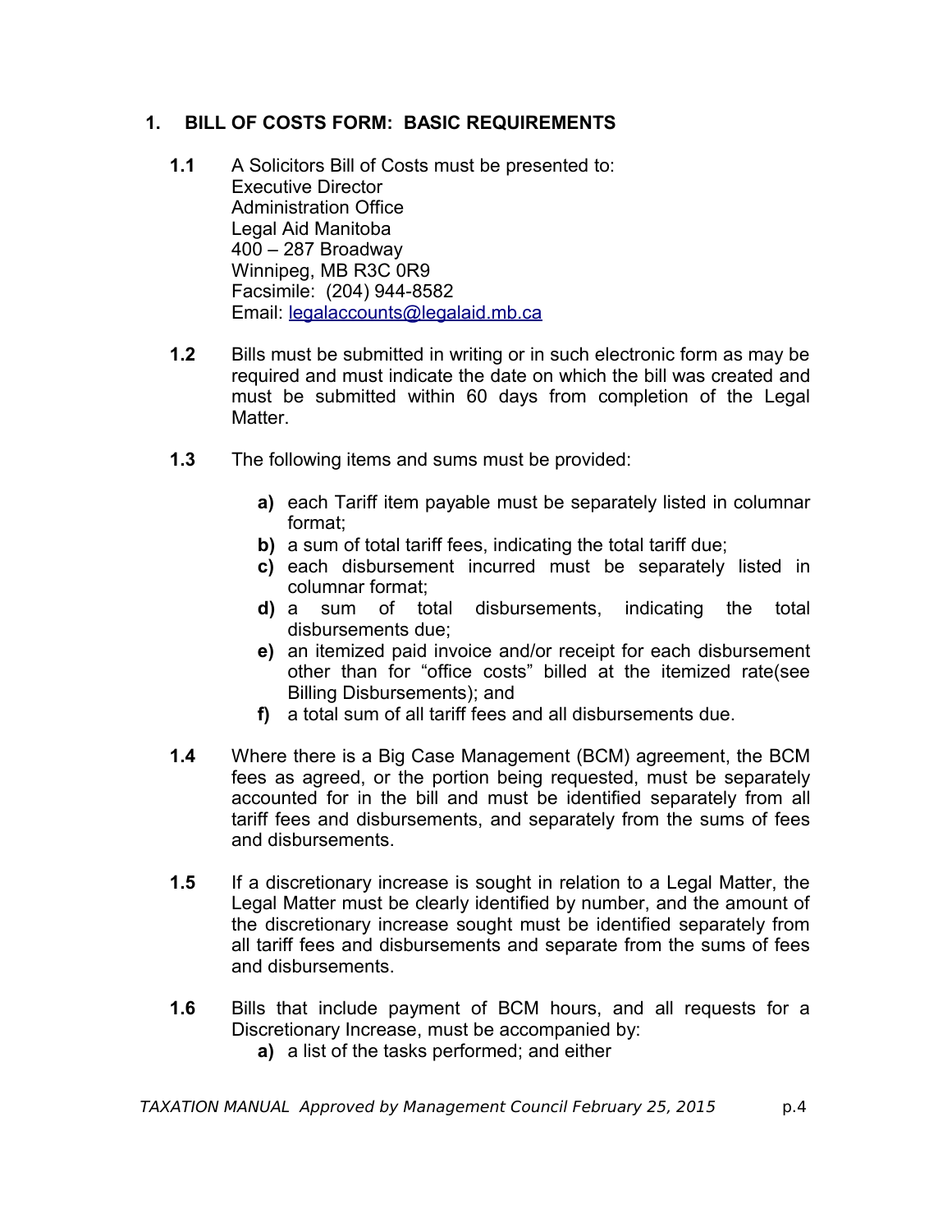## 1. BILL OF COSTS FORM: BASIC REQUIREMENTS

**1.1** A Solicitors Bill of Costs must be presented to:
Executive Director
Administration Office
Legal Aid Manitoba
400 – 287 Broadway
Winnipeg, MB R3C 0R9
Facsimile: (204) 944-8582
Email: legalaccounts@legalaid.mb.ca

**1.2** Bills must be submitted in writing or in such electronic form as may be required and must indicate the date on which the bill was created and must be submitted within 60 days from completion of the Legal Matter.

**1.3** The following items and sums must be provided:

- **a)** each Tariff item payable must be separately listed in columnar format;
- **b)** a sum of total tariff fees, indicating the total tariff due;
- **c)** each disbursement incurred must be separately listed in columnar format;
- **d)** a sum of total disbursements, indicating the total disbursements due;
- **e)** an itemized paid invoice and/or receipt for each disbursement other than for "office costs" billed at the itemized rate(see Billing Disbursements); and
- **f)** a total sum of all tariff fees and all disbursements due.

**1.4** Where there is a Big Case Management (BCM) agreement, the BCM fees as agreed, or the portion being requested, must be separately accounted for in the bill and must be identified separately from all tariff fees and disbursements, and separately from the sums of fees and disbursements.

**1.5** If a discretionary increase is sought in relation to a Legal Matter, the Legal Matter must be clearly identified by number, and the amount of the discretionary increase sought must be identified separately from all tariff fees and disbursements and separate from the sums of fees and disbursements.

**1.6** Bills that include payment of BCM hours, and all requests for a Discretionary Increase, must be accompanied by:

- **a)** a list of the tasks performed; and either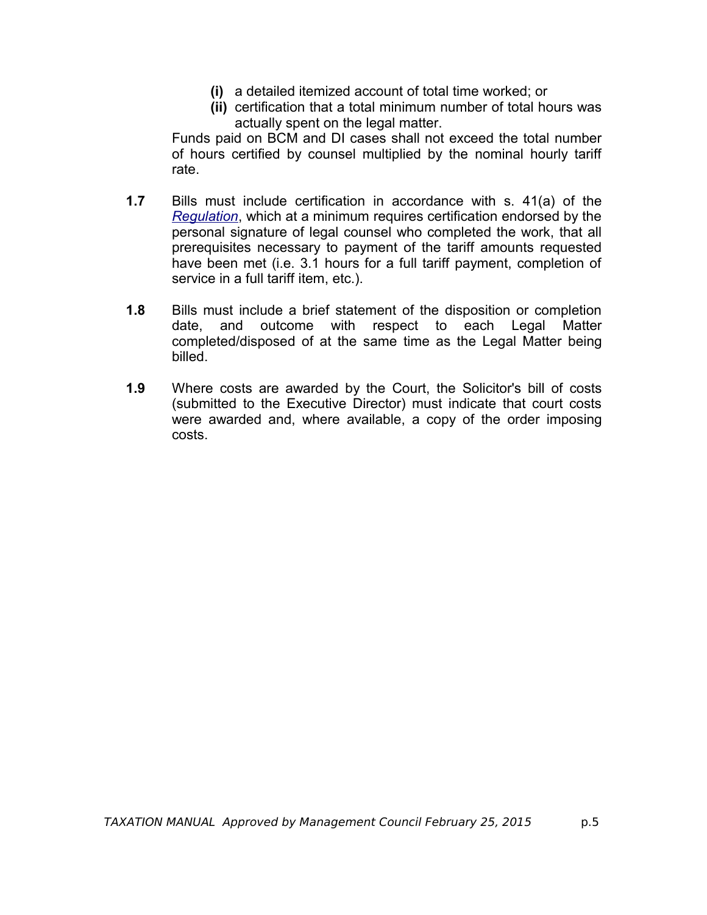- **(i)** a detailed itemized account of total time worked; or
- **(ii)** certification that a total minimum number of total hours was actually spent on the legal matter.

Funds paid on BCM and DI cases shall not exceed the total number of hours certified by counsel multiplied by the nominal hourly tariff rate.

**1.7** Bills must include certification in accordance with s. 41(a) of the *Regulation*, which at a minimum requires certification endorsed by the personal signature of legal counsel who completed the work, that all prerequisites necessary to payment of the tariff amounts requested have been met (i.e. 3.1 hours for a full tariff payment, completion of service in a full tariff item, etc.).

**1.8** Bills must include a brief statement of the disposition or completion date, and outcome with respect to each Legal Matter completed/disposed of at the same time as the Legal Matter being billed.

**1.9** Where costs are awarded by the Court, the Solicitor's bill of costs (submitted to the Executive Director) must indicate that court costs were awarded and, where available, a copy of the order imposing costs.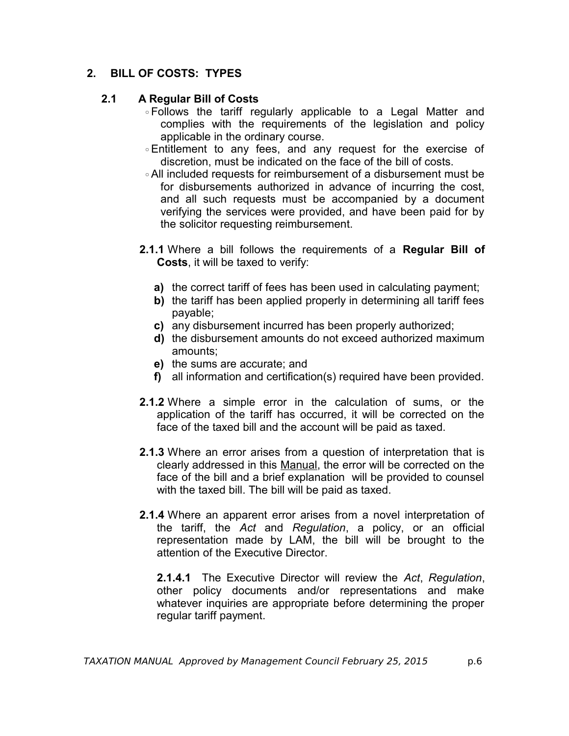## 2. BILL OF COSTS: TYPES

### 2.1 A Regular Bill of Costs

- Follows the tariff regularly applicable to a Legal Matter and complies with the requirements of the legislation and policy applicable in the ordinary course.
- Entitlement to any fees, and any request for the exercise of discretion, must be indicated on the face of the bill of costs.
- All included requests for reimbursement of a disbursement must be for disbursements authorized in advance of incurring the cost, and all such requests must be accompanied by a document verifying the services were provided, and have been paid for by the solicitor requesting reimbursement.

**2.1.1** Where a bill follows the requirements of a **Regular Bill of Costs**, it will be taxed to verify:

- **a)** the correct tariff of fees has been used in calculating payment;
- **b)** the tariff has been applied properly in determining all tariff fees payable;
- **c)** any disbursement incurred has been properly authorized;
- **d)** the disbursement amounts do not exceed authorized maximum amounts;
- **e)** the sums are accurate; and
- **f)** all information and certification(s) required have been provided.

**2.1.2** Where a simple error in the calculation of sums, or the application of the tariff has occurred, it will be corrected on the face of the taxed bill and the account will be paid as taxed.

**2.1.3** Where an error arises from a question of interpretation that is clearly addressed in this Manual, the error will be corrected on the face of the bill and a brief explanation will be provided to counsel with the taxed bill. The bill will be paid as taxed.

**2.1.4** Where an apparent error arises from a novel interpretation of the tariff, the *Act* and *Regulation*, a policy, or an official representation made by LAM, the bill will be brought to the attention of the Executive Director.

**2.1.4.1** The Executive Director will review the *Act*, *Regulation*, other policy documents and/or representations and make whatever inquiries are appropriate before determining the proper regular tariff payment.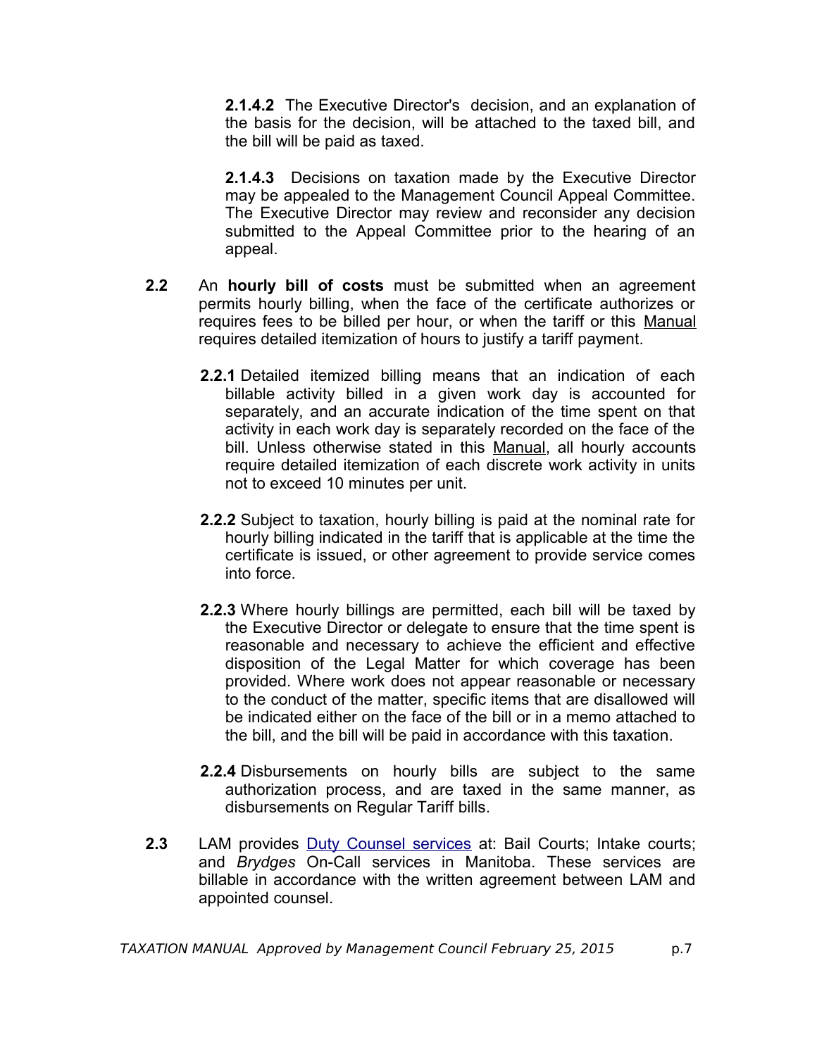**2.1.4.2** The Executive Director's decision, and an explanation of the basis for the decision, will be attached to the taxed bill, and the bill will be paid as taxed.

**2.1.4.3** Decisions on taxation made by the Executive Director may be appealed to the Management Council Appeal Committee. The Executive Director may review and reconsider any decision submitted to the Appeal Committee prior to the hearing of an appeal.

**2.2** An **hourly bill of costs** must be submitted when an agreement permits hourly billing, when the face of the certificate authorizes or requires fees to be billed per hour, or when the tariff or this Manual requires detailed itemization of hours to justify a tariff payment.

**2.2.1** Detailed itemized billing means that an indication of each billable activity billed in a given work day is accounted for separately, and an accurate indication of the time spent on that activity in each work day is separately recorded on the face of the bill. Unless otherwise stated in this Manual, all hourly accounts require detailed itemization of each discrete work activity in units not to exceed 10 minutes per unit.

**2.2.2** Subject to taxation, hourly billing is paid at the nominal rate for hourly billing indicated in the tariff that is applicable at the time the certificate is issued, or other agreement to provide service comes into force.

**2.2.3** Where hourly billings are permitted, each bill will be taxed by the Executive Director or delegate to ensure that the time spent is reasonable and necessary to achieve the efficient and effective disposition of the Legal Matter for which coverage has been provided. Where work does not appear reasonable or necessary to the conduct of the matter, specific items that are disallowed will be indicated either on the face of the bill or in a memo attached to the bill, and the bill will be paid in accordance with this taxation.

**2.2.4** Disbursements on hourly bills are subject to the same authorization process, and are taxed in the same manner, as disbursements on Regular Tariff bills.

**2.3** LAM provides Duty Counsel services at: Bail Courts; Intake courts; and *Brydges* On-Call services in Manitoba. These services are billable in accordance with the written agreement between LAM and appointed counsel.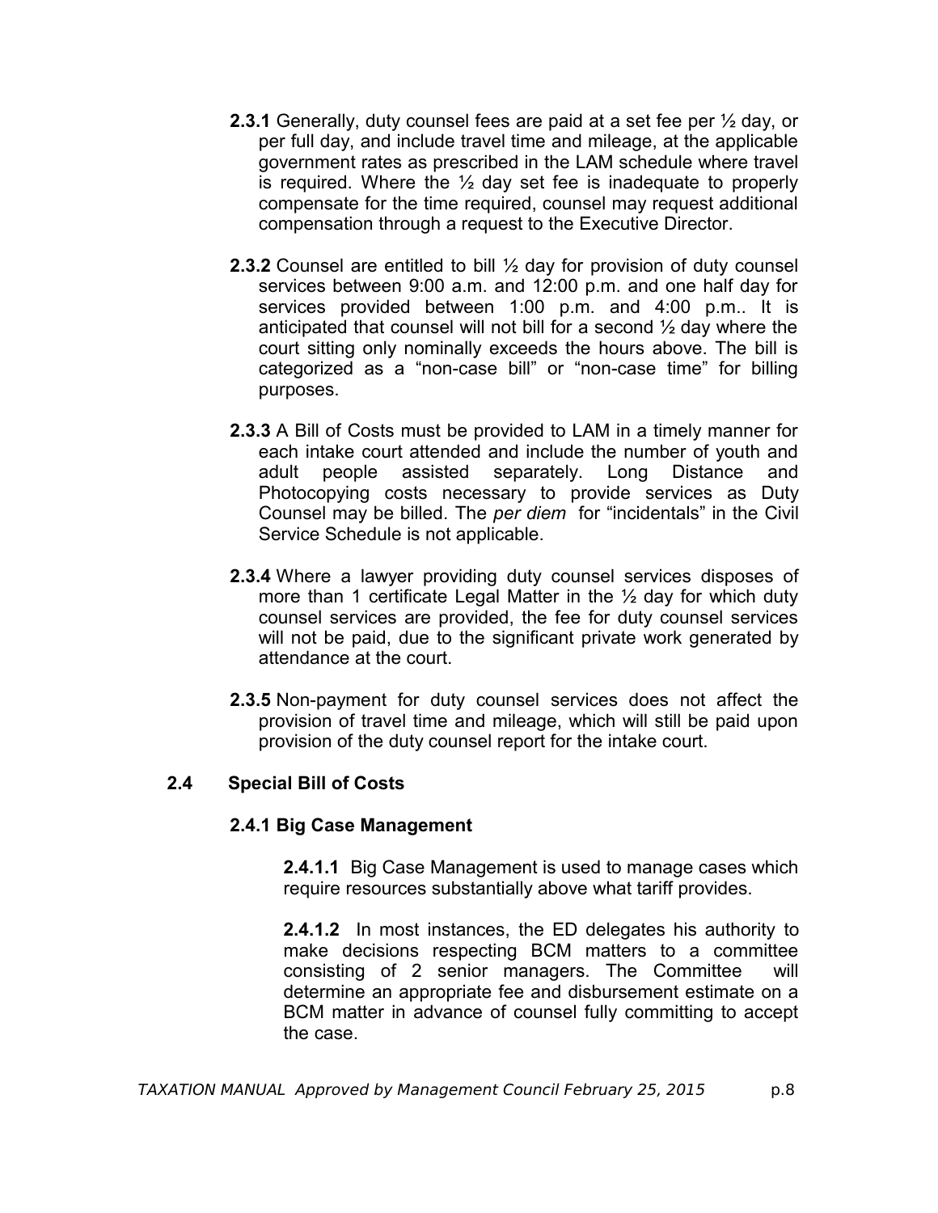**2.3.1** Generally, duty counsel fees are paid at a set fee per ½ day, or per full day, and include travel time and mileage, at the applicable government rates as prescribed in the LAM schedule where travel is required. Where the ½ day set fee is inadequate to properly compensate for the time required, counsel may request additional compensation through a request to the Executive Director.

**2.3.2** Counsel are entitled to bill ½ day for provision of duty counsel services between 9:00 a.m. and 12:00 p.m. and one half day for services provided between 1:00 p.m. and 4:00 p.m.. It is anticipated that counsel will not bill for a second ½ day where the court sitting only nominally exceeds the hours above. The bill is categorized as a "non-case bill" or "non-case time" for billing purposes.

**2.3.3** A Bill of Costs must be provided to LAM in a timely manner for each intake court attended and include the number of youth and adult people assisted separately. Long Distance and Photocopying costs necessary to provide services as Duty Counsel may be billed. The *per diem* for "incidentals" in the Civil Service Schedule is not applicable.

**2.3.4** Where a lawyer providing duty counsel services disposes of more than 1 certificate Legal Matter in the ½ day for which duty counsel services are provided, the fee for duty counsel services will not be paid, due to the significant private work generated by attendance at the court.

**2.3.5** Non-payment for duty counsel services does not affect the provision of travel time and mileage, which will still be paid upon provision of the duty counsel report for the intake court.

## 2.4 Special Bill of Costs

### 2.4.1 Big Case Management

**2.4.1.1** Big Case Management is used to manage cases which require resources substantially above what tariff provides.

**2.4.1.2** In most instances, the ED delegates his authority to make decisions respecting BCM matters to a committee consisting of 2 senior managers. The Committee will determine an appropriate fee and disbursement estimate on a BCM matter in advance of counsel fully committing to accept the case.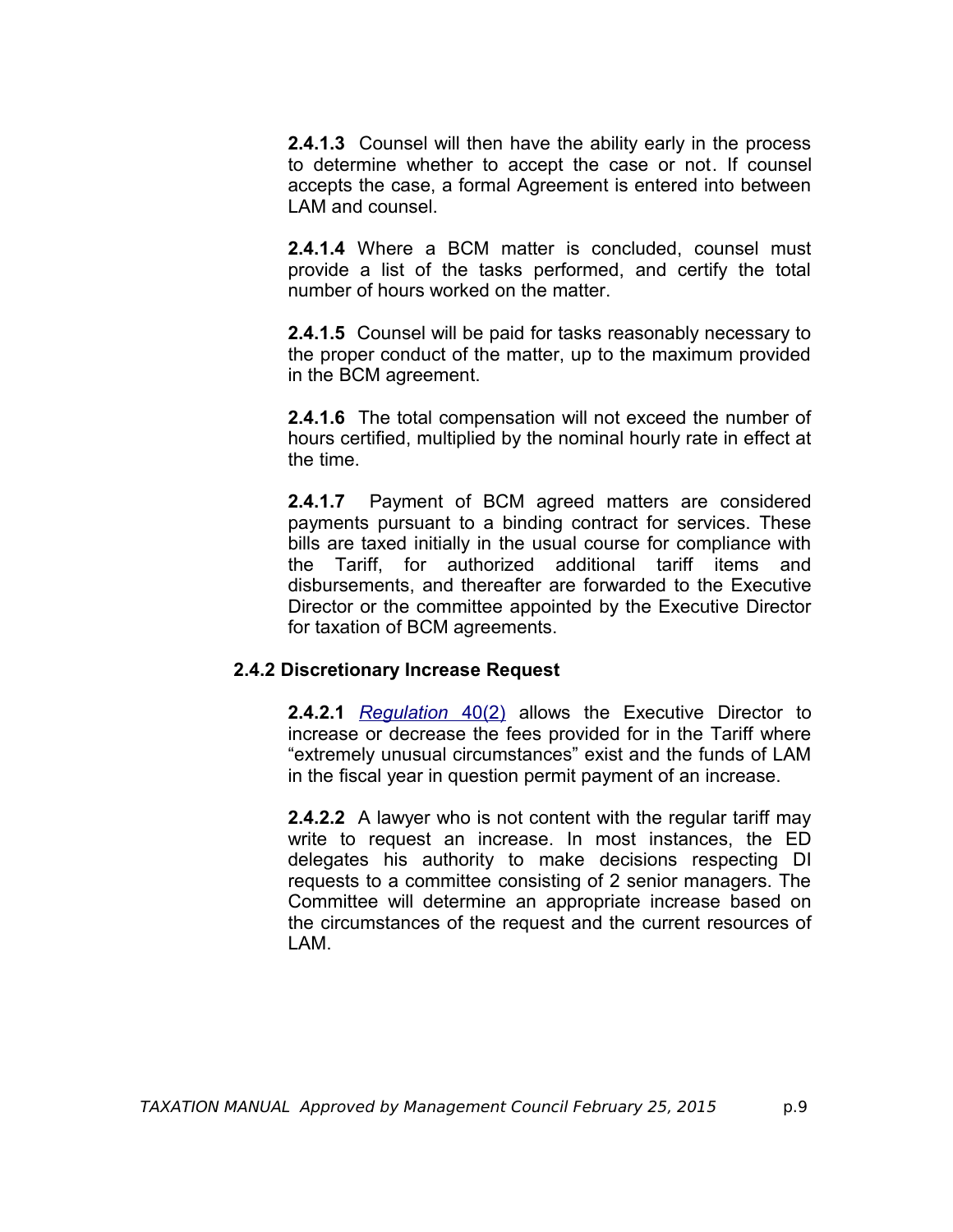**2.4.1.3** Counsel will then have the ability early in the process to determine whether to accept the case or not. If counsel accepts the case, a formal Agreement is entered into between LAM and counsel.

**2.4.1.4** Where a BCM matter is concluded, counsel must provide a list of the tasks performed, and certify the total number of hours worked on the matter.

**2.4.1.5** Counsel will be paid for tasks reasonably necessary to the proper conduct of the matter, up to the maximum provided in the BCM agreement.

**2.4.1.6** The total compensation will not exceed the number of hours certified, multiplied by the nominal hourly rate in effect at the time.

**2.4.1.7** Payment of BCM agreed matters are considered payments pursuant to a binding contract for services. These bills are taxed initially in the usual course for compliance with the Tariff, for authorized additional tariff items and disbursements, and thereafter are forwarded to the Executive Director or the committee appointed by the Executive Director for taxation of BCM agreements.

### 2.4.2 Discretionary Increase Request

**2.4.2.1** *Regulation* 40(2) allows the Executive Director to increase or decrease the fees provided for in the Tariff where "extremely unusual circumstances" exist and the funds of LAM in the fiscal year in question permit payment of an increase.

**2.4.2.2** A lawyer who is not content with the regular tariff may write to request an increase. In most instances, the ED delegates his authority to make decisions respecting DI requests to a committee consisting of 2 senior managers. The Committee will determine an appropriate increase based on the circumstances of the request and the current resources of LAM.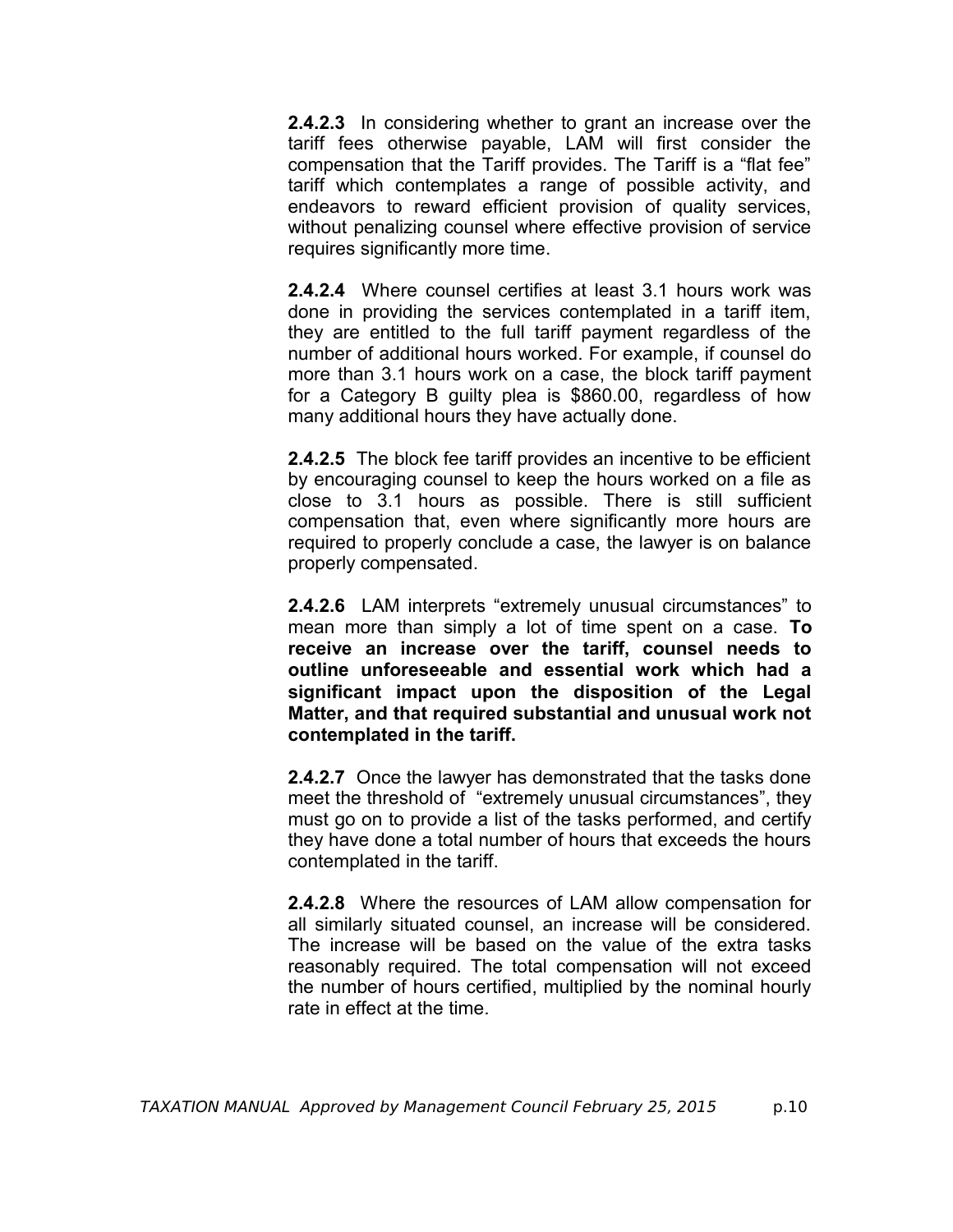**2.4.2.3** In considering whether to grant an increase over the tariff fees otherwise payable, LAM will first consider the compensation that the Tariff provides. The Tariff is a "flat fee" tariff which contemplates a range of possible activity, and endeavors to reward efficient provision of quality services, without penalizing counsel where effective provision of service requires significantly more time.

**2.4.2.4** Where counsel certifies at least 3.1 hours work was done in providing the services contemplated in a tariff item, they are entitled to the full tariff payment regardless of the number of additional hours worked. For example, if counsel do more than 3.1 hours work on a case, the block tariff payment for a Category B guilty plea is $860.00, regardless of how many additional hours they have actually done.

**2.4.2.5** The block fee tariff provides an incentive to be efficient by encouraging counsel to keep the hours worked on a file as close to 3.1 hours as possible. There is still sufficient compensation that, even where significantly more hours are required to properly conclude a case, the lawyer is on balance properly compensated.

**2.4.2.6** LAM interprets "extremely unusual circumstances" to mean more than simply a lot of time spent on a case. **To receive an increase over the tariff, counsel needs to outline unforeseeable and essential work which had a significant impact upon the disposition of the Legal Matter, and that required substantial and unusual work not contemplated in the tariff.**

**2.4.2.7** Once the lawyer has demonstrated that the tasks done meet the threshold of "extremely unusual circumstances", they must go on to provide a list of the tasks performed, and certify they have done a total number of hours that exceeds the hours contemplated in the tariff.

**2.4.2.8** Where the resources of LAM allow compensation for all similarly situated counsel, an increase will be considered. The increase will be based on the value of the extra tasks reasonably required. The total compensation will not exceed the number of hours certified, multiplied by the nominal hourly rate in effect at the time.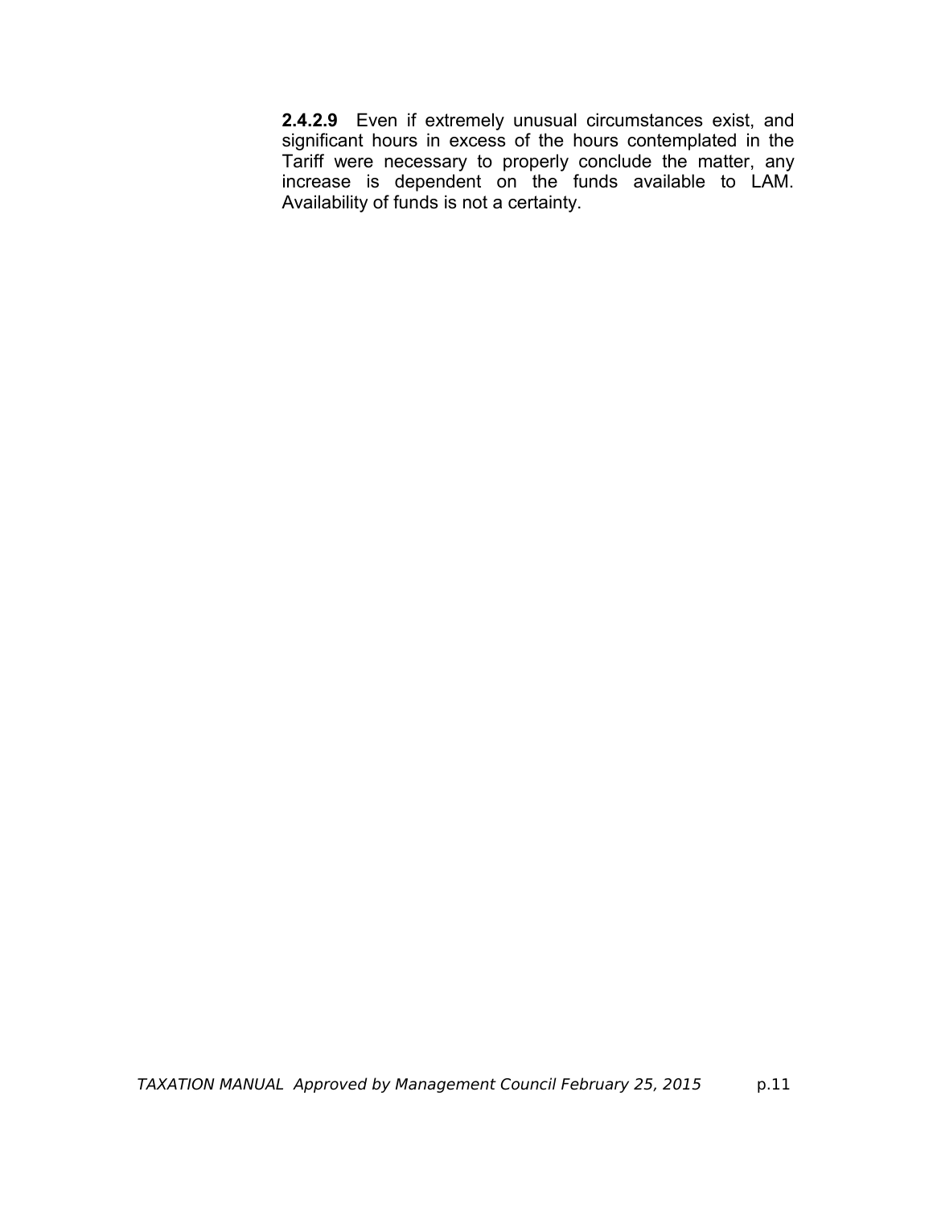**2.4.2.9** Even if extremely unusual circumstances exist, and significant hours in excess of the hours contemplated in the Tariff were necessary to properly conclude the matter, any increase is dependent on the funds available to LAM. Availability of funds is not a certainty.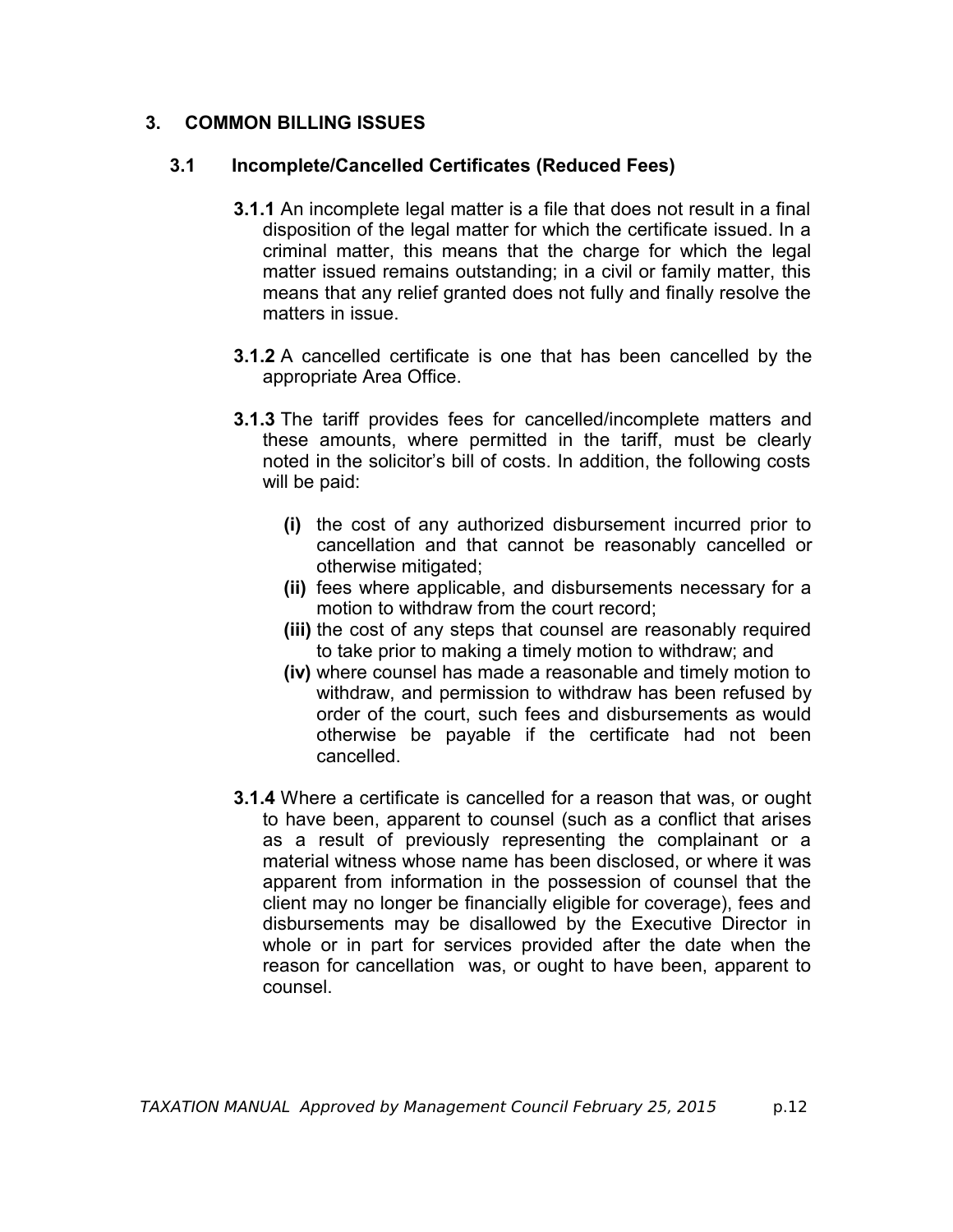## 3. COMMON BILLING ISSUES

### 3.1 Incomplete/Cancelled Certificates (Reduced Fees)

**3.1.1** An incomplete legal matter is a file that does not result in a final disposition of the legal matter for which the certificate issued. In a criminal matter, this means that the charge for which the legal matter issued remains outstanding; in a civil or family matter, this means that any relief granted does not fully and finally resolve the matters in issue.

**3.1.2** A cancelled certificate is one that has been cancelled by the appropriate Area Office.

**3.1.3** The tariff provides fees for cancelled/incomplete matters and these amounts, where permitted in the tariff, must be clearly noted in the solicitor's bill of costs. In addition, the following costs will be paid:

- **(i)** the cost of any authorized disbursement incurred prior to cancellation and that cannot be reasonably cancelled or otherwise mitigated;
- **(ii)** fees where applicable, and disbursements necessary for a motion to withdraw from the court record;
- **(iii)** the cost of any steps that counsel are reasonably required to take prior to making a timely motion to withdraw; and
- **(iv)** where counsel has made a reasonable and timely motion to withdraw, and permission to withdraw has been refused by order of the court, such fees and disbursements as would otherwise be payable if the certificate had not been cancelled.

**3.1.4** Where a certificate is cancelled for a reason that was, or ought to have been, apparent to counsel (such as a conflict that arises as a result of previously representing the complainant or a material witness whose name has been disclosed, or where it was apparent from information in the possession of counsel that the client may no longer be financially eligible for coverage), fees and disbursements may be disallowed by the Executive Director in whole or in part for services provided after the date when the reason for cancellation was, or ought to have been, apparent to counsel.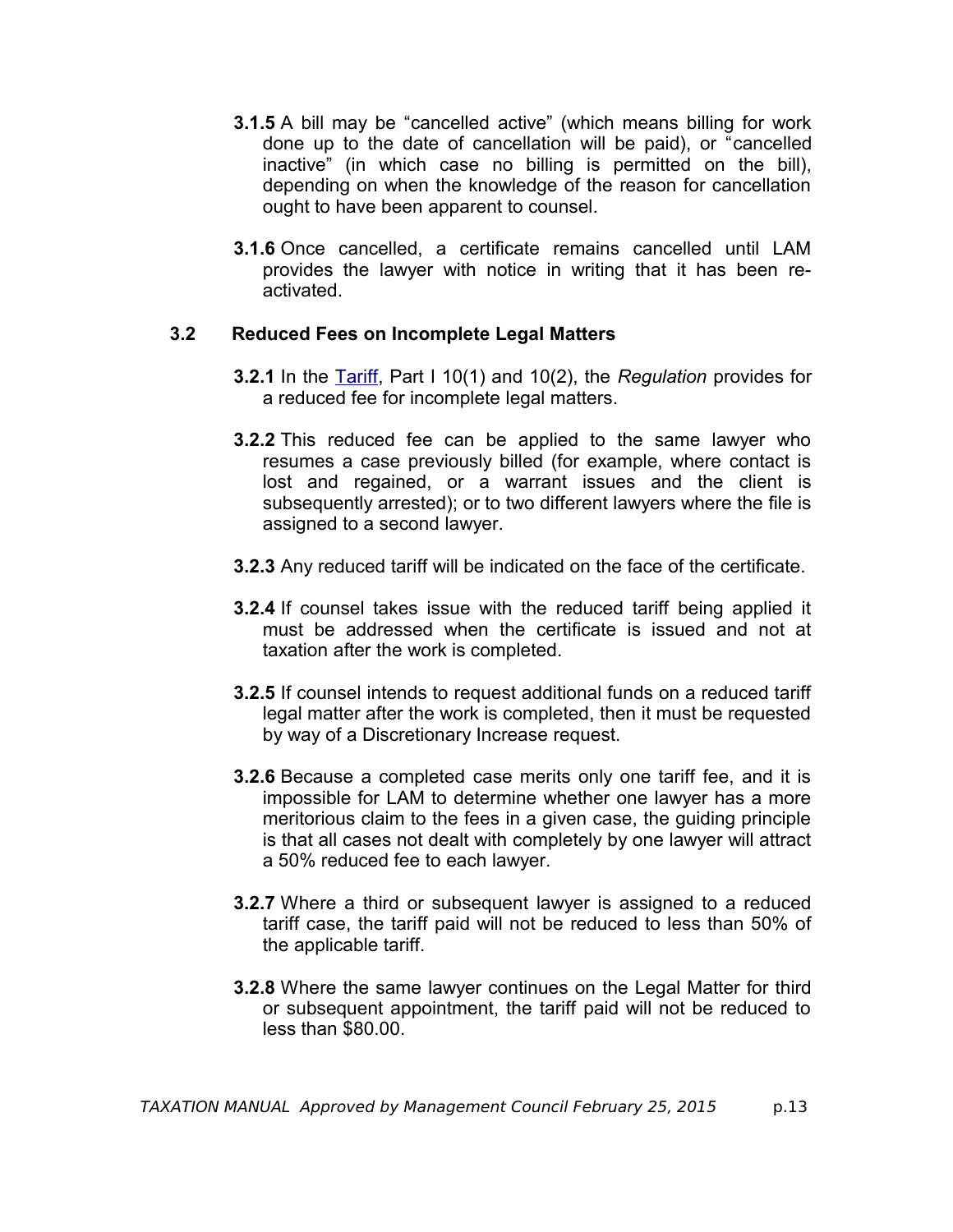**3.1.5** A bill may be "cancelled active" (which means billing for work done up to the date of cancellation will be paid), or "cancelled inactive" (in which case no billing is permitted on the bill), depending on when the knowledge of the reason for cancellation ought to have been apparent to counsel.

**3.1.6** Once cancelled, a certificate remains cancelled until LAM provides the lawyer with notice in writing that it has been re-activated.

### 3.2 Reduced Fees on Incomplete Legal Matters

**3.2.1** In the Tariff, Part I 10(1) and 10(2), the *Regulation* provides for a reduced fee for incomplete legal matters.

**3.2.2** This reduced fee can be applied to the same lawyer who resumes a case previously billed (for example, where contact is lost and regained, or a warrant issues and the client is subsequently arrested); or to two different lawyers where the file is assigned to a second lawyer.

**3.2.3** Any reduced tariff will be indicated on the face of the certificate.

**3.2.4** If counsel takes issue with the reduced tariff being applied it must be addressed when the certificate is issued and not at taxation after the work is completed.

**3.2.5** If counsel intends to request additional funds on a reduced tariff legal matter after the work is completed, then it must be requested by way of a Discretionary Increase request.

**3.2.6** Because a completed case merits only one tariff fee, and it is impossible for LAM to determine whether one lawyer has a more meritorious claim to the fees in a given case, the guiding principle is that all cases not dealt with completely by one lawyer will attract a 50% reduced fee to each lawyer.

**3.2.7** Where a third or subsequent lawyer is assigned to a reduced tariff case, the tariff paid will not be reduced to less than 50% of the applicable tariff.

**3.2.8** Where the same lawyer continues on the Legal Matter for third or subsequent appointment, the tariff paid will not be reduced to less than $80.00.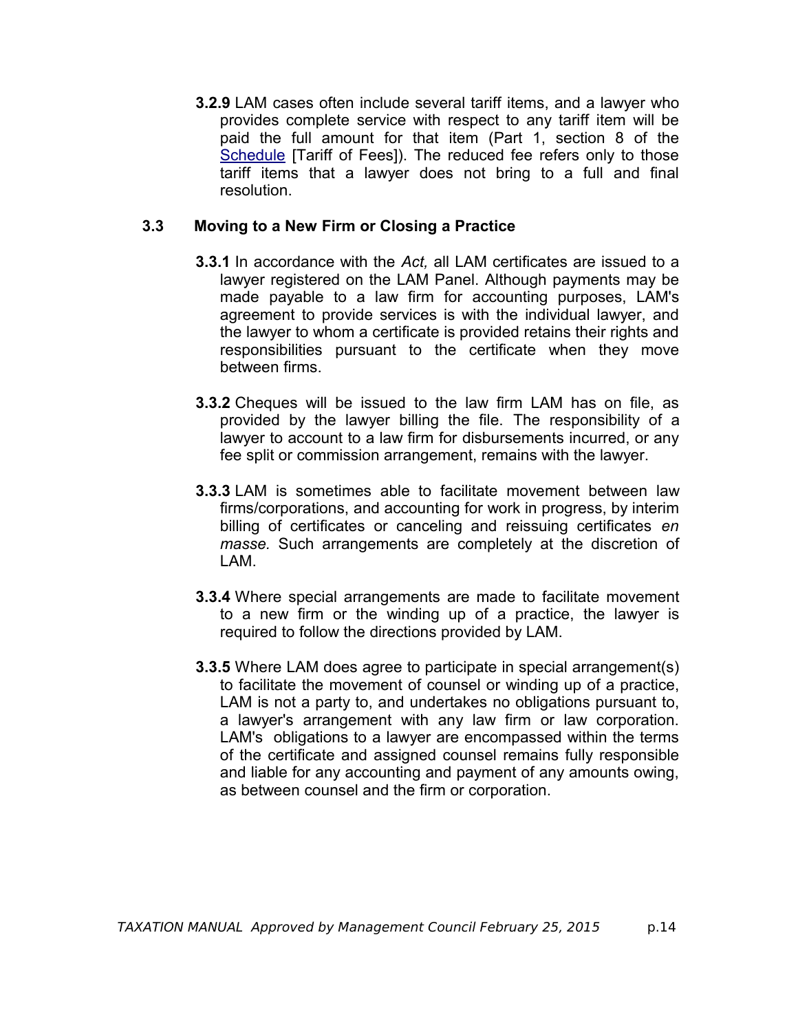**3.2.9** LAM cases often include several tariff items, and a lawyer who provides complete service with respect to any tariff item will be paid the full amount for that item (Part 1, section 8 of the Schedule [Tariff of Fees]). The reduced fee refers only to those tariff items that a lawyer does not bring to a full and final resolution.

## 3.3 Moving to a New Firm or Closing a Practice

**3.3.1** In accordance with the *Act,* all LAM certificates are issued to a lawyer registered on the LAM Panel. Although payments may be made payable to a law firm for accounting purposes, LAM's agreement to provide services is with the individual lawyer, and the lawyer to whom a certificate is provided retains their rights and responsibilities pursuant to the certificate when they move between firms.

**3.3.2** Cheques will be issued to the law firm LAM has on file, as provided by the lawyer billing the file. The responsibility of a lawyer to account to a law firm for disbursements incurred, or any fee split or commission arrangement, remains with the lawyer.

**3.3.3** LAM is sometimes able to facilitate movement between law firms/corporations, and accounting for work in progress, by interim billing of certificates or canceling and reissuing certificates *en masse.* Such arrangements are completely at the discretion of LAM.

**3.3.4** Where special arrangements are made to facilitate movement to a new firm or the winding up of a practice, the lawyer is required to follow the directions provided by LAM.

**3.3.5** Where LAM does agree to participate in special arrangement(s) to facilitate the movement of counsel or winding up of a practice, LAM is not a party to, and undertakes no obligations pursuant to, a lawyer's arrangement with any law firm or law corporation. LAM's obligations to a lawyer are encompassed within the terms of the certificate and assigned counsel remains fully responsible and liable for any accounting and payment of any amounts owing, as between counsel and the firm or corporation.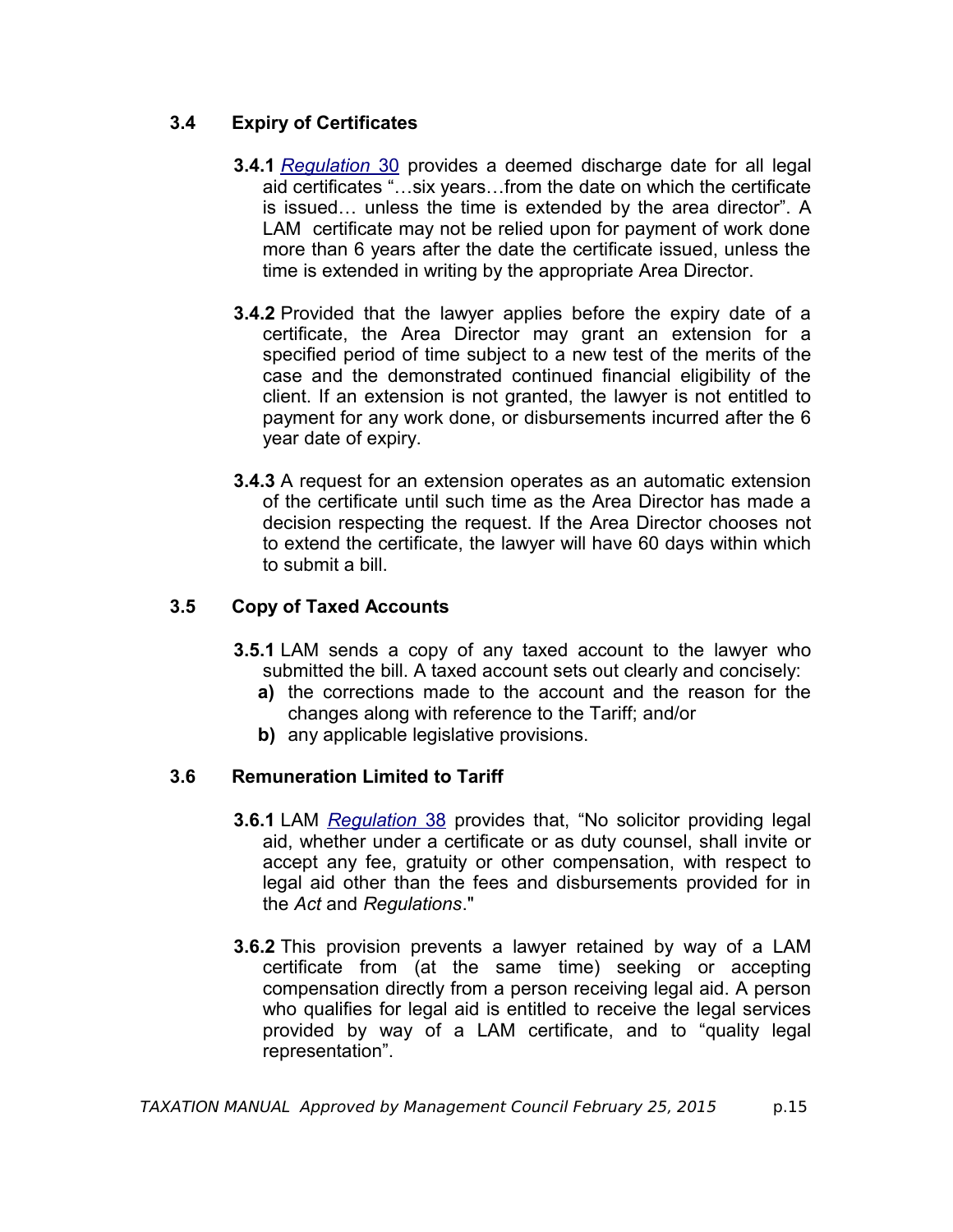## 3.4 Expiry of Certificates

**3.4.1** *Regulation* 30 provides a deemed discharge date for all legal aid certificates "…six years…from the date on which the certificate is issued… unless the time is extended by the area director". A LAM certificate may not be relied upon for payment of work done more than 6 years after the date the certificate issued, unless the time is extended in writing by the appropriate Area Director.

**3.4.2** Provided that the lawyer applies before the expiry date of a certificate, the Area Director may grant an extension for a specified period of time subject to a new test of the merits of the case and the demonstrated continued financial eligibility of the client. If an extension is not granted, the lawyer is not entitled to payment for any work done, or disbursements incurred after the 6 year date of expiry.

**3.4.3** A request for an extension operates as an automatic extension of the certificate until such time as the Area Director has made a decision respecting the request. If the Area Director chooses not to extend the certificate, the lawyer will have 60 days within which to submit a bill.

## 3.5 Copy of Taxed Accounts

**3.5.1** LAM sends a copy of any taxed account to the lawyer who submitted the bill. A taxed account sets out clearly and concisely:

**a)** the corrections made to the account and the reason for the changes along with reference to the Tariff; and/or

**b)** any applicable legislative provisions.

## 3.6 Remuneration Limited to Tariff

**3.6.1** LAM *Regulation* 38 provides that, "No solicitor providing legal aid, whether under a certificate or as duty counsel, shall invite or accept any fee, gratuity or other compensation, with respect to legal aid other than the fees and disbursements provided for in the *Act* and *Regulations*."

**3.6.2** This provision prevents a lawyer retained by way of a LAM certificate from (at the same time) seeking or accepting compensation directly from a person receiving legal aid. A person who qualifies for legal aid is entitled to receive the legal services provided by way of a LAM certificate, and to "quality legal representation".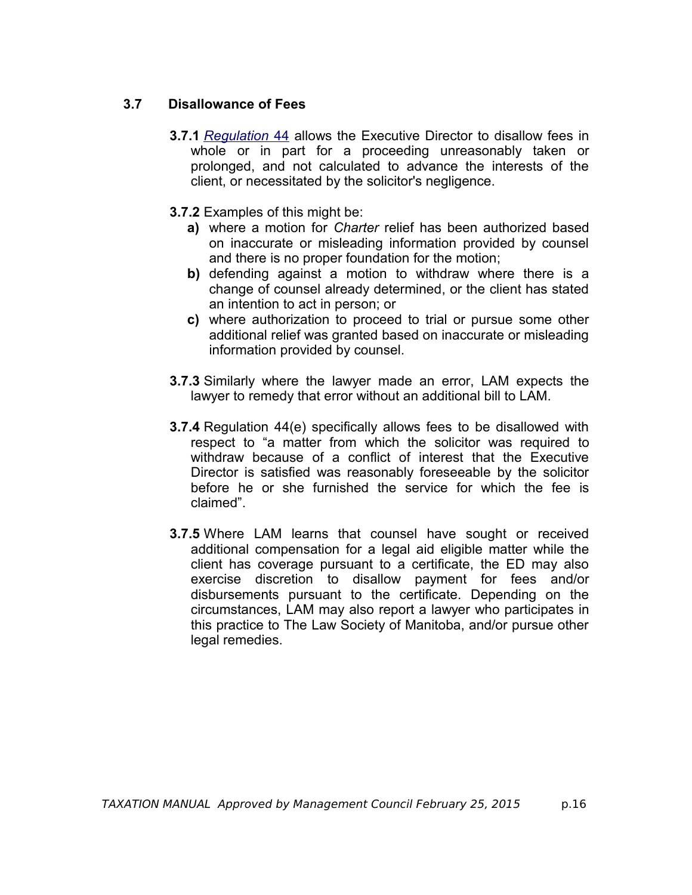## 3.7 Disallowance of Fees

**3.7.1** [Regulation 44] allows the Executive Director to disallow fees in whole or in part for a proceeding unreasonably taken or prolonged, and not calculated to advance the interests of the client, or necessitated by the solicitor's negligence.

**3.7.2** Examples of this might be:

- **a)** where a motion for *Charter* relief has been authorized based on inaccurate or misleading information provided by counsel and there is no proper foundation for the motion;
- **b)** defending against a motion to withdraw where there is a change of counsel already determined, or the client has stated an intention to act in person; or
- **c)** where authorization to proceed to trial or pursue some other additional relief was granted based on inaccurate or misleading information provided by counsel.

**3.7.3** Similarly where the lawyer made an error, LAM expects the lawyer to remedy that error without an additional bill to LAM.

**3.7.4** Regulation 44(e) specifically allows fees to be disallowed with respect to "a matter from which the solicitor was required to withdraw because of a conflict of interest that the Executive Director is satisfied was reasonably foreseeable by the solicitor before he or she furnished the service for which the fee is claimed".

**3.7.5** Where LAM learns that counsel have sought or received additional compensation for a legal aid eligible matter while the client has coverage pursuant to a certificate, the ED may also exercise discretion to disallow payment for fees and/or disbursements pursuant to the certificate. Depending on the circumstances, LAM may also report a lawyer who participates in this practice to The Law Society of Manitoba, and/or pursue other legal remedies.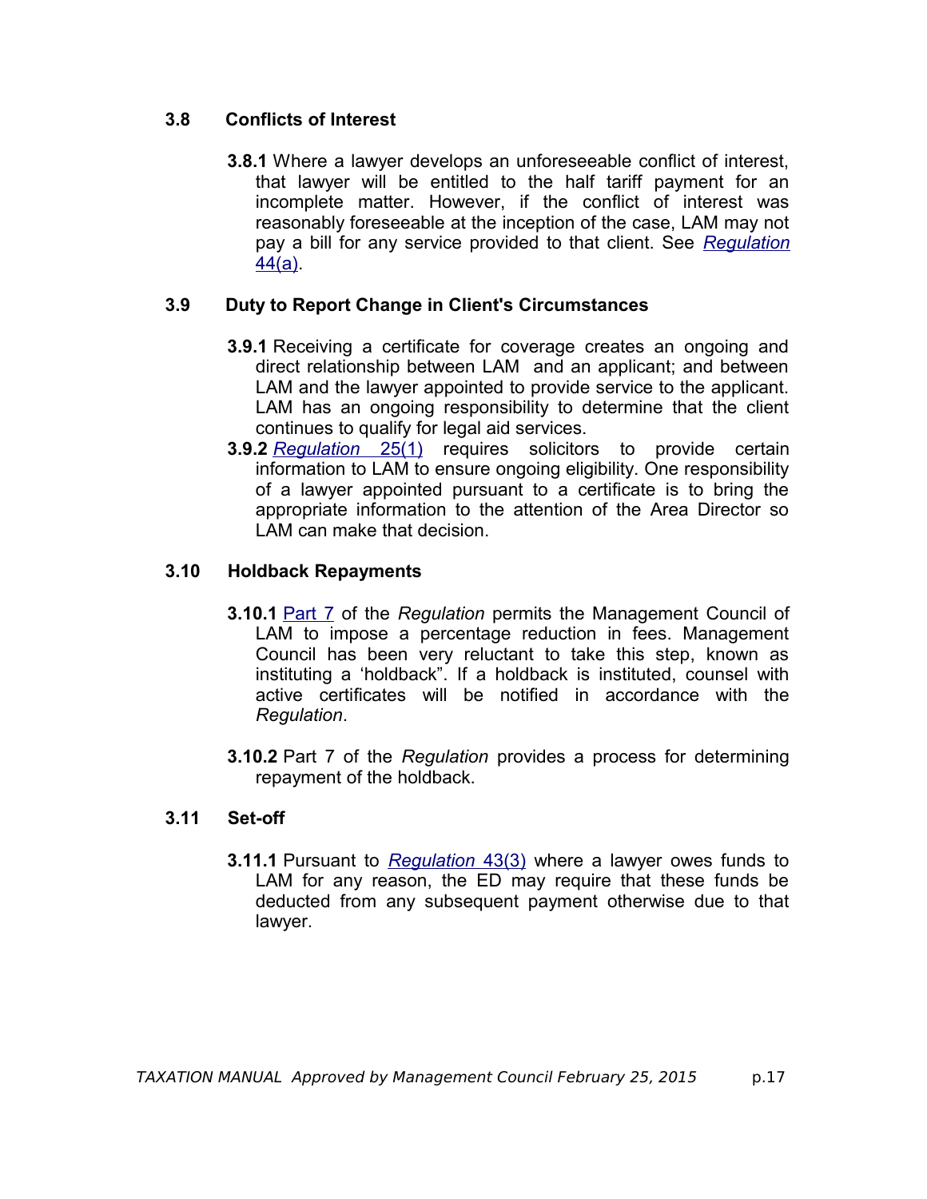### 3.8 Conflicts of Interest

**3.8.1** Where a lawyer develops an unforeseeable conflict of interest, that lawyer will be entitled to the half tariff payment for an incomplete matter. However, if the conflict of interest was reasonably foreseeable at the inception of the case, LAM may not pay a bill for any service provided to that client. See *Regulation* 44(a).

### 3.9 Duty to Report Change in Client's Circumstances

**3.9.1** Receiving a certificate for coverage creates an ongoing and direct relationship between LAM and an applicant; and between LAM and the lawyer appointed to provide service to the applicant. LAM has an ongoing responsibility to determine that the client continues to qualify for legal aid services.

**3.9.2** *Regulation* 25(1) requires solicitors to provide certain information to LAM to ensure ongoing eligibility. One responsibility of a lawyer appointed pursuant to a certificate is to bring the appropriate information to the attention of the Area Director so LAM can make that decision.

### 3.10 Holdback Repayments

**3.10.1** Part 7 of the *Regulation* permits the Management Council of LAM to impose a percentage reduction in fees. Management Council has been very reluctant to take this step, known as instituting a 'holdback". If a holdback is instituted, counsel with active certificates will be notified in accordance with the *Regulation*.

**3.10.2** Part 7 of the *Regulation* provides a process for determining repayment of the holdback.

### 3.11 Set-off

**3.11.1** Pursuant to *Regulation* 43(3) where a lawyer owes funds to LAM for any reason, the ED may require that these funds be deducted from any subsequent payment otherwise due to that lawyer.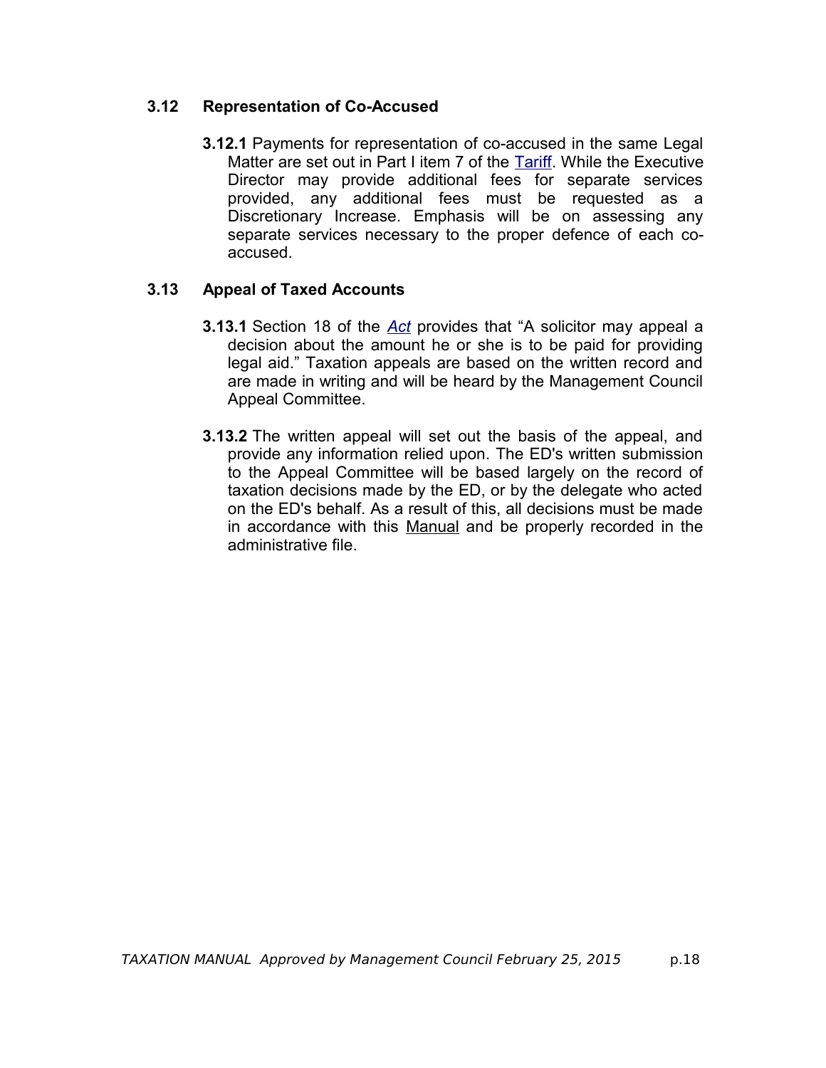### 3.12 Representation of Co-Accused

**3.12.1** Payments for representation of co-accused in the same Legal Matter are set out in Part I item 7 of the Tariff. While the Executive Director may provide additional fees for separate services provided, any additional fees must be requested as a Discretionary Increase. Emphasis will be on assessing any separate services necessary to the proper defence of each co-accused.

### 3.13 Appeal of Taxed Accounts

**3.13.1** Section 18 of the *Act* provides that "A solicitor may appeal a decision about the amount he or she is to be paid for providing legal aid." Taxation appeals are based on the written record and are made in writing and will be heard by the Management Council Appeal Committee.

**3.13.2** The written appeal will set out the basis of the appeal, and provide any information relied upon. The ED's written submission to the Appeal Committee will be based largely on the record of taxation decisions made by the ED, or by the delegate who acted on the ED's behalf. As a result of this, all decisions must be made in accordance with this Manual and be properly recorded in the administrative file.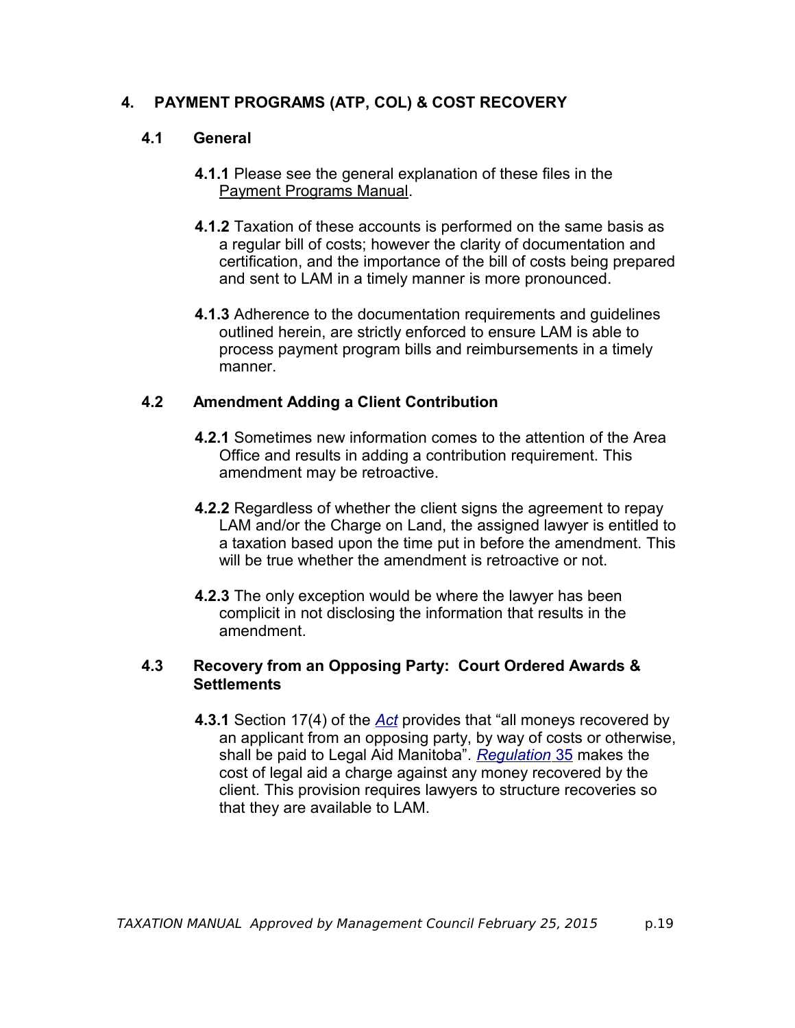# 4. PAYMENT PROGRAMS (ATP, COL) & COST RECOVERY

## 4.1 General

**4.1.1** Please see the general explanation of these files in the Payment Programs Manual.

**4.1.2** Taxation of these accounts is performed on the same basis as a regular bill of costs; however the clarity of documentation and certification, and the importance of the bill of costs being prepared and sent to LAM in a timely manner is more pronounced.

**4.1.3** Adherence to the documentation requirements and guidelines outlined herein, are strictly enforced to ensure LAM is able to process payment program bills and reimbursements in a timely manner.

## 4.2 Amendment Adding a Client Contribution

**4.2.1** Sometimes new information comes to the attention of the Area Office and results in adding a contribution requirement. This amendment may be retroactive.

**4.2.2** Regardless of whether the client signs the agreement to repay LAM and/or the Charge on Land, the assigned lawyer is entitled to a taxation based upon the time put in before the amendment. This will be true whether the amendment is retroactive or not.

**4.2.3** The only exception would be where the lawyer has been complicit in not disclosing the information that results in the amendment.

## 4.3 Recovery from an Opposing Party: Court Ordered Awards & Settlements

**4.3.1** Section 17(4) of the *Act* provides that "all moneys recovered by an applicant from an opposing party, by way of costs or otherwise, shall be paid to Legal Aid Manitoba". *Regulation* 35 makes the cost of legal aid a charge against any money recovered by the client. This provision requires lawyers to structure recoveries so that they are available to LAM.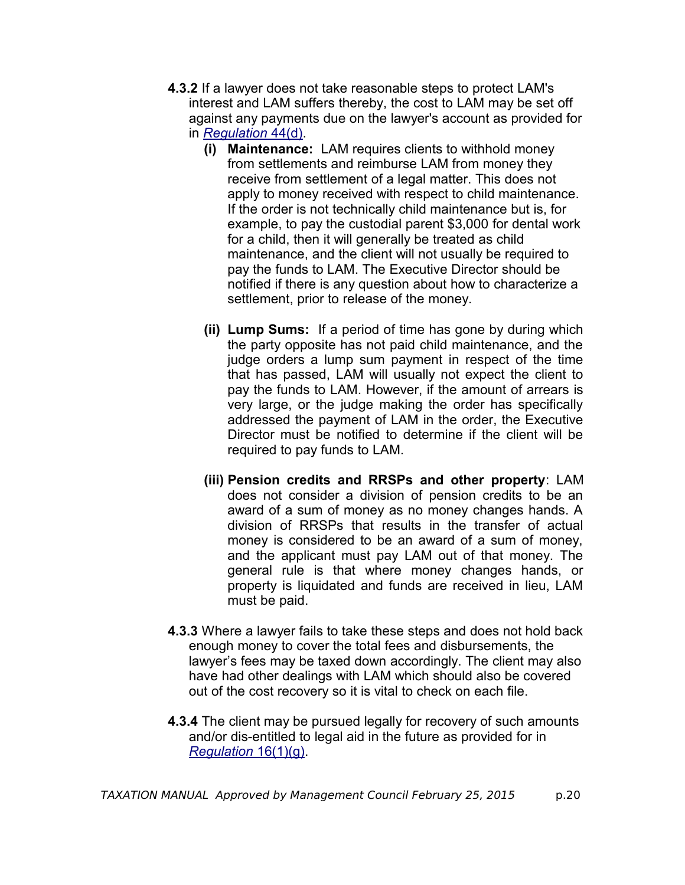**4.3.2** If a lawyer does not take reasonable steps to protect LAM's interest and LAM suffers thereby, the cost to LAM may be set off against any payments due on the lawyer's account as provided for in *Regulation* 44(d).

- **(i) Maintenance:** LAM requires clients to withhold money from settlements and reimburse LAM from money they receive from settlement of a legal matter. This does not apply to money received with respect to child maintenance. If the order is not technically child maintenance but is, for example, to pay the custodial parent $3,000 for dental work for a child, then it will generally be treated as child maintenance, and the client will not usually be required to pay the funds to LAM. The Executive Director should be notified if there is any question about how to characterize a settlement, prior to release of the money.

- **(ii) Lump Sums:** If a period of time has gone by during which the party opposite has not paid child maintenance, and the judge orders a lump sum payment in respect of the time that has passed, LAM will usually not expect the client to pay the funds to LAM. However, if the amount of arrears is very large, or the judge making the order has specifically addressed the payment of LAM in the order, the Executive Director must be notified to determine if the client will be required to pay funds to LAM.

- **(iii) Pension credits and RRSPs and other property**: LAM does not consider a division of pension credits to be an award of a sum of money as no money changes hands. A division of RRSPs that results in the transfer of actual money is considered to be an award of a sum of money, and the applicant must pay LAM out of that money. The general rule is that where money changes hands, or property is liquidated and funds are received in lieu, LAM must be paid.

**4.3.3** Where a lawyer fails to take these steps and does not hold back enough money to cover the total fees and disbursements, the lawyer's fees may be taxed down accordingly. The client may also have had other dealings with LAM which should also be covered out of the cost recovery so it is vital to check on each file.

**4.3.4** The client may be pursued legally for recovery of such amounts and/or dis-entitled to legal aid in the future as provided for in *Regulation* 16(1)(g).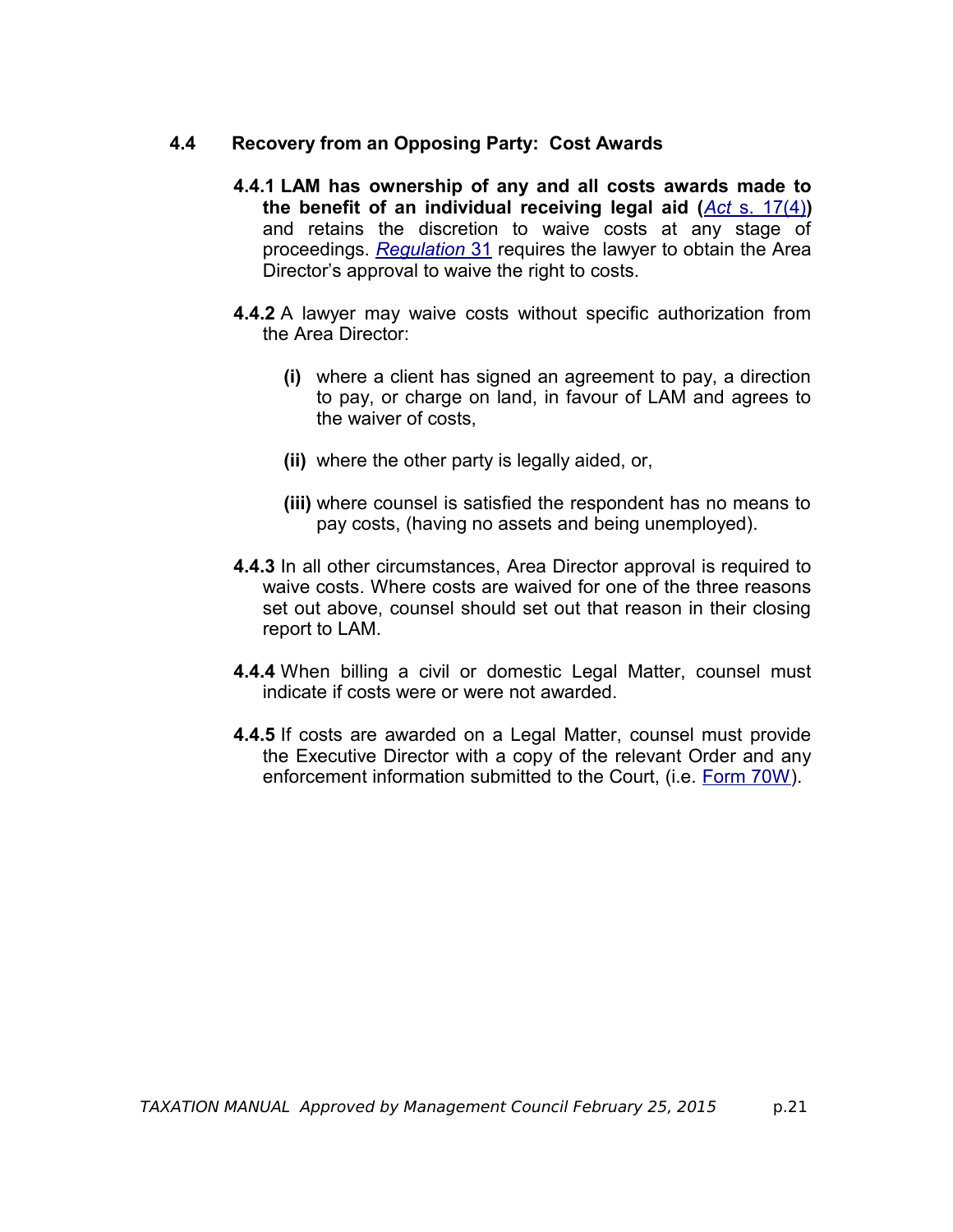## 4.4 Recovery from an Opposing Party: Cost Awards

**4.4.1 LAM has ownership of any and all costs awards made to the benefit of an individual receiving legal aid (*Act* s. 17(4))** and retains the discretion to waive costs at any stage of proceedings. *Regulation* 31 requires the lawyer to obtain the Area Director's approval to waive the right to costs.

**4.4.2** A lawyer may waive costs without specific authorization from the Area Director:

- **(i)** where a client has signed an agreement to pay, a direction to pay, or charge on land, in favour of LAM and agrees to the waiver of costs,
- **(ii)** where the other party is legally aided, or,
- **(iii)** where counsel is satisfied the respondent has no means to pay costs, (having no assets and being unemployed).

**4.4.3** In all other circumstances, Area Director approval is required to waive costs. Where costs are waived for one of the three reasons set out above, counsel should set out that reason in their closing report to LAM.

**4.4.4** When billing a civil or domestic Legal Matter, counsel must indicate if costs were or were not awarded.

**4.4.5** If costs are awarded on a Legal Matter, counsel must provide the Executive Director with a copy of the relevant Order and any enforcement information submitted to the Court, (i.e. Form 70W).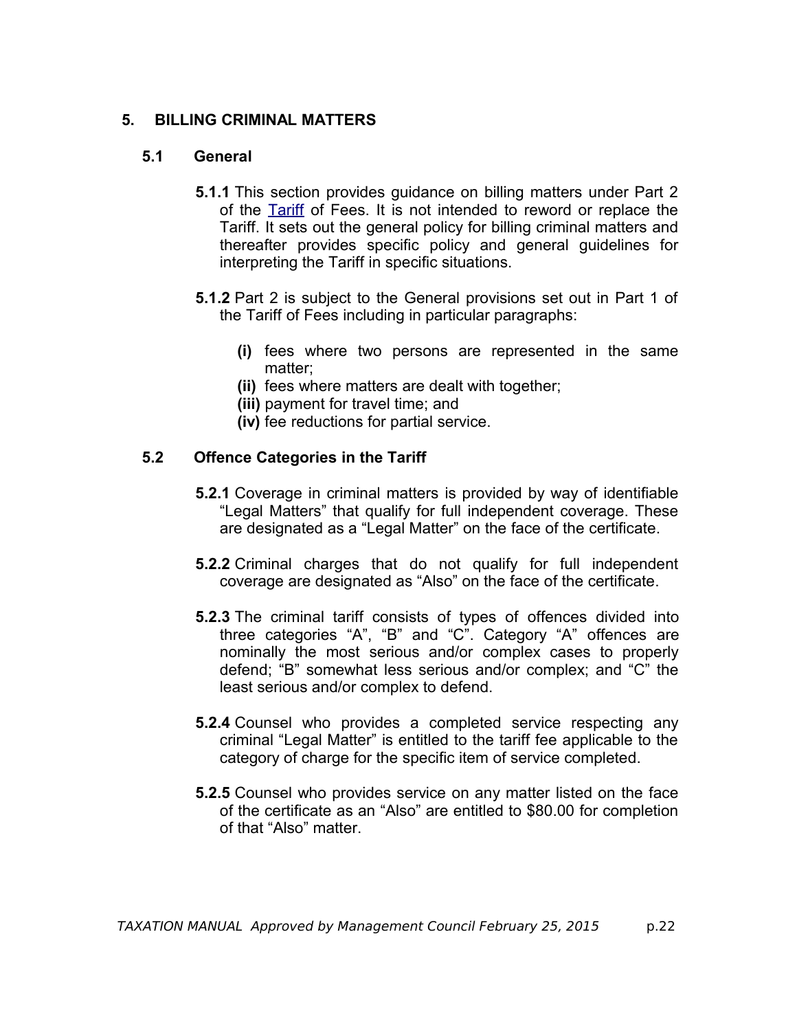## 5. BILLING CRIMINAL MATTERS

### 5.1 General

**5.1.1** This section provides guidance on billing matters under Part 2 of the Tariff of Fees. It is not intended to reword or replace the Tariff. It sets out the general policy for billing criminal matters and thereafter provides specific policy and general guidelines for interpreting the Tariff in specific situations.

**5.1.2** Part 2 is subject to the General provisions set out in Part 1 of the Tariff of Fees including in particular paragraphs:

- **(i)** fees where two persons are represented in the same matter;
- **(ii)** fees where matters are dealt with together;
- **(iii)** payment for travel time; and
- **(iv)** fee reductions for partial service.

### 5.2 Offence Categories in the Tariff

**5.2.1** Coverage in criminal matters is provided by way of identifiable "Legal Matters" that qualify for full independent coverage. These are designated as a "Legal Matter" on the face of the certificate.

**5.2.2** Criminal charges that do not qualify for full independent coverage are designated as "Also" on the face of the certificate.

**5.2.3** The criminal tariff consists of types of offences divided into three categories "A", "B" and "C". Category "A" offences are nominally the most serious and/or complex cases to properly defend; "B" somewhat less serious and/or complex; and "C" the least serious and/or complex to defend.

**5.2.4** Counsel who provides a completed service respecting any criminal "Legal Matter" is entitled to the tariff fee applicable to the category of charge for the specific item of service completed.

**5.2.5** Counsel who provides service on any matter listed on the face of the certificate as an "Also" are entitled to $80.00 for completion of that "Also" matter.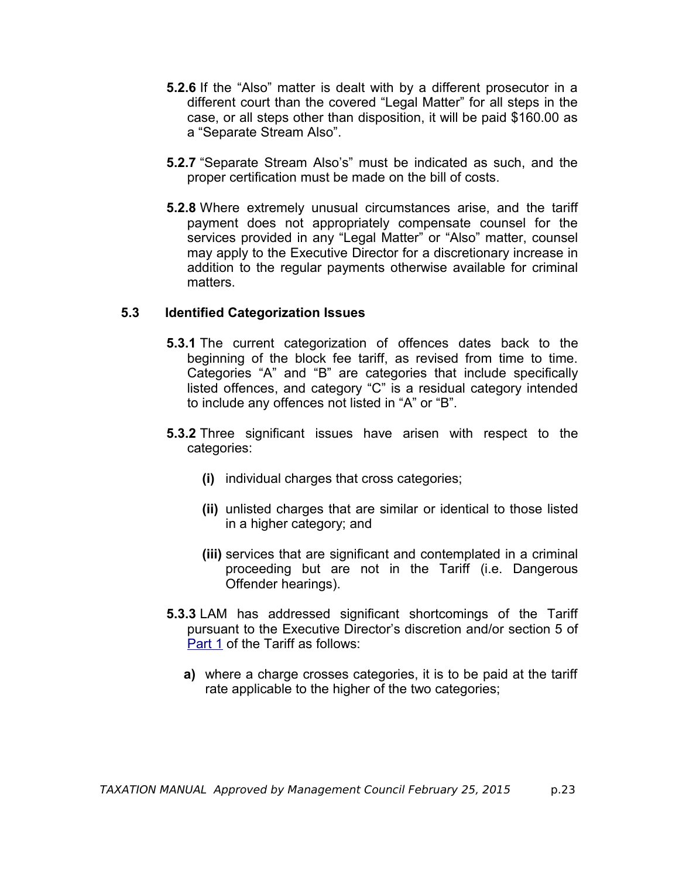**5.2.6** If the “Also” matter is dealt with by a different prosecutor in a different court than the covered “Legal Matter” for all steps in the case, or all steps other than disposition, it will be paid $160.00 as a “Separate Stream Also”.

**5.2.7** “Separate Stream Also’s” must be indicated as such, and the proper certification must be made on the bill of costs.

**5.2.8** Where extremely unusual circumstances arise, and the tariff payment does not appropriately compensate counsel for the services provided in any “Legal Matter” or “Also” matter, counsel may apply to the Executive Director for a discretionary increase in addition to the regular payments otherwise available for criminal matters.

### 5.3 Identified Categorization Issues

**5.3.1** The current categorization of offences dates back to the beginning of the block fee tariff, as revised from time to time. Categories “A” and “B” are categories that include specifically listed offences, and category “C” is a residual category intended to include any offences not listed in “A” or “B”.

**5.3.2** Three significant issues have arisen with respect to the categories:

- **(i)** individual charges that cross categories;
- **(ii)** unlisted charges that are similar or identical to those listed in a higher category; and
- **(iii)** services that are significant and contemplated in a criminal proceeding but are not in the Tariff (i.e. Dangerous Offender hearings).

**5.3.3** LAM has addressed significant shortcomings of the Tariff pursuant to the Executive Director’s discretion and/or section 5 of Part 1 of the Tariff as follows:

- **a)** where a charge crosses categories, it is to be paid at the tariff rate applicable to the higher of the two categories;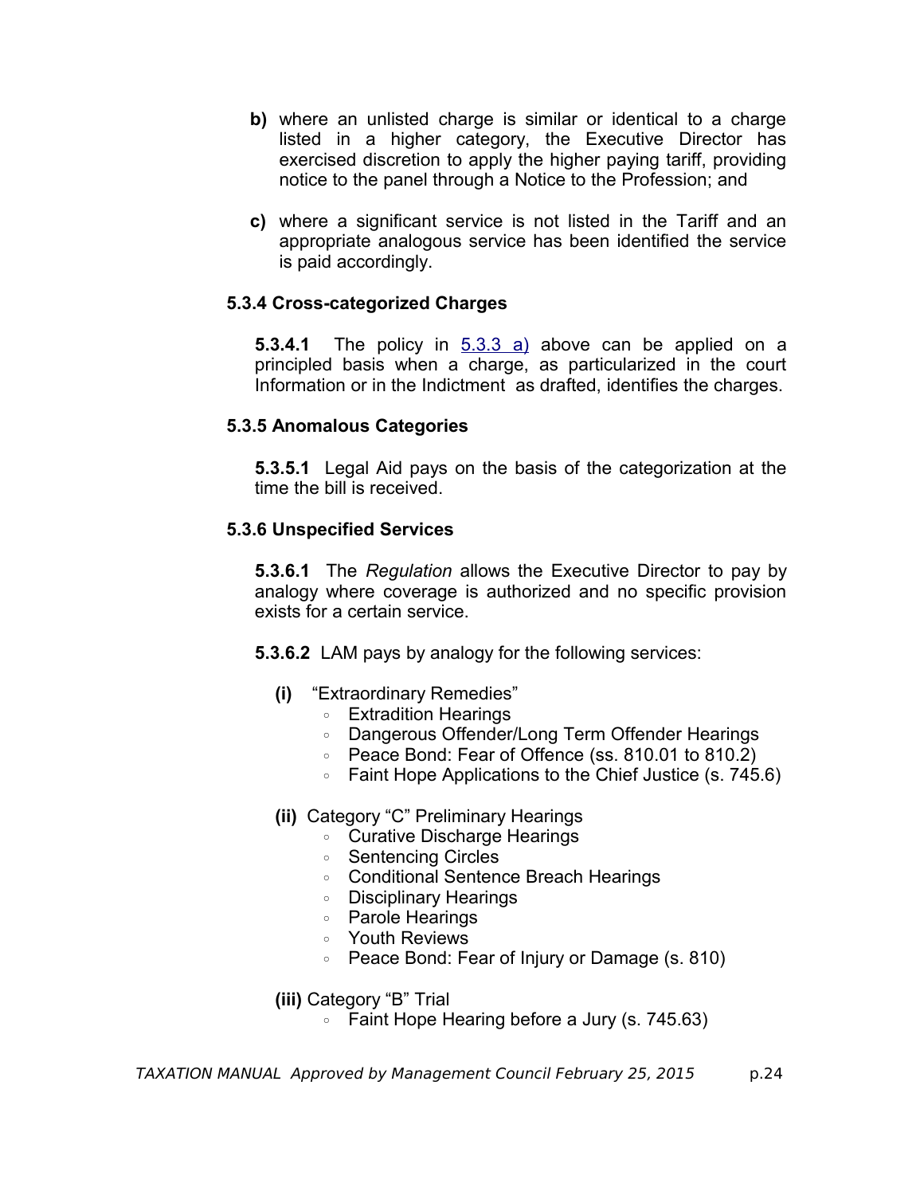**b)** where an unlisted charge is similar or identical to a charge listed in a higher category, the Executive Director has exercised discretion to apply the higher paying tariff, providing notice to the panel through a Notice to the Profession; and

**c)** where a significant service is not listed in the Tariff and an appropriate analogous service has been identified the service is paid accordingly.

### 5.3.4 Cross-categorized Charges

**5.3.4.1** The policy in 5.3.3 a) above can be applied on a principled basis when a charge, as particularized in the court Information or in the Indictment as drafted, identifies the charges.

### 5.3.5 Anomalous Categories

**5.3.5.1** Legal Aid pays on the basis of the categorization at the time the bill is received.

### 5.3.6 Unspecified Services

**5.3.6.1** The *Regulation* allows the Executive Director to pay by analogy where coverage is authorized and no specific provision exists for a certain service.

**5.3.6.2** LAM pays by analogy for the following services:

**(i)** "Extraordinary Remedies"

- Extradition Hearings
- Dangerous Offender/Long Term Offender Hearings
- Peace Bond: Fear of Offence (ss. 810.01 to 810.2)
- Faint Hope Applications to the Chief Justice (s. 745.6)

**(ii)** Category "C" Preliminary Hearings

- Curative Discharge Hearings
- Sentencing Circles
- Conditional Sentence Breach Hearings
- Disciplinary Hearings
- Parole Hearings
- Youth Reviews
- Peace Bond: Fear of Injury or Damage (s. 810)

**(iii)** Category "B" Trial

- Faint Hope Hearing before a Jury (s. 745.63)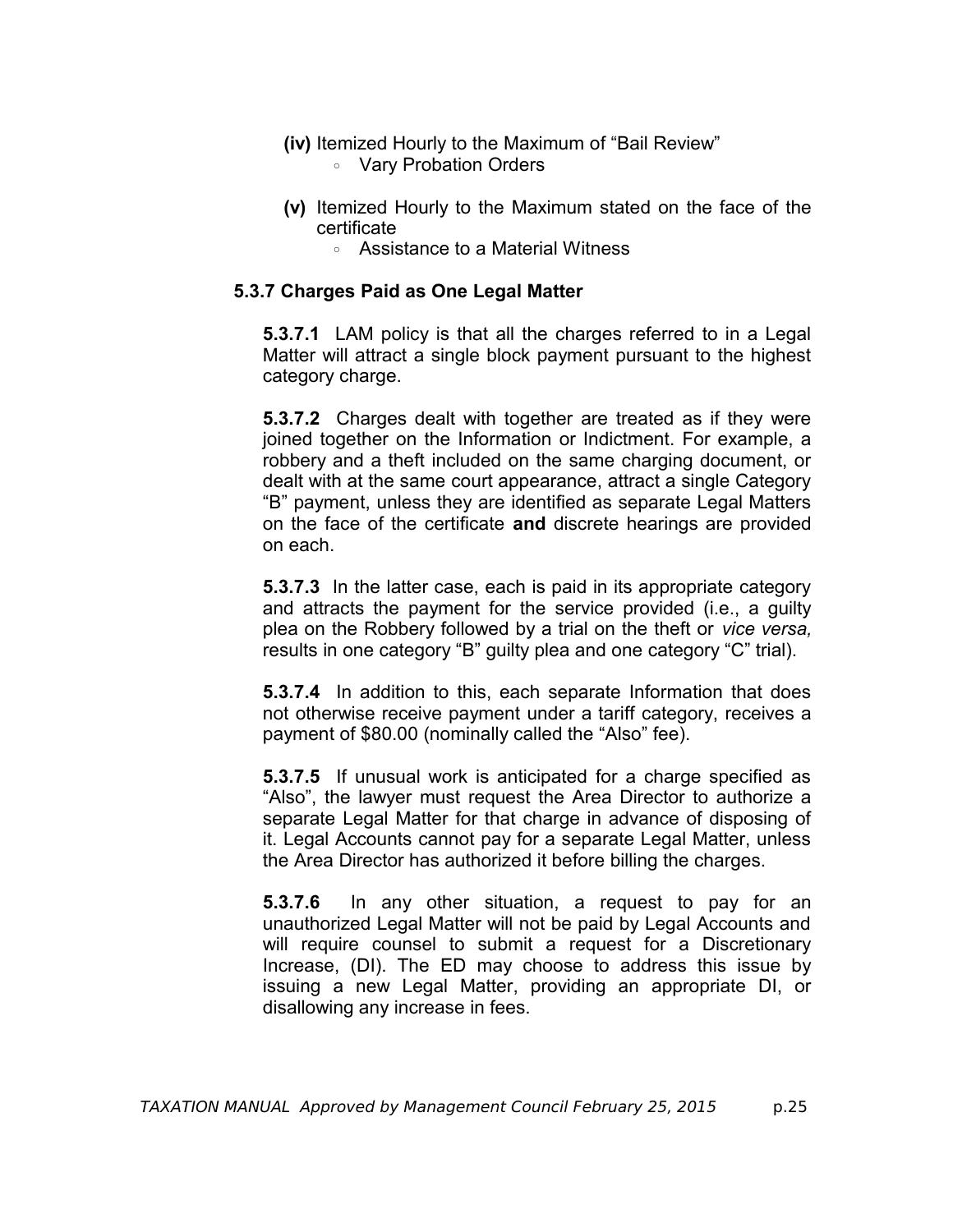**(iv)** Itemized Hourly to the Maximum of "Bail Review"

- Vary Probation Orders

**(v)** Itemized Hourly to the Maximum stated on the face of the certificate

- Assistance to a Material Witness

### 5.3.7 Charges Paid as One Legal Matter

**5.3.7.1** LAM policy is that all the charges referred to in a Legal Matter will attract a single block payment pursuant to the highest category charge.

**5.3.7.2** Charges dealt with together are treated as if they were joined together on the Information or Indictment. For example, a robbery and a theft included on the same charging document, or dealt with at the same court appearance, attract a single Category "B" payment, unless they are identified as separate Legal Matters on the face of the certificate **and** discrete hearings are provided on each.

**5.3.7.3** In the latter case, each is paid in its appropriate category and attracts the payment for the service provided (i.e., a guilty plea on the Robbery followed by a trial on the theft or *vice versa,* results in one category "B" guilty plea and one category "C" trial).

**5.3.7.4** In addition to this, each separate Information that does not otherwise receive payment under a tariff category, receives a payment of $80.00 (nominally called the "Also" fee).

**5.3.7.5** If unusual work is anticipated for a charge specified as "Also", the lawyer must request the Area Director to authorize a separate Legal Matter for that charge in advance of disposing of it. Legal Accounts cannot pay for a separate Legal Matter, unless the Area Director has authorized it before billing the charges.

**5.3.7.6** In any other situation, a request to pay for an unauthorized Legal Matter will not be paid by Legal Accounts and will require counsel to submit a request for a Discretionary Increase, (DI). The ED may choose to address this issue by issuing a new Legal Matter, providing an appropriate DI, or disallowing any increase in fees.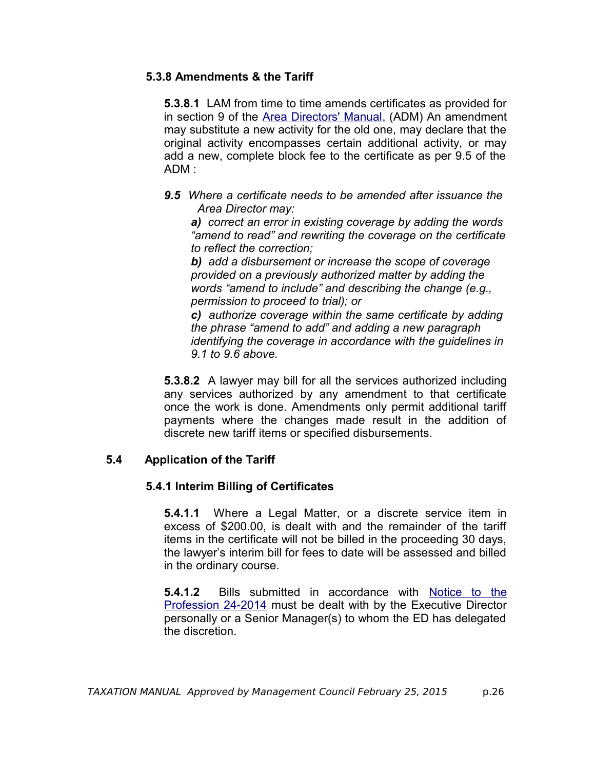### 5.3.8 Amendments & the Tariff

**5.3.8.1** LAM from time to time amends certificates as provided for in section 9 of the Area Directors' Manual, (ADM) An amendment may substitute a new activity for the old one, may declare that the original activity encompasses certain additional activity, or may add a new, complete block fee to the certificate as per 9.5 of the ADM :

***9.5*** *Where a certificate needs to be amended after issuance the Area Director may:*

***a)*** *correct an error in existing coverage by adding the words "amend to read" and rewriting the coverage on the certificate to reflect the correction;*

***b)*** *add a disbursement or increase the scope of coverage provided on a previously authorized matter by adding the words "amend to include" and describing the change (e.g., permission to proceed to trial); or*

***c)*** *authorize coverage within the same certificate by adding the phrase "amend to add" and adding a new paragraph identifying the coverage in accordance with the guidelines in 9.1 to 9.6 above.*

**5.3.8.2** A lawyer may bill for all the services authorized including any services authorized by any amendment to that certificate once the work is done. Amendments only permit additional tariff payments where the changes made result in the addition of discrete new tariff items or specified disbursements.

## 5.4 Application of the Tariff

### 5.4.1 Interim Billing of Certificates

**5.4.1.1** Where a Legal Matter, or a discrete service item in excess of $200.00, is dealt with and the remainder of the tariff items in the certificate will not be billed in the proceeding 30 days, the lawyer's interim bill for fees to date will be assessed and billed in the ordinary course.

**5.4.1.2** Bills submitted in accordance with Notice to the Profession 24-2014 must be dealt with by the Executive Director personally or a Senior Manager(s) to whom the ED has delegated the discretion.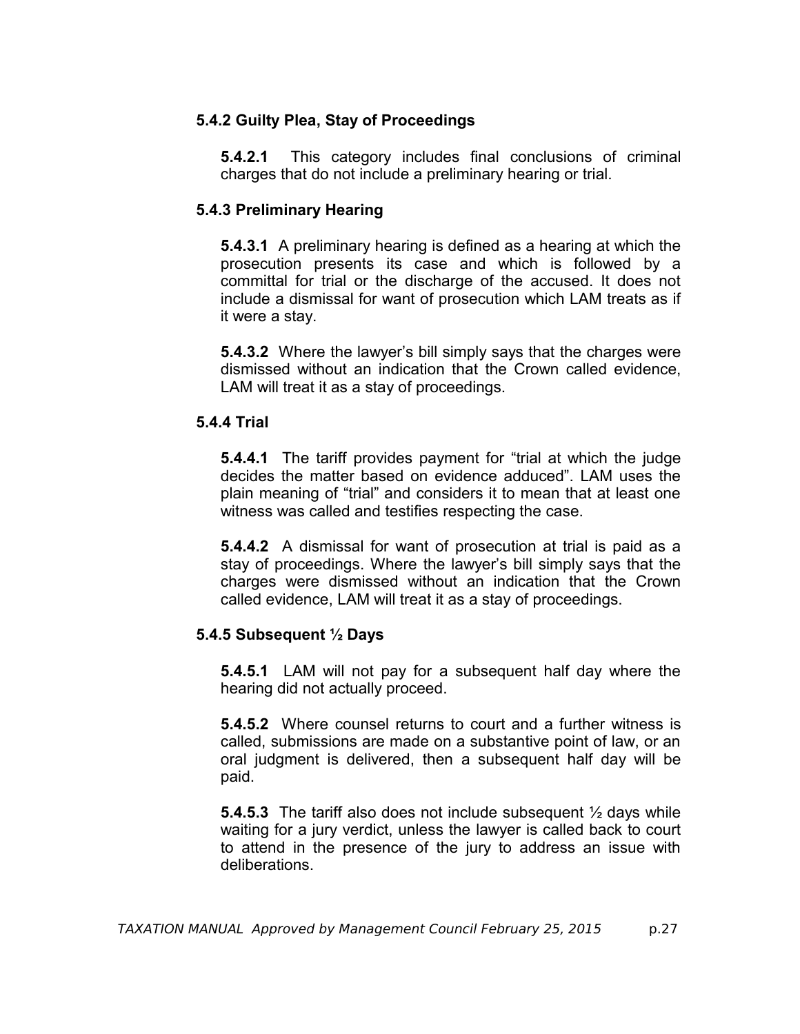### 5.4.2 Guilty Plea, Stay of Proceedings

**5.4.2.1** This category includes final conclusions of criminal charges that do not include a preliminary hearing or trial.

### 5.4.3 Preliminary Hearing

**5.4.3.1** A preliminary hearing is defined as a hearing at which the prosecution presents its case and which is followed by a committal for trial or the discharge of the accused. It does not include a dismissal for want of prosecution which LAM treats as if it were a stay.

**5.4.3.2** Where the lawyer's bill simply says that the charges were dismissed without an indication that the Crown called evidence, LAM will treat it as a stay of proceedings.

### 5.4.4 Trial

**5.4.4.1** The tariff provides payment for "trial at which the judge decides the matter based on evidence adduced". LAM uses the plain meaning of "trial" and considers it to mean that at least one witness was called and testifies respecting the case.

**5.4.4.2** A dismissal for want of prosecution at trial is paid as a stay of proceedings. Where the lawyer's bill simply says that the charges were dismissed without an indication that the Crown called evidence, LAM will treat it as a stay of proceedings.

### 5.4.5 Subsequent ½ Days

**5.4.5.1** LAM will not pay for a subsequent half day where the hearing did not actually proceed.

**5.4.5.2** Where counsel returns to court and a further witness is called, submissions are made on a substantive point of law, or an oral judgment is delivered, then a subsequent half day will be paid.

**5.4.5.3** The tariff also does not include subsequent ½ days while waiting for a jury verdict, unless the lawyer is called back to court to attend in the presence of the jury to address an issue with deliberations.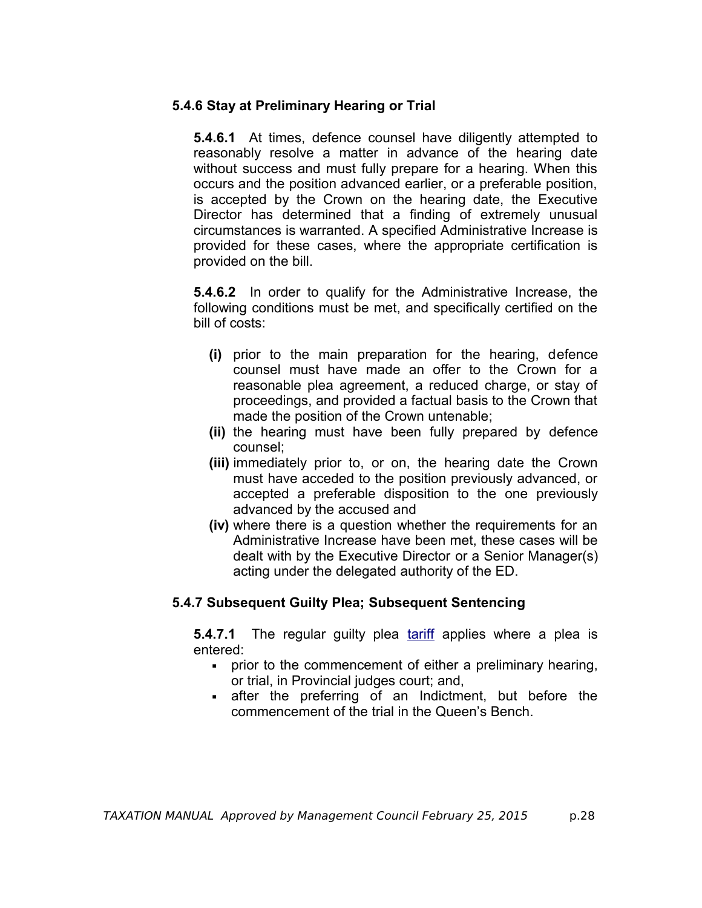### 5.4.6 Stay at Preliminary Hearing or Trial

**5.4.6.1** At times, defence counsel have diligently attempted to reasonably resolve a matter in advance of the hearing date without success and must fully prepare for a hearing. When this occurs and the position advanced earlier, or a preferable position, is accepted by the Crown on the hearing date, the Executive Director has determined that a finding of extremely unusual circumstances is warranted. A specified Administrative Increase is provided for these cases, where the appropriate certification is provided on the bill.

**5.4.6.2** In order to qualify for the Administrative Increase, the following conditions must be met, and specifically certified on the bill of costs:

- **(i)** prior to the main preparation for the hearing, defence counsel must have made an offer to the Crown for a reasonable plea agreement, a reduced charge, or stay of proceedings, and provided a factual basis to the Crown that made the position of the Crown untenable;
- **(ii)** the hearing must have been fully prepared by defence counsel;
- **(iii)** immediately prior to, or on, the hearing date the Crown must have acceded to the position previously advanced, or accepted a preferable disposition to the one previously advanced by the accused and
- **(iv)** where there is a question whether the requirements for an Administrative Increase have been met, these cases will be dealt with by the Executive Director or a Senior Manager(s) acting under the delegated authority of the ED.

### 5.4.7 Subsequent Guilty Plea; Subsequent Sentencing

**5.4.7.1** The regular guilty plea tariff applies where a plea is entered:

- prior to the commencement of either a preliminary hearing, or trial, in Provincial judges court; and,
- after the preferring of an Indictment, but before the commencement of the trial in the Queen's Bench.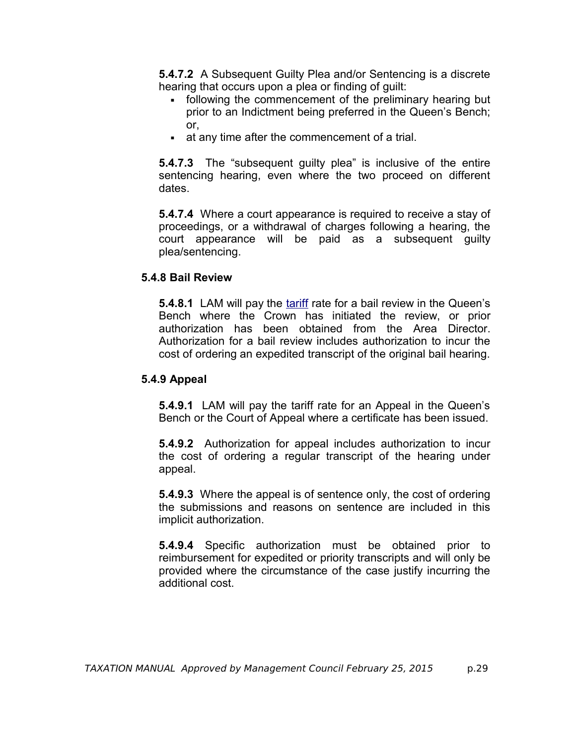**5.4.7.2** A Subsequent Guilty Plea and/or Sentencing is a discrete hearing that occurs upon a plea or finding of guilt:

- following the commencement of the preliminary hearing but prior to an Indictment being preferred in the Queen's Bench; or,
- at any time after the commencement of a trial.

**5.4.7.3** The "subsequent guilty plea" is inclusive of the entire sentencing hearing, even where the two proceed on different dates.

**5.4.7.4** Where a court appearance is required to receive a stay of proceedings, or a withdrawal of charges following a hearing, the court appearance will be paid as a subsequent guilty plea/sentencing.

### 5.4.8 Bail Review

**5.4.8.1** LAM will pay the tariff rate for a bail review in the Queen's Bench where the Crown has initiated the review, or prior authorization has been obtained from the Area Director. Authorization for a bail review includes authorization to incur the cost of ordering an expedited transcript of the original bail hearing.

### 5.4.9 Appeal

**5.4.9.1** LAM will pay the tariff rate for an Appeal in the Queen's Bench or the Court of Appeal where a certificate has been issued.

**5.4.9.2** Authorization for appeal includes authorization to incur the cost of ordering a regular transcript of the hearing under appeal.

**5.4.9.3** Where the appeal is of sentence only, the cost of ordering the submissions and reasons on sentence are included in this implicit authorization.

**5.4.9.4** Specific authorization must be obtained prior to reimbursement for expedited or priority transcripts and will only be provided where the circumstance of the case justify incurring the additional cost.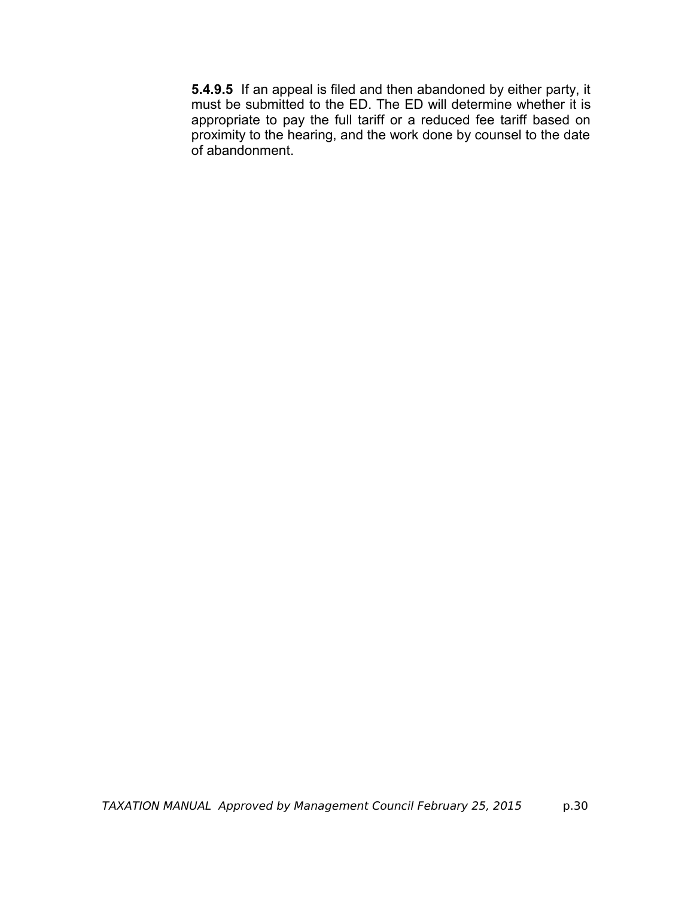**5.4.9.5** If an appeal is filed and then abandoned by either party, it must be submitted to the ED. The ED will determine whether it is appropriate to pay the full tariff or a reduced fee tariff based on proximity to the hearing, and the work done by counsel to the date of abandonment.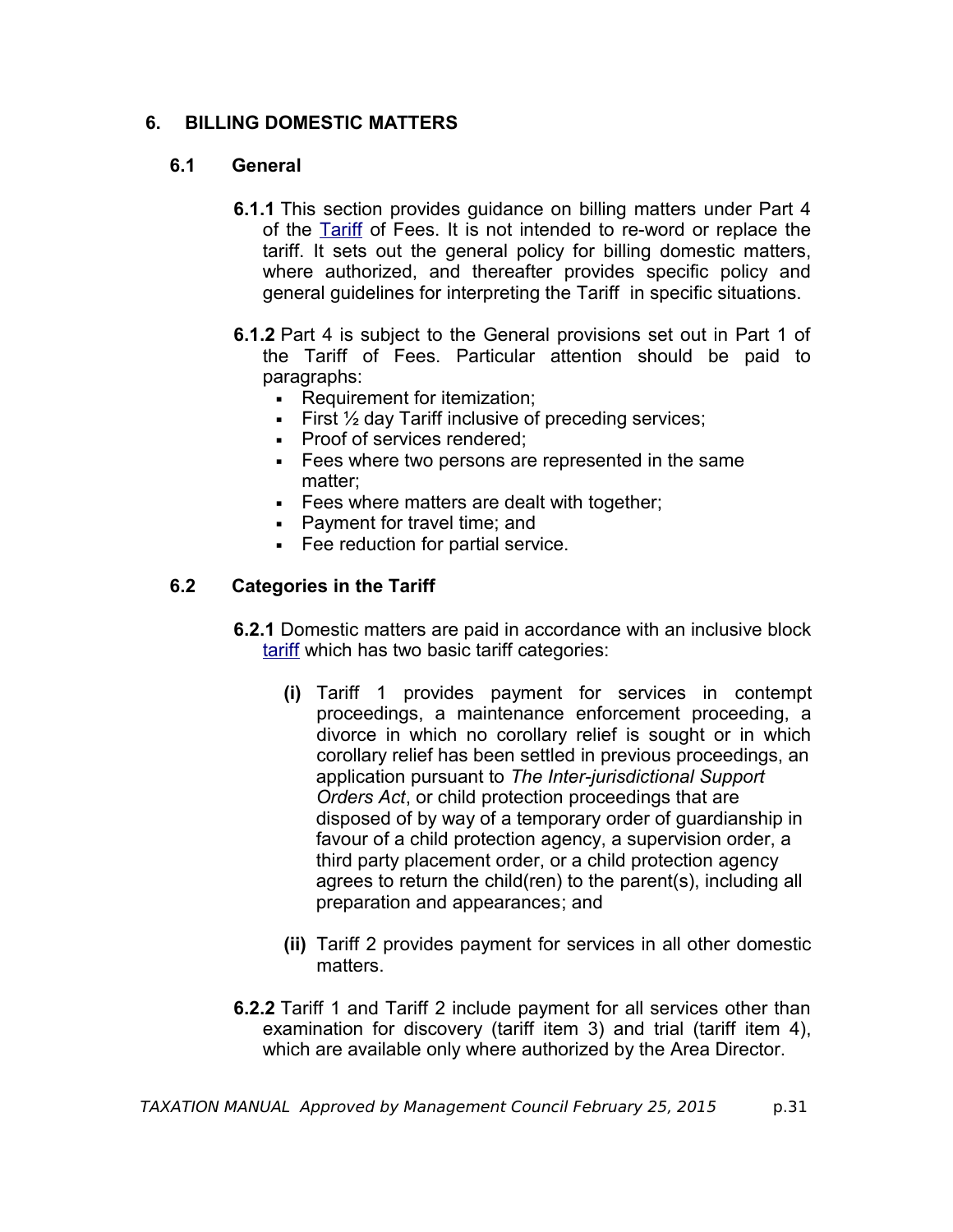## 6. BILLING DOMESTIC MATTERS

### 6.1 General

**6.1.1** This section provides guidance on billing matters under Part 4 of the Tariff of Fees. It is not intended to re-word or replace the tariff. It sets out the general policy for billing domestic matters, where authorized, and thereafter provides specific policy and general guidelines for interpreting the Tariff in specific situations.

**6.1.2** Part 4 is subject to the General provisions set out in Part 1 of the Tariff of Fees. Particular attention should be paid to paragraphs:

- Requirement for itemization;
- First ½ day Tariff inclusive of preceding services;
- Proof of services rendered;
- Fees where two persons are represented in the same matter;
- Fees where matters are dealt with together;
- Payment for travel time; and
- Fee reduction for partial service.

### 6.2 Categories in the Tariff

**6.2.1** Domestic matters are paid in accordance with an inclusive block tariff which has two basic tariff categories:

**(i)** Tariff 1 provides payment for services in contempt proceedings, a maintenance enforcement proceeding, a divorce in which no corollary relief is sought or in which corollary relief has been settled in previous proceedings, an application pursuant to *The Inter-jurisdictional Support Orders Act*, or child protection proceedings that are disposed of by way of a temporary order of guardianship in favour of a child protection agency, a supervision order, a third party placement order, or a child protection agency agrees to return the child(ren) to the parent(s), including all preparation and appearances; and

**(ii)** Tariff 2 provides payment for services in all other domestic matters.

**6.2.2** Tariff 1 and Tariff 2 include payment for all services other than examination for discovery (tariff item 3) and trial (tariff item 4), which are available only where authorized by the Area Director.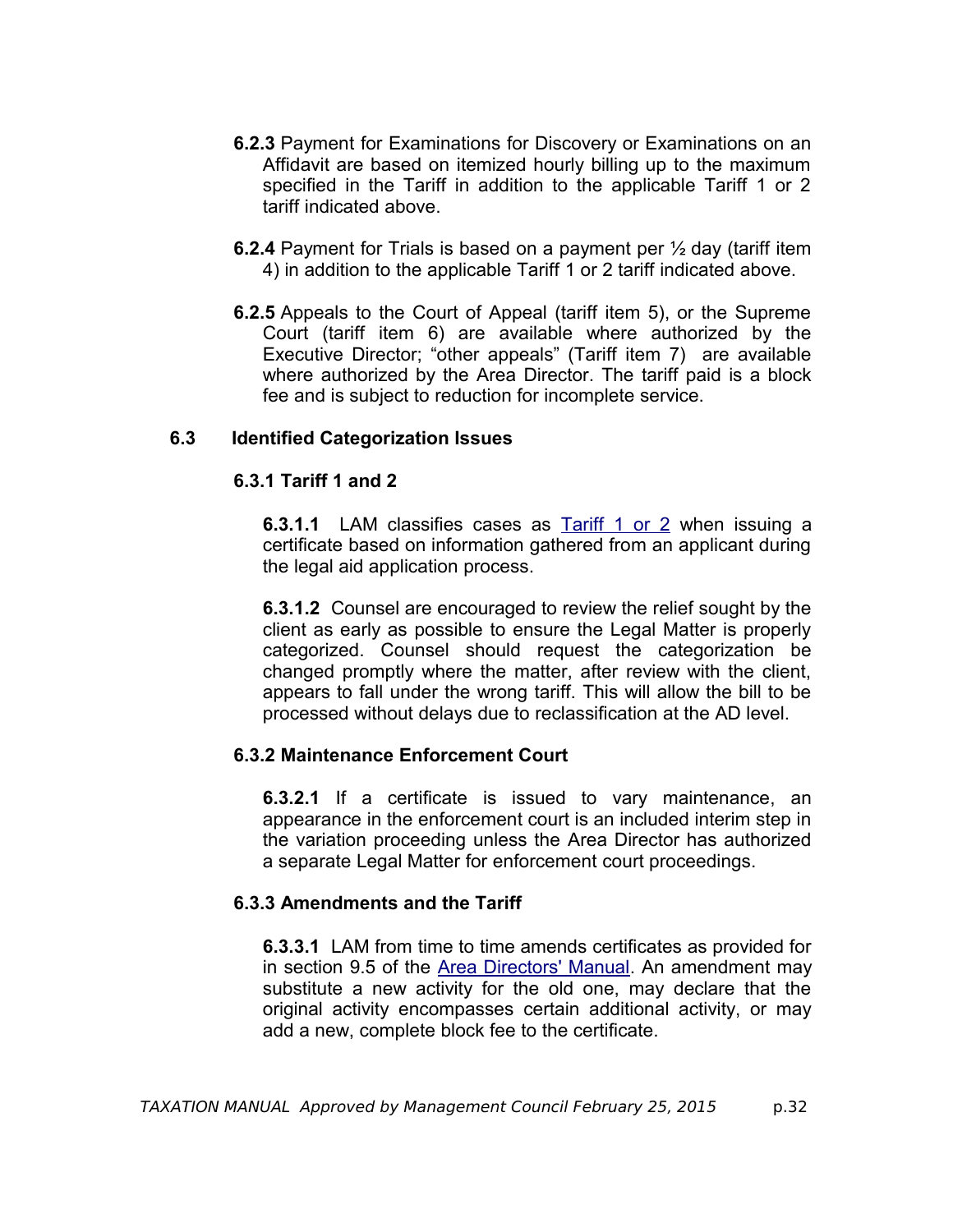**6.2.3** Payment for Examinations for Discovery or Examinations on an Affidavit are based on itemized hourly billing up to the maximum specified in the Tariff in addition to the applicable Tariff 1 or 2 tariff indicated above.

**6.2.4** Payment for Trials is based on a payment per ½ day (tariff item 4) in addition to the applicable Tariff 1 or 2 tariff indicated above.

**6.2.5** Appeals to the Court of Appeal (tariff item 5), or the Supreme Court (tariff item 6) are available where authorized by the Executive Director; "other appeals" (Tariff item 7) are available where authorized by the Area Director. The tariff paid is a block fee and is subject to reduction for incomplete service.

## 6.3 Identified Categorization Issues

### 6.3.1 Tariff 1 and 2

**6.3.1.1** LAM classifies cases as Tariff 1 or 2 when issuing a certificate based on information gathered from an applicant during the legal aid application process.

**6.3.1.2** Counsel are encouraged to review the relief sought by the client as early as possible to ensure the Legal Matter is properly categorized. Counsel should request the categorization be changed promptly where the matter, after review with the client, appears to fall under the wrong tariff. This will allow the bill to be processed without delays due to reclassification at the AD level.

### 6.3.2 Maintenance Enforcement Court

**6.3.2.1** If a certificate is issued to vary maintenance, an appearance in the enforcement court is an included interim step in the variation proceeding unless the Area Director has authorized a separate Legal Matter for enforcement court proceedings.

### 6.3.3 Amendments and the Tariff

**6.3.3.1** LAM from time to time amends certificates as provided for in section 9.5 of the Area Directors' Manual. An amendment may substitute a new activity for the old one, may declare that the original activity encompasses certain additional activity, or may add a new, complete block fee to the certificate.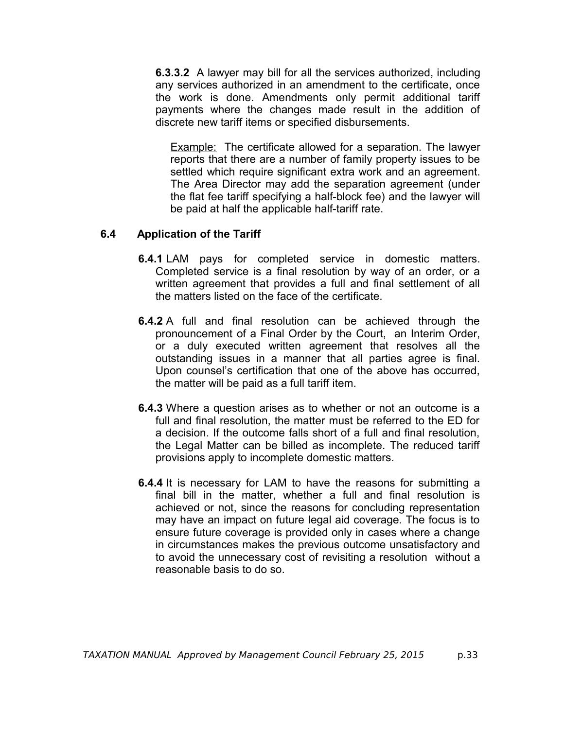**6.3.3.2** A lawyer may bill for all the services authorized, including any services authorized in an amendment to the certificate, once the work is done. Amendments only permit additional tariff payments where the changes made result in the addition of discrete new tariff items or specified disbursements.

> Example: The certificate allowed for a separation. The lawyer reports that there are a number of family property issues to be settled which require significant extra work and an agreement. The Area Director may add the separation agreement (under the flat fee tariff specifying a half-block fee) and the lawyer will be paid at half the applicable half-tariff rate.

## 6.4 Application of the Tariff

**6.4.1** LAM pays for completed service in domestic matters. Completed service is a final resolution by way of an order, or a written agreement that provides a full and final settlement of all the matters listed on the face of the certificate.

**6.4.2** A full and final resolution can be achieved through the pronouncement of a Final Order by the Court, an Interim Order, or a duly executed written agreement that resolves all the outstanding issues in a manner that all parties agree is final. Upon counsel's certification that one of the above has occurred, the matter will be paid as a full tariff item.

**6.4.3** Where a question arises as to whether or not an outcome is a full and final resolution, the matter must be referred to the ED for a decision. If the outcome falls short of a full and final resolution, the Legal Matter can be billed as incomplete. The reduced tariff provisions apply to incomplete domestic matters.

**6.4.4** It is necessary for LAM to have the reasons for submitting a final bill in the matter, whether a full and final resolution is achieved or not, since the reasons for concluding representation may have an impact on future legal aid coverage. The focus is to ensure future coverage is provided only in cases where a change in circumstances makes the previous outcome unsatisfactory and to avoid the unnecessary cost of revisiting a resolution without a reasonable basis to do so.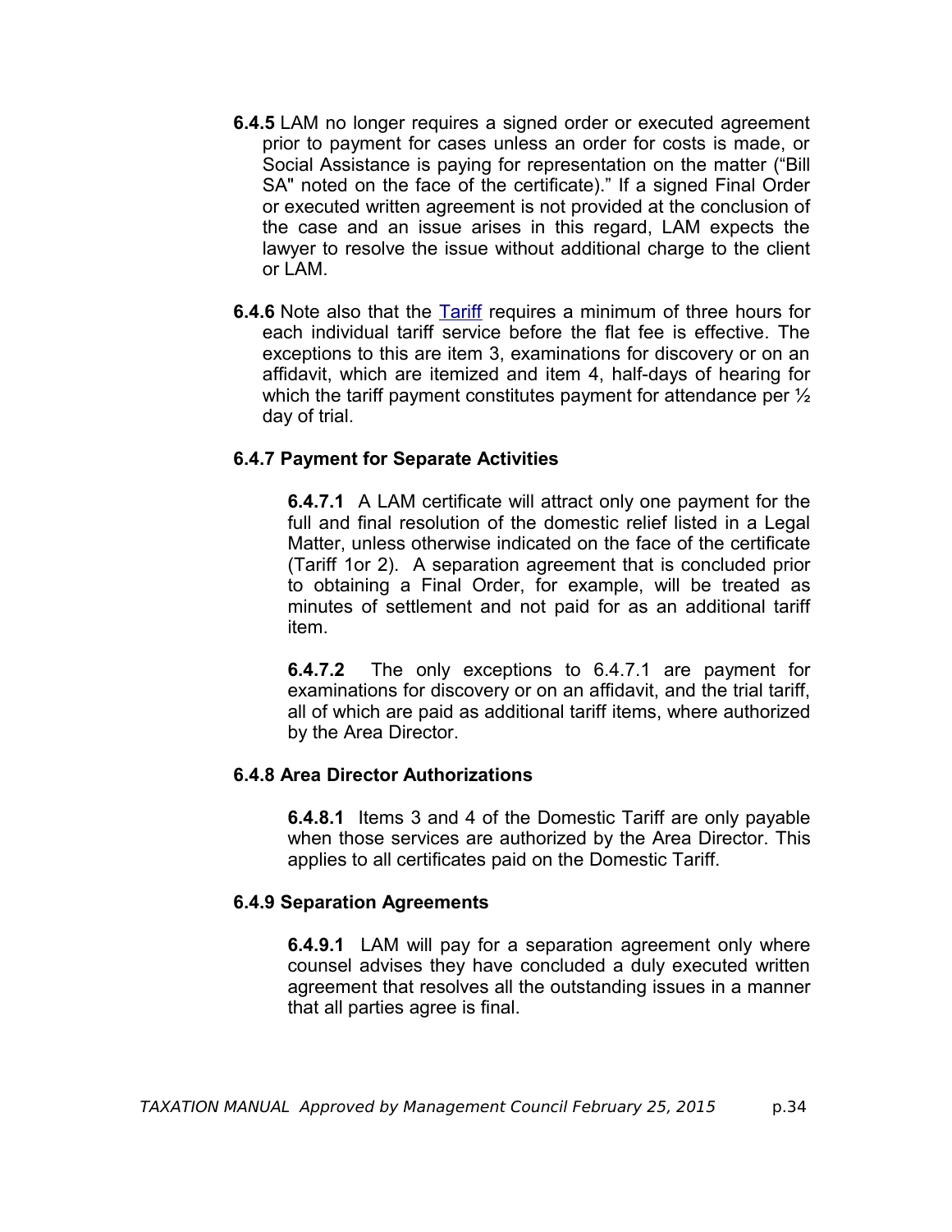**6.4.5** LAM no longer requires a signed order or executed agreement prior to payment for cases unless an order for costs is made, or Social Assistance is paying for representation on the matter ("Bill SA" noted on the face of the certificate)." If a signed Final Order or executed written agreement is not provided at the conclusion of the case and an issue arises in this regard, LAM expects the lawyer to resolve the issue without additional charge to the client or LAM.

**6.4.6** Note also that the Tariff requires a minimum of three hours for each individual tariff service before the flat fee is effective. The exceptions to this are item 3, examinations for discovery or on an affidavit, which are itemized and item 4, half-days of hearing for which the tariff payment constitutes payment for attendance per ½ day of trial.

### 6.4.7 Payment for Separate Activities

**6.4.7.1** A LAM certificate will attract only one payment for the full and final resolution of the domestic relief listed in a Legal Matter, unless otherwise indicated on the face of the certificate (Tariff 1or 2). A separation agreement that is concluded prior to obtaining a Final Order, for example, will be treated as minutes of settlement and not paid for as an additional tariff item.

**6.4.7.2** The only exceptions to 6.4.7.1 are payment for examinations for discovery or on an affidavit, and the trial tariff, all of which are paid as additional tariff items, where authorized by the Area Director.

### 6.4.8 Area Director Authorizations

**6.4.8.1** Items 3 and 4 of the Domestic Tariff are only payable when those services are authorized by the Area Director. This applies to all certificates paid on the Domestic Tariff.

### 6.4.9 Separation Agreements

**6.4.9.1** LAM will pay for a separation agreement only where counsel advises they have concluded a duly executed written agreement that resolves all the outstanding issues in a manner that all parties agree is final.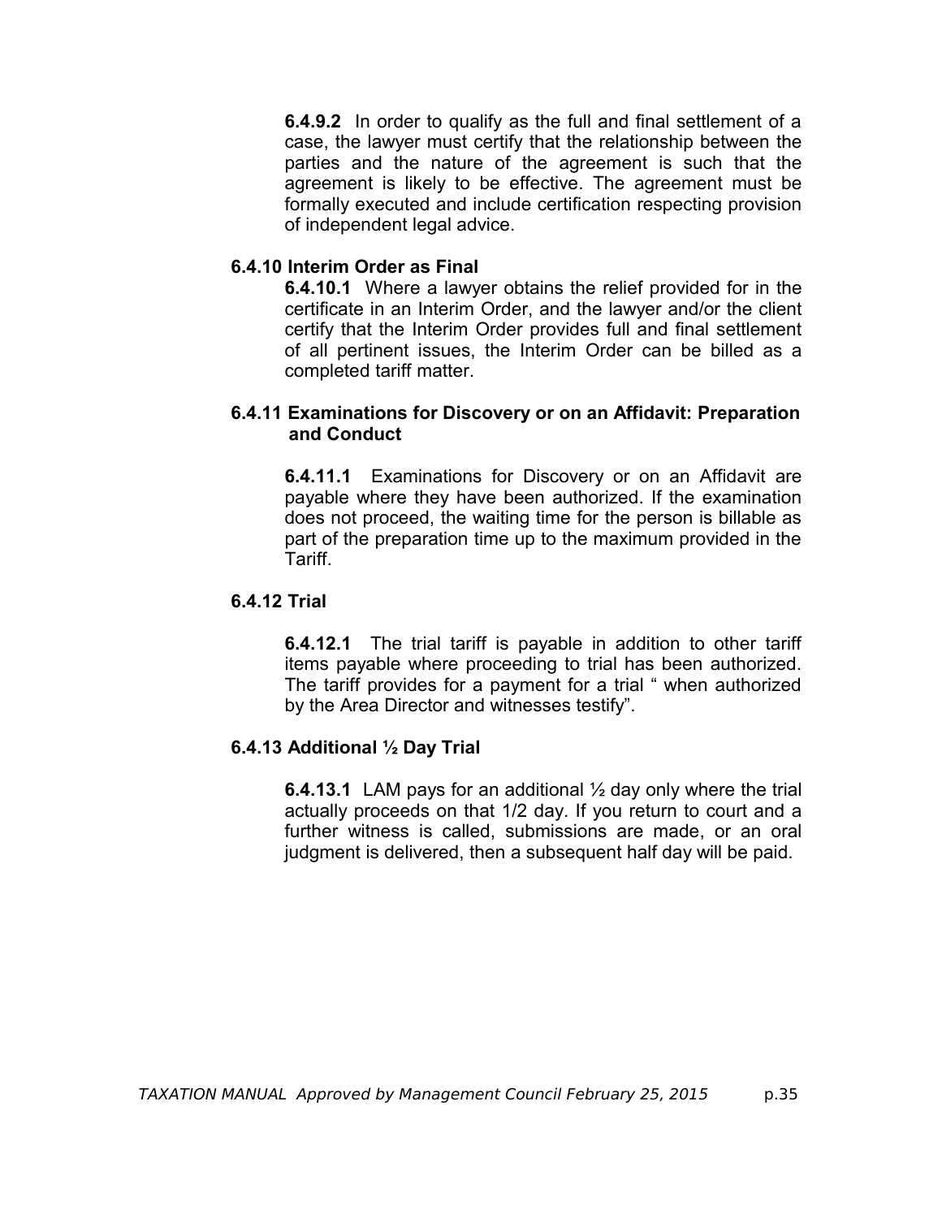**6.4.9.2** In order to qualify as the full and final settlement of a case, the lawyer must certify that the relationship between the parties and the nature of the agreement is such that the agreement is likely to be effective. The agreement must be formally executed and include certification respecting provision of independent legal advice.

### 6.4.10 Interim Order as Final

**6.4.10.1** Where a lawyer obtains the relief provided for in the certificate in an Interim Order, and the lawyer and/or the client certify that the Interim Order provides full and final settlement of all pertinent issues, the Interim Order can be billed as a completed tariff matter.

### 6.4.11 Examinations for Discovery or on an Affidavit: Preparation and Conduct

**6.4.11.1** Examinations for Discovery or on an Affidavit are payable where they have been authorized. If the examination does not proceed, the waiting time for the person is billable as part of the preparation time up to the maximum provided in the Tariff.

### 6.4.12 Trial

**6.4.12.1** The trial tariff is payable in addition to other tariff items payable where proceeding to trial has been authorized. The tariff provides for a payment for a trial " when authorized by the Area Director and witnesses testify".

### 6.4.13 Additional ½ Day Trial

**6.4.13.1** LAM pays for an additional ½ day only where the trial actually proceeds on that 1/2 day. If you return to court and a further witness is called, submissions are made, or an oral judgment is delivered, then a subsequent half day will be paid.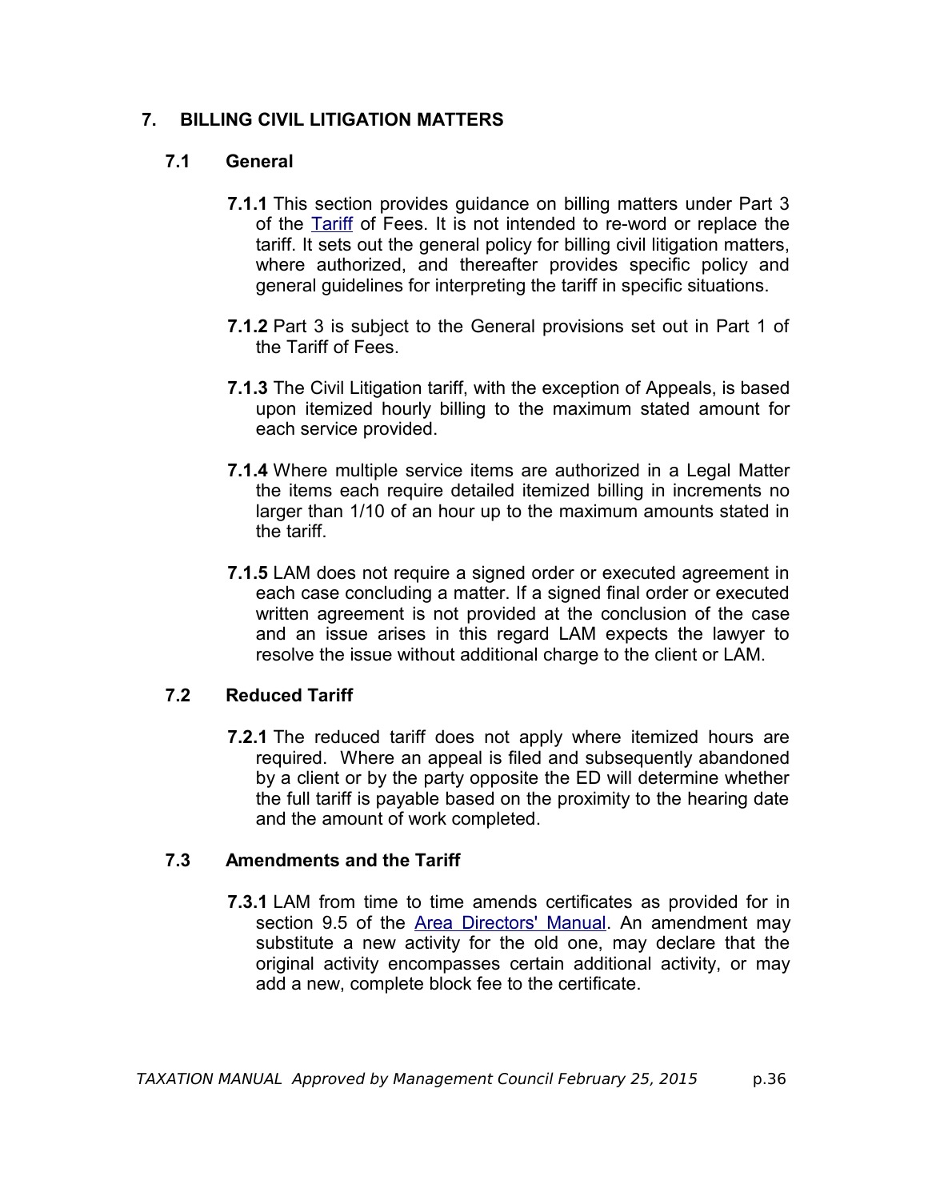# 7. BILLING CIVIL LITIGATION MATTERS

## 7.1 General

**7.1.1** This section provides guidance on billing matters under Part 3 of the Tariff of Fees. It is not intended to re-word or replace the tariff. It sets out the general policy for billing civil litigation matters, where authorized, and thereafter provides specific policy and general guidelines for interpreting the tariff in specific situations.

**7.1.2** Part 3 is subject to the General provisions set out in Part 1 of the Tariff of Fees.

**7.1.3** The Civil Litigation tariff, with the exception of Appeals, is based upon itemized hourly billing to the maximum stated amount for each service provided.

**7.1.4** Where multiple service items are authorized in a Legal Matter the items each require detailed itemized billing in increments no larger than 1/10 of an hour up to the maximum amounts stated in the tariff.

**7.1.5** LAM does not require a signed order or executed agreement in each case concluding a matter. If a signed final order or executed written agreement is not provided at the conclusion of the case and an issue arises in this regard LAM expects the lawyer to resolve the issue without additional charge to the client or LAM.

## 7.2 Reduced Tariff

**7.2.1** The reduced tariff does not apply where itemized hours are required. Where an appeal is filed and subsequently abandoned by a client or by the party opposite the ED will determine whether the full tariff is payable based on the proximity to the hearing date and the amount of work completed.

## 7.3 Amendments and the Tariff

**7.3.1** LAM from time to time amends certificates as provided for in section 9.5 of the Area Directors' Manual. An amendment may substitute a new activity for the old one, may declare that the original activity encompasses certain additional activity, or may add a new, complete block fee to the certificate.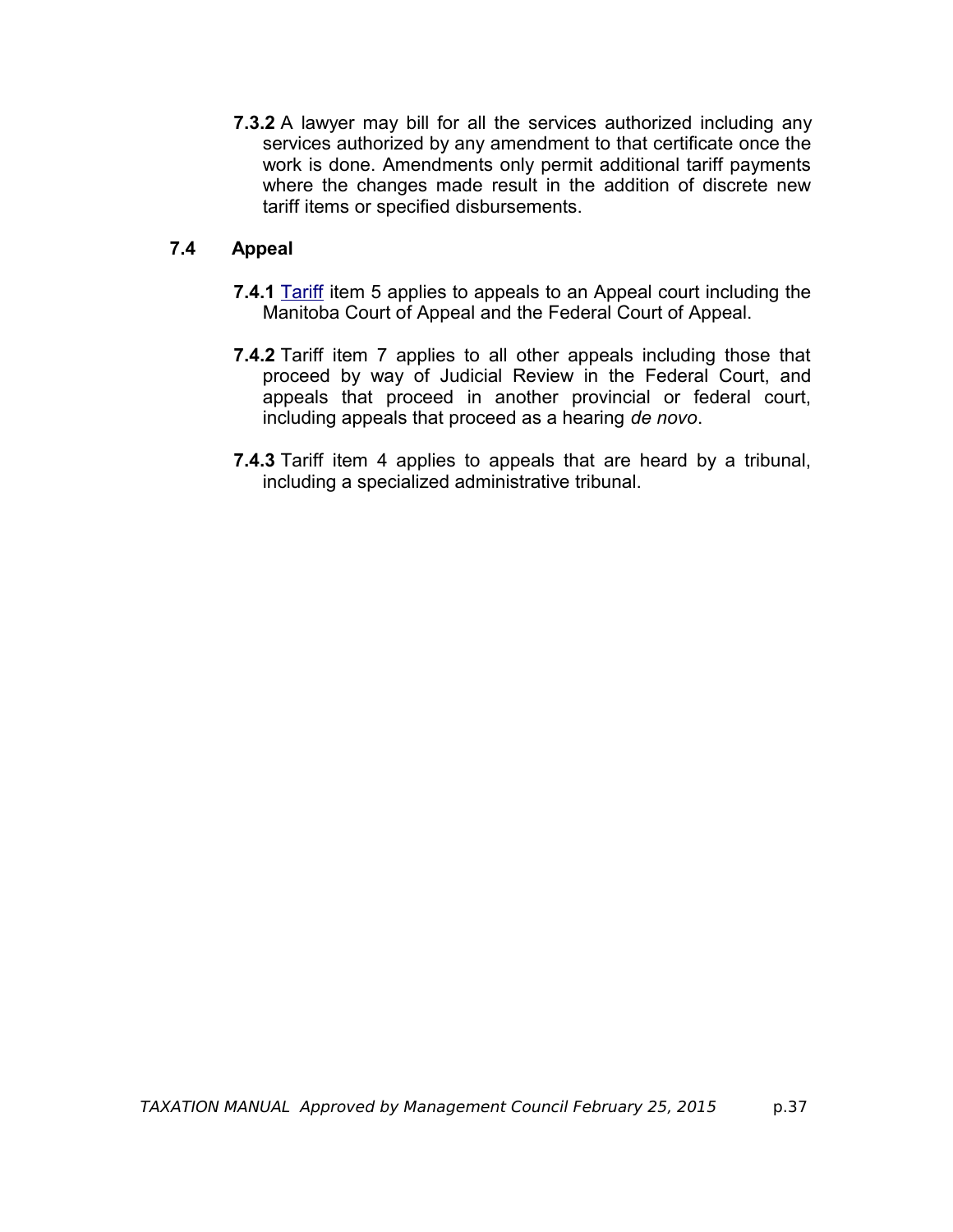**7.3.2** A lawyer may bill for all the services authorized including any services authorized by any amendment to that certificate once the work is done. Amendments only permit additional tariff payments where the changes made result in the addition of discrete new tariff items or specified disbursements.

## 7.4 Appeal

**7.4.1** Tariff item 5 applies to appeals to an Appeal court including the Manitoba Court of Appeal and the Federal Court of Appeal.

**7.4.2** Tariff item 7 applies to all other appeals including those that proceed by way of Judicial Review in the Federal Court, and appeals that proceed in another provincial or federal court, including appeals that proceed as a hearing *de novo*.

**7.4.3** Tariff item 4 applies to appeals that are heard by a tribunal, including a specialized administrative tribunal.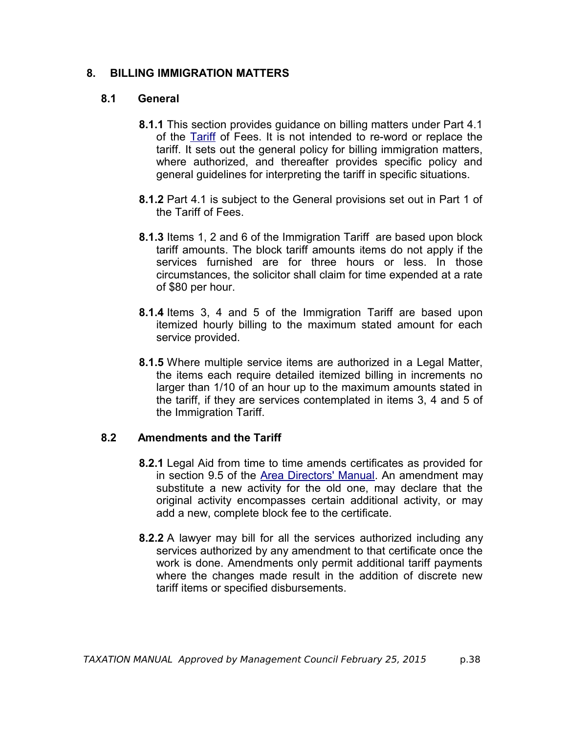## 8. BILLING IMMIGRATION MATTERS

### 8.1 General

**8.1.1** This section provides guidance on billing matters under Part 4.1 of the Tariff of Fees. It is not intended to re-word or replace the tariff. It sets out the general policy for billing immigration matters, where authorized, and thereafter provides specific policy and general guidelines for interpreting the tariff in specific situations.

**8.1.2** Part 4.1 is subject to the General provisions set out in Part 1 of the Tariff of Fees.

**8.1.3** Items 1, 2 and 6 of the Immigration Tariff are based upon block tariff amounts. The block tariff amounts items do not apply if the services furnished are for three hours or less. In those circumstances, the solicitor shall claim for time expended at a rate of $80 per hour.

**8.1.4** Items 3, 4 and 5 of the Immigration Tariff are based upon itemized hourly billing to the maximum stated amount for each service provided.

**8.1.5** Where multiple service items are authorized in a Legal Matter, the items each require detailed itemized billing in increments no larger than 1/10 of an hour up to the maximum amounts stated in the tariff, if they are services contemplated in items 3, 4 and 5 of the Immigration Tariff.

### 8.2 Amendments and the Tariff

**8.2.1** Legal Aid from time to time amends certificates as provided for in section 9.5 of the Area Directors' Manual. An amendment may substitute a new activity for the old one, may declare that the original activity encompasses certain additional activity, or may add a new, complete block fee to the certificate.

**8.2.2** A lawyer may bill for all the services authorized including any services authorized by any amendment to that certificate once the work is done. Amendments only permit additional tariff payments where the changes made result in the addition of discrete new tariff items or specified disbursements.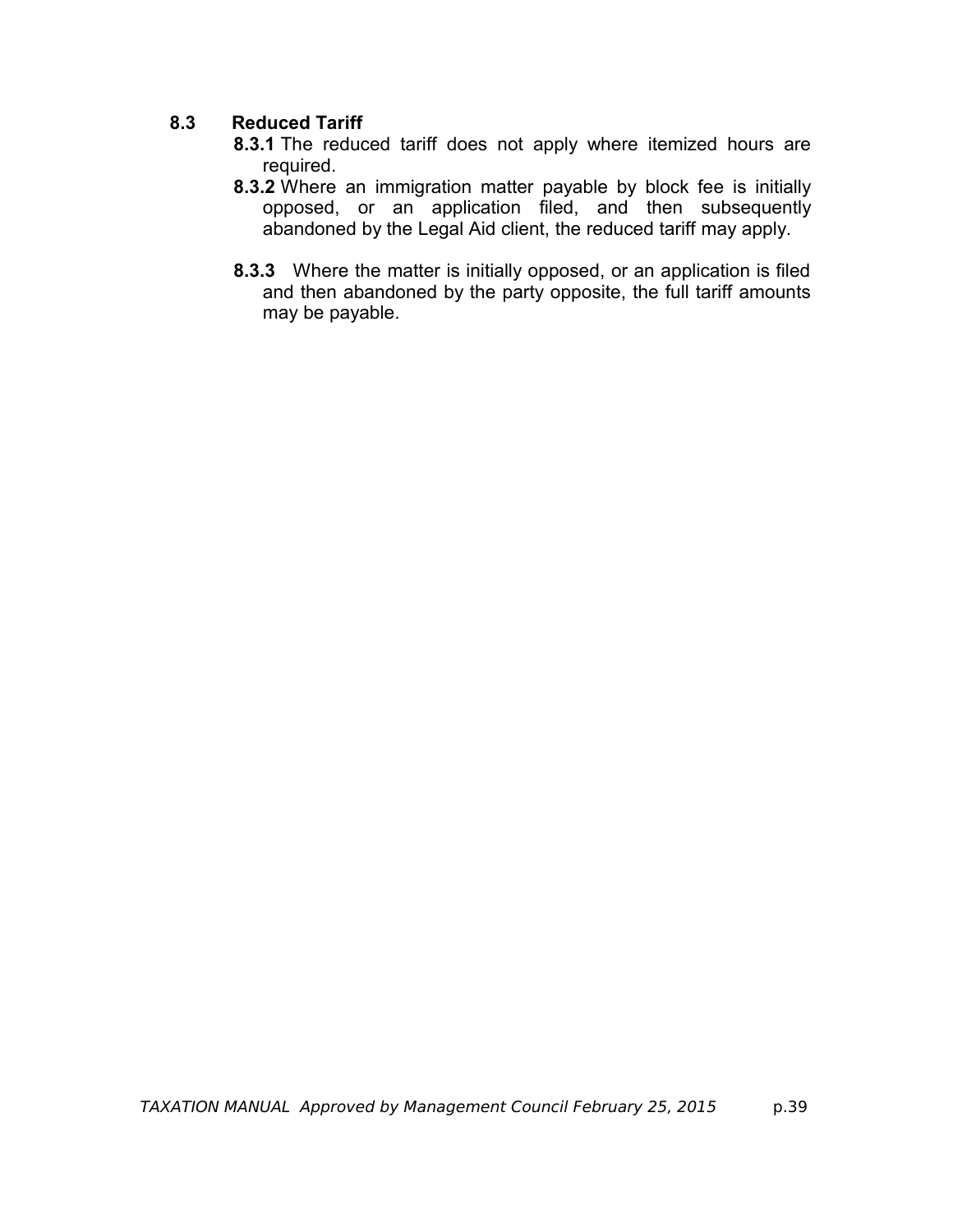### 8.3 Reduced Tariff

**8.3.1** The reduced tariff does not apply where itemized hours are required.

**8.3.2** Where an immigration matter payable by block fee is initially opposed, or an application filed, and then subsequently abandoned by the Legal Aid client, the reduced tariff may apply.

**8.3.3** Where the matter is initially opposed, or an application is filed and then abandoned by the party opposite, the full tariff amounts may be payable.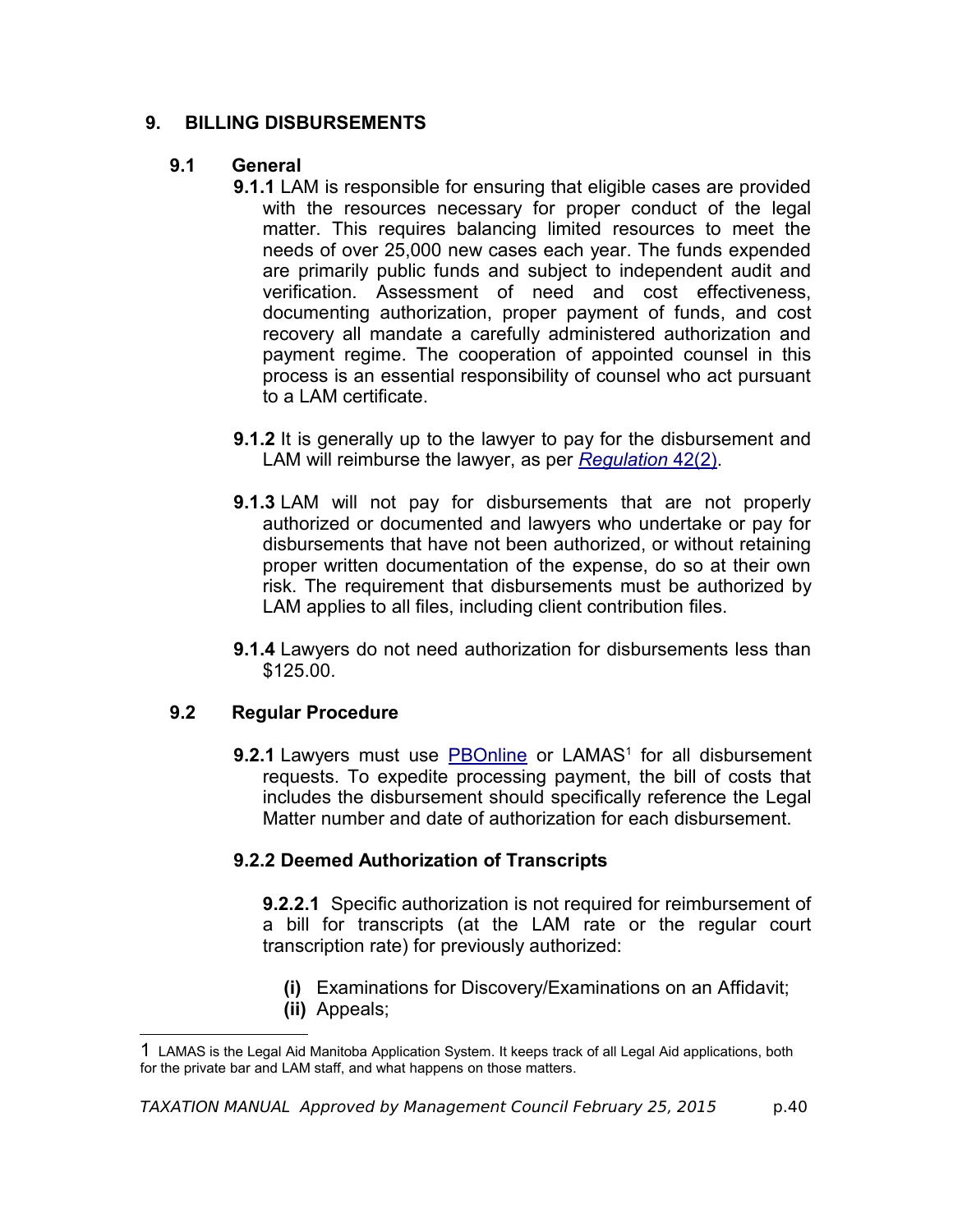# 9. BILLING DISBURSEMENTS

## 9.1 General

**9.1.1** LAM is responsible for ensuring that eligible cases are provided with the resources necessary for proper conduct of the legal matter. This requires balancing limited resources to meet the needs of over 25,000 new cases each year. The funds expended are primarily public funds and subject to independent audit and verification. Assessment of need and cost effectiveness, documenting authorization, proper payment of funds, and cost recovery all mandate a carefully administered authorization and payment regime. The cooperation of appointed counsel in this process is an essential responsibility of counsel who act pursuant to a LAM certificate.

**9.1.2** It is generally up to the lawyer to pay for the disbursement and LAM will reimburse the lawyer, as per *Regulation* 42(2).

**9.1.3** LAM will not pay for disbursements that are not properly authorized or documented and lawyers who undertake or pay for disbursements that have not been authorized, or without retaining proper written documentation of the expense, do so at their own risk. The requirement that disbursements must be authorized by LAM applies to all files, including client contribution files.

**9.1.4** Lawyers do not need authorization for disbursements less than $125.00.

## 9.2 Regular Procedure

**9.2.1** Lawyers must use PBOnline or LAMAS[1] for all disbursement requests. To expedite processing payment, the bill of costs that includes the disbursement should specifically reference the Legal Matter number and date of authorization for each disbursement.

### 9.2.2 Deemed Authorization of Transcripts

**9.2.2.1** Specific authorization is not required for reimbursement of a bill for transcripts (at the LAM rate or the regular court transcription rate) for previously authorized:

- **(i)** Examinations for Discovery/Examinations on an Affidavit;
- **(ii)** Appeals;

---

1 LAMAS is the Legal Aid Manitoba Application System. It keeps track of all Legal Aid applications, both for the private bar and LAM staff, and what happens on those matters.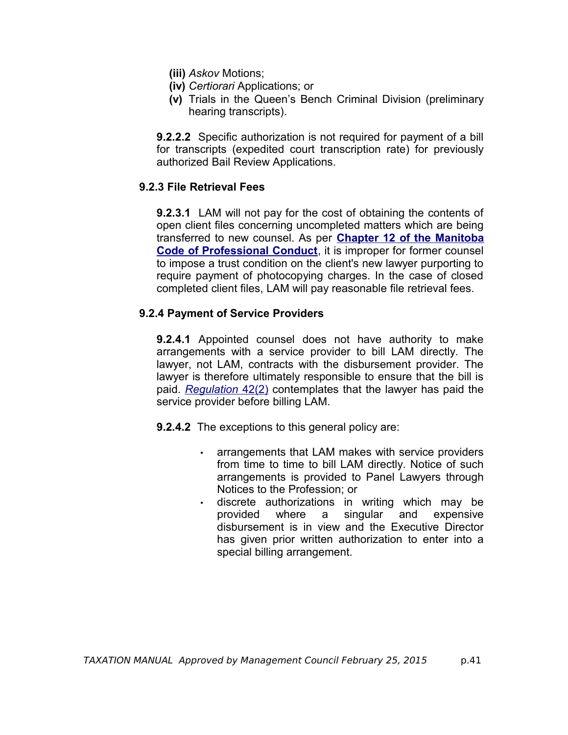**(iii)** *Askov* Motions;
**(iv)** *Certiorari* Applications; or
**(v)** Trials in the Queen's Bench Criminal Division (preliminary hearing transcripts).

**9.2.2.2** Specific authorization is not required for payment of a bill for transcripts (expedited court transcription rate) for previously authorized Bail Review Applications.

### 9.2.3 File Retrieval Fees

**9.2.3.1** LAM will not pay for the cost of obtaining the contents of open client files concerning uncompleted matters which are being transferred to new counsel. As per **Chapter 12 of the Manitoba Code of Professional Conduct**, it is improper for former counsel to impose a trust condition on the client's new lawyer purporting to require payment of photocopying charges. In the case of closed completed client files, LAM will pay reasonable file retrieval fees.

### 9.2.4 Payment of Service Providers

**9.2.4.1** Appointed counsel does not have authority to make arrangements with a service provider to bill LAM directly. The lawyer, not LAM, contracts with the disbursement provider. The lawyer is therefore ultimately responsible to ensure that the bill is paid. *Regulation* 42(2) contemplates that the lawyer has paid the service provider before billing LAM.

**9.2.4.2** The exceptions to this general policy are:

- arrangements that LAM makes with service providers from time to time to bill LAM directly. Notice of such arrangements is provided to Panel Lawyers through Notices to the Profession; or
- discrete authorizations in writing which may be provided where a singular and expensive disbursement is in view and the Executive Director has given prior written authorization to enter into a special billing arrangement.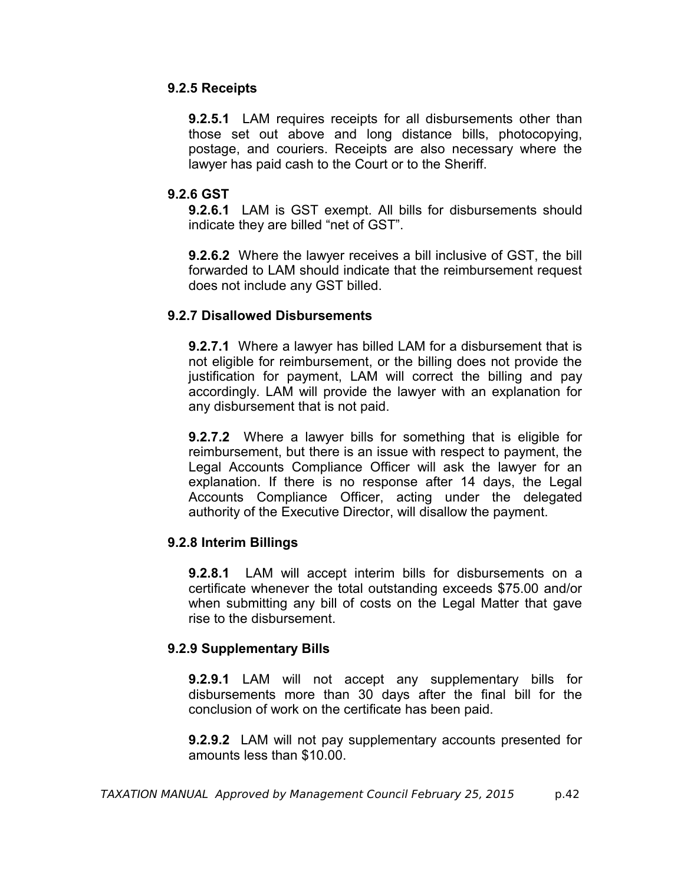### 9.2.5 Receipts

**9.2.5.1** LAM requires receipts for all disbursements other than those set out above and long distance bills, photocopying, postage, and couriers. Receipts are also necessary where the lawyer has paid cash to the Court or to the Sheriff.

### 9.2.6 GST

**9.2.6.1** LAM is GST exempt. All bills for disbursements should indicate they are billed "net of GST".

**9.2.6.2** Where the lawyer receives a bill inclusive of GST, the bill forwarded to LAM should indicate that the reimbursement request does not include any GST billed.

### 9.2.7 Disallowed Disbursements

**9.2.7.1** Where a lawyer has billed LAM for a disbursement that is not eligible for reimbursement, or the billing does not provide the justification for payment, LAM will correct the billing and pay accordingly. LAM will provide the lawyer with an explanation for any disbursement that is not paid.

**9.2.7.2** Where a lawyer bills for something that is eligible for reimbursement, but there is an issue with respect to payment, the Legal Accounts Compliance Officer will ask the lawyer for an explanation. If there is no response after 14 days, the Legal Accounts Compliance Officer, acting under the delegated authority of the Executive Director, will disallow the payment.

### 9.2.8 Interim Billings

**9.2.8.1** LAM will accept interim bills for disbursements on a certificate whenever the total outstanding exceeds $75.00 and/or when submitting any bill of costs on the Legal Matter that gave rise to the disbursement.

### 9.2.9 Supplementary Bills

**9.2.9.1** LAM will not accept any supplementary bills for disbursements more than 30 days after the final bill for the conclusion of work on the certificate has been paid.

**9.2.9.2** LAM will not pay supplementary accounts presented for amounts less than $10.00.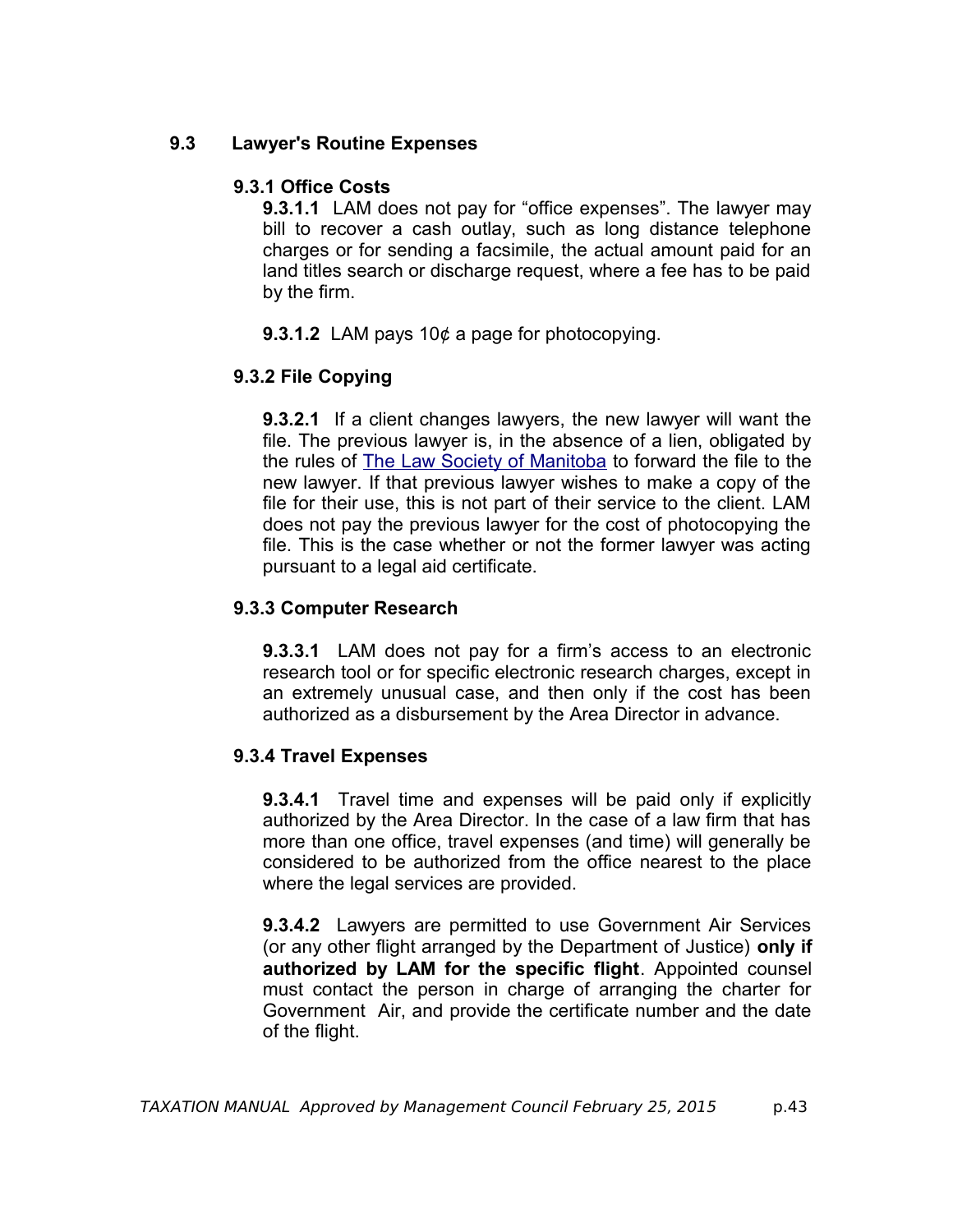## 9.3 Lawyer's Routine Expenses

### 9.3.1 Office Costs

**9.3.1.1** LAM does not pay for "office expenses". The lawyer may bill to recover a cash outlay, such as long distance telephone charges or for sending a facsimile, the actual amount paid for an land titles search or discharge request, where a fee has to be paid by the firm.

**9.3.1.2** LAM pays 10¢ a page for photocopying.

### 9.3.2 File Copying

**9.3.2.1** If a client changes lawyers, the new lawyer will want the file. The previous lawyer is, in the absence of a lien, obligated by the rules of The Law Society of Manitoba to forward the file to the new lawyer. If that previous lawyer wishes to make a copy of the file for their use, this is not part of their service to the client. LAM does not pay the previous lawyer for the cost of photocopying the file. This is the case whether or not the former lawyer was acting pursuant to a legal aid certificate.

### 9.3.3 Computer Research

**9.3.3.1** LAM does not pay for a firm's access to an electronic research tool or for specific electronic research charges, except in an extremely unusual case, and then only if the cost has been authorized as a disbursement by the Area Director in advance.

### 9.3.4 Travel Expenses

**9.3.4.1** Travel time and expenses will be paid only if explicitly authorized by the Area Director. In the case of a law firm that has more than one office, travel expenses (and time) will generally be considered to be authorized from the office nearest to the place where the legal services are provided.

**9.3.4.2** Lawyers are permitted to use Government Air Services (or any other flight arranged by the Department of Justice) **only if authorized by LAM for the specific flight**. Appointed counsel must contact the person in charge of arranging the charter for Government Air, and provide the certificate number and the date of the flight.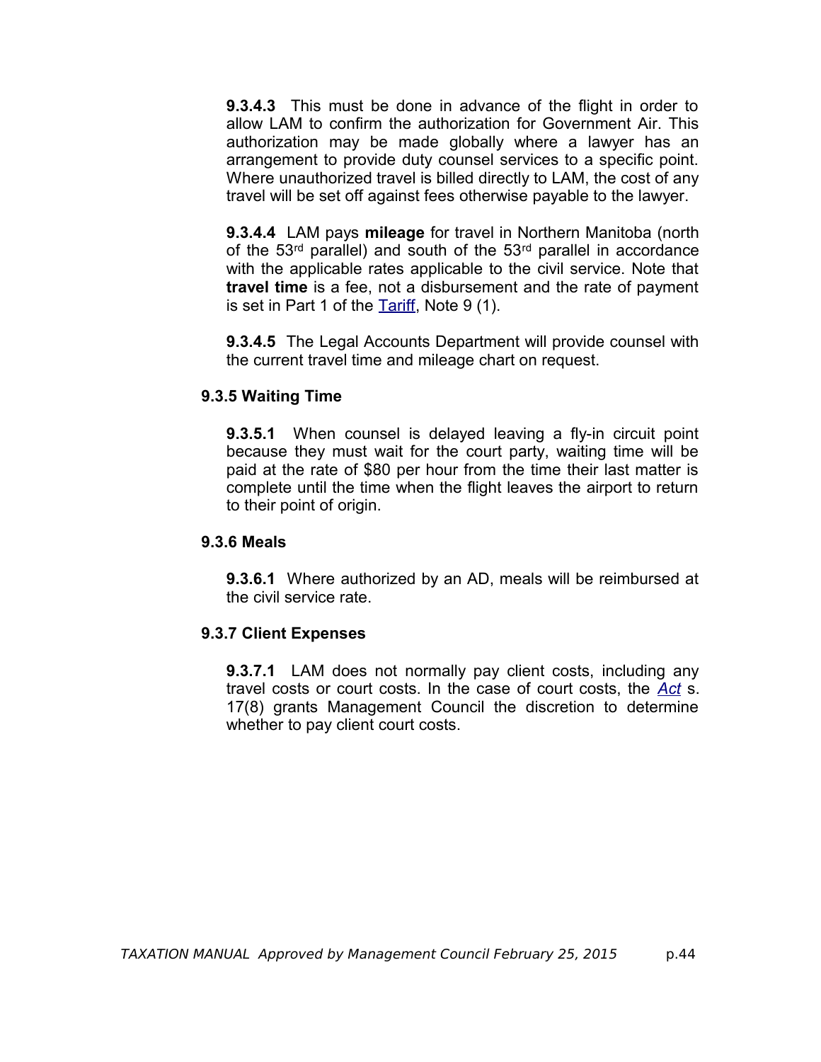**9.3.4.3** This must be done in advance of the flight in order to allow LAM to confirm the authorization for Government Air. This authorization may be made globally where a lawyer has an arrangement to provide duty counsel services to a specific point. Where unauthorized travel is billed directly to LAM, the cost of any travel will be set off against fees otherwise payable to the lawyer.

**9.3.4.4** LAM pays **mileage** for travel in Northern Manitoba (north of the 53rd parallel) and south of the 53rd parallel in accordance with the applicable rates applicable to the civil service. Note that **travel time** is a fee, not a disbursement and the rate of payment is set in Part 1 of the Tariff, Note 9 (1).

**9.3.4.5** The Legal Accounts Department will provide counsel with the current travel time and mileage chart on request.

### 9.3.5 Waiting Time

**9.3.5.1** When counsel is delayed leaving a fly-in circuit point because they must wait for the court party, waiting time will be paid at the rate of $80 per hour from the time their last matter is complete until the time when the flight leaves the airport to return to their point of origin.

### 9.3.6 Meals

**9.3.6.1** Where authorized by an AD, meals will be reimbursed at the civil service rate.

### 9.3.7 Client Expenses

**9.3.7.1** LAM does not normally pay client costs, including any travel costs or court costs. In the case of court costs, the *Act* s. 17(8) grants Management Council the discretion to determine whether to pay client court costs.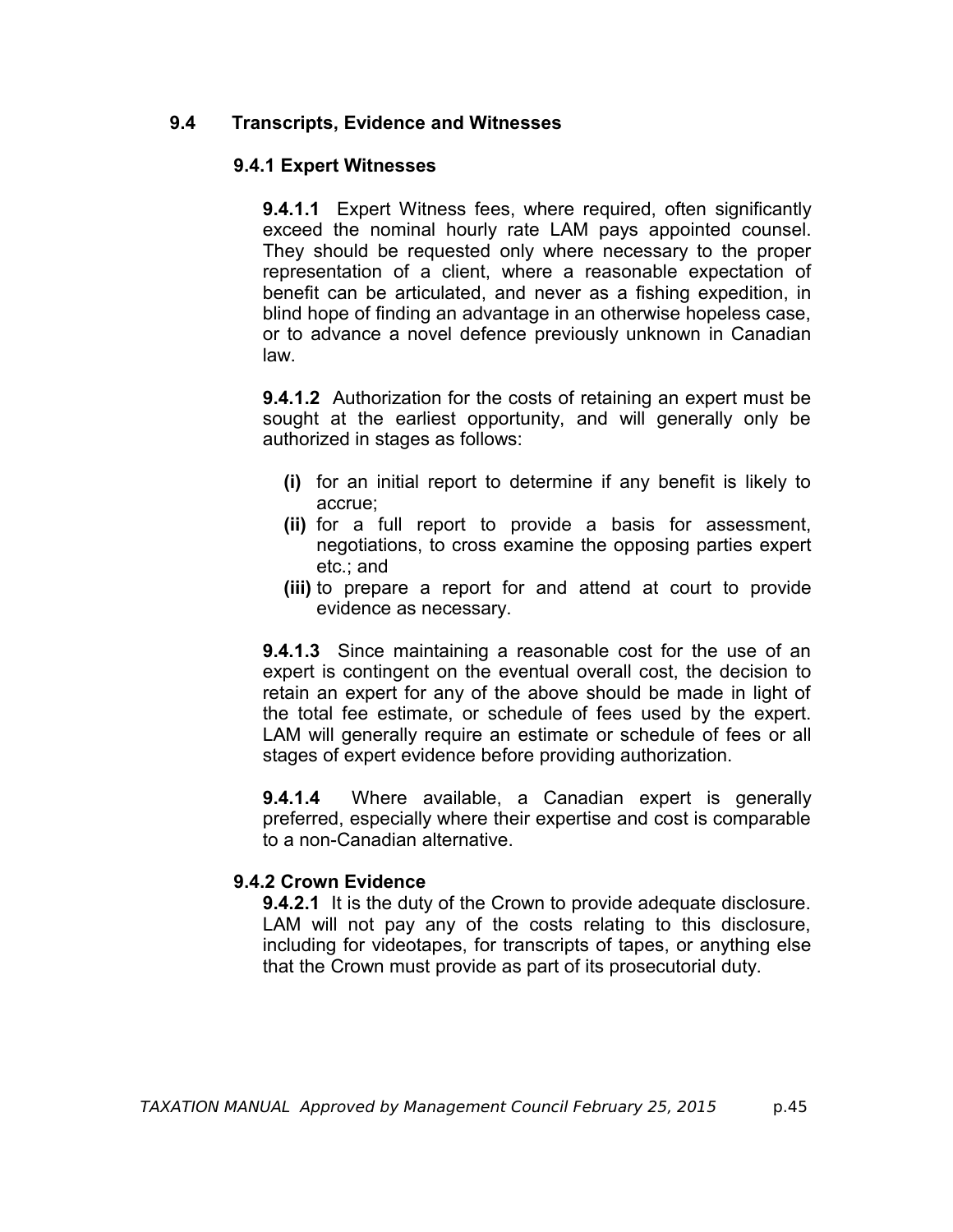## 9.4 Transcripts, Evidence and Witnesses

### 9.4.1 Expert Witnesses

**9.4.1.1** Expert Witness fees, where required, often significantly exceed the nominal hourly rate LAM pays appointed counsel. They should be requested only where necessary to the proper representation of a client, where a reasonable expectation of benefit can be articulated, and never as a fishing expedition, in blind hope of finding an advantage in an otherwise hopeless case, or to advance a novel defence previously unknown in Canadian law.

**9.4.1.2** Authorization for the costs of retaining an expert must be sought at the earliest opportunity, and will generally only be authorized in stages as follows:

- **(i)** for an initial report to determine if any benefit is likely to accrue;
- **(ii)** for a full report to provide a basis for assessment, negotiations, to cross examine the opposing parties expert etc.; and
- **(iii)** to prepare a report for and attend at court to provide evidence as necessary.

**9.4.1.3** Since maintaining a reasonable cost for the use of an expert is contingent on the eventual overall cost, the decision to retain an expert for any of the above should be made in light of the total fee estimate, or schedule of fees used by the expert. LAM will generally require an estimate or schedule of fees or all stages of expert evidence before providing authorization.

**9.4.1.4** Where available, a Canadian expert is generally preferred, especially where their expertise and cost is comparable to a non-Canadian alternative.

### 9.4.2 Crown Evidence

**9.4.2.1** It is the duty of the Crown to provide adequate disclosure. LAM will not pay any of the costs relating to this disclosure, including for videotapes, for transcripts of tapes, or anything else that the Crown must provide as part of its prosecutorial duty.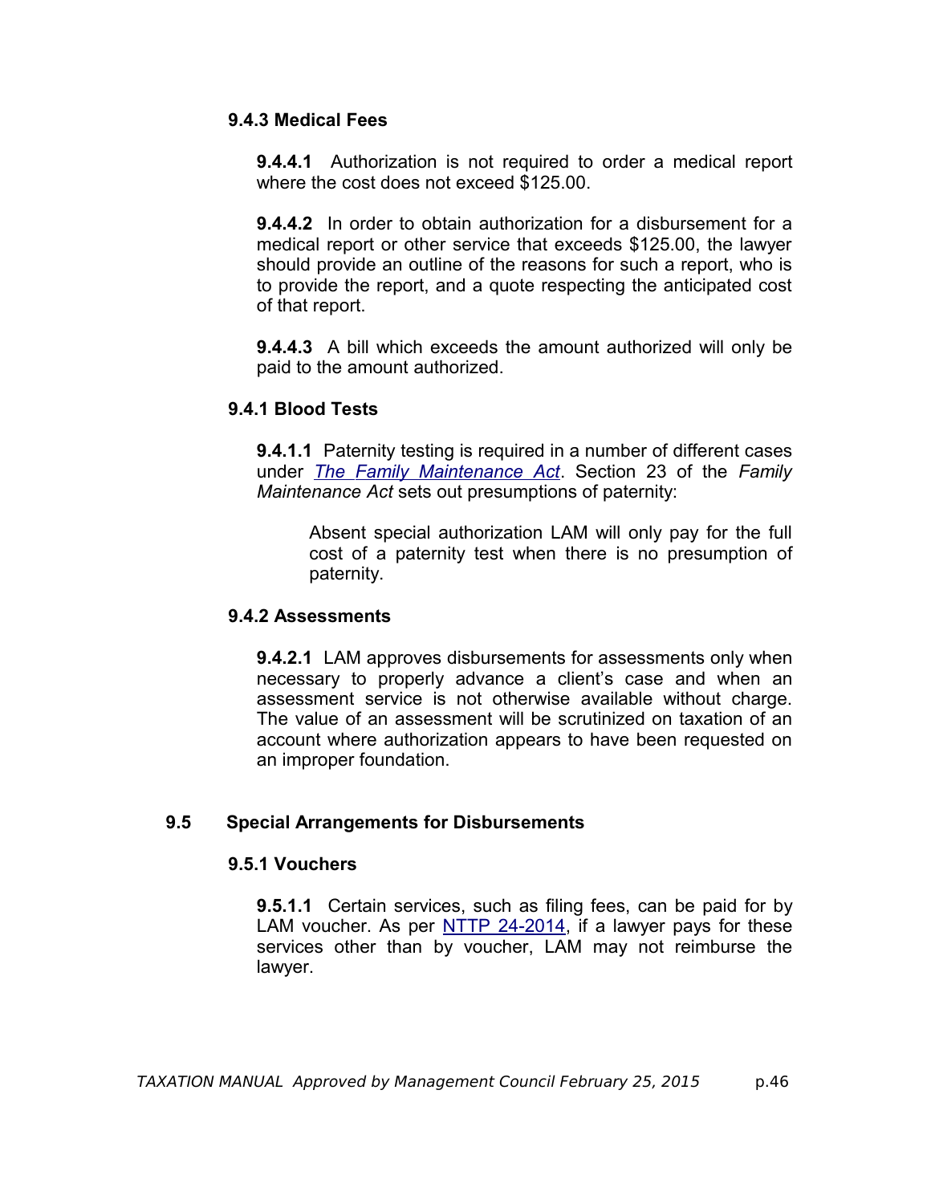### 9.4.3 Medical Fees

**9.4.4.1** Authorization is not required to order a medical report where the cost does not exceed $125.00.

**9.4.4.2** In order to obtain authorization for a disbursement for a medical report or other service that exceeds $125.00, the lawyer should provide an outline of the reasons for such a report, who is to provide the report, and a quote respecting the anticipated cost of that report.

**9.4.4.3** A bill which exceeds the amount authorized will only be paid to the amount authorized.

### 9.4.1 Blood Tests

**9.4.1.1** Paternity testing is required in a number of different cases under *The Family Maintenance Act*. Section 23 of the *Family Maintenance Act* sets out presumptions of paternity:

> Absent special authorization LAM will only pay for the full cost of a paternity test when there is no presumption of paternity.

### 9.4.2 Assessments

**9.4.2.1** LAM approves disbursements for assessments only when necessary to properly advance a client's case and when an assessment service is not otherwise available without charge. The value of an assessment will be scrutinized on taxation of an account where authorization appears to have been requested on an improper foundation.

## 9.5 Special Arrangements for Disbursements

### 9.5.1 Vouchers

**9.5.1.1** Certain services, such as filing fees, can be paid for by LAM voucher. As per NTTP 24-2014, if a lawyer pays for these services other than by voucher, LAM may not reimburse the lawyer.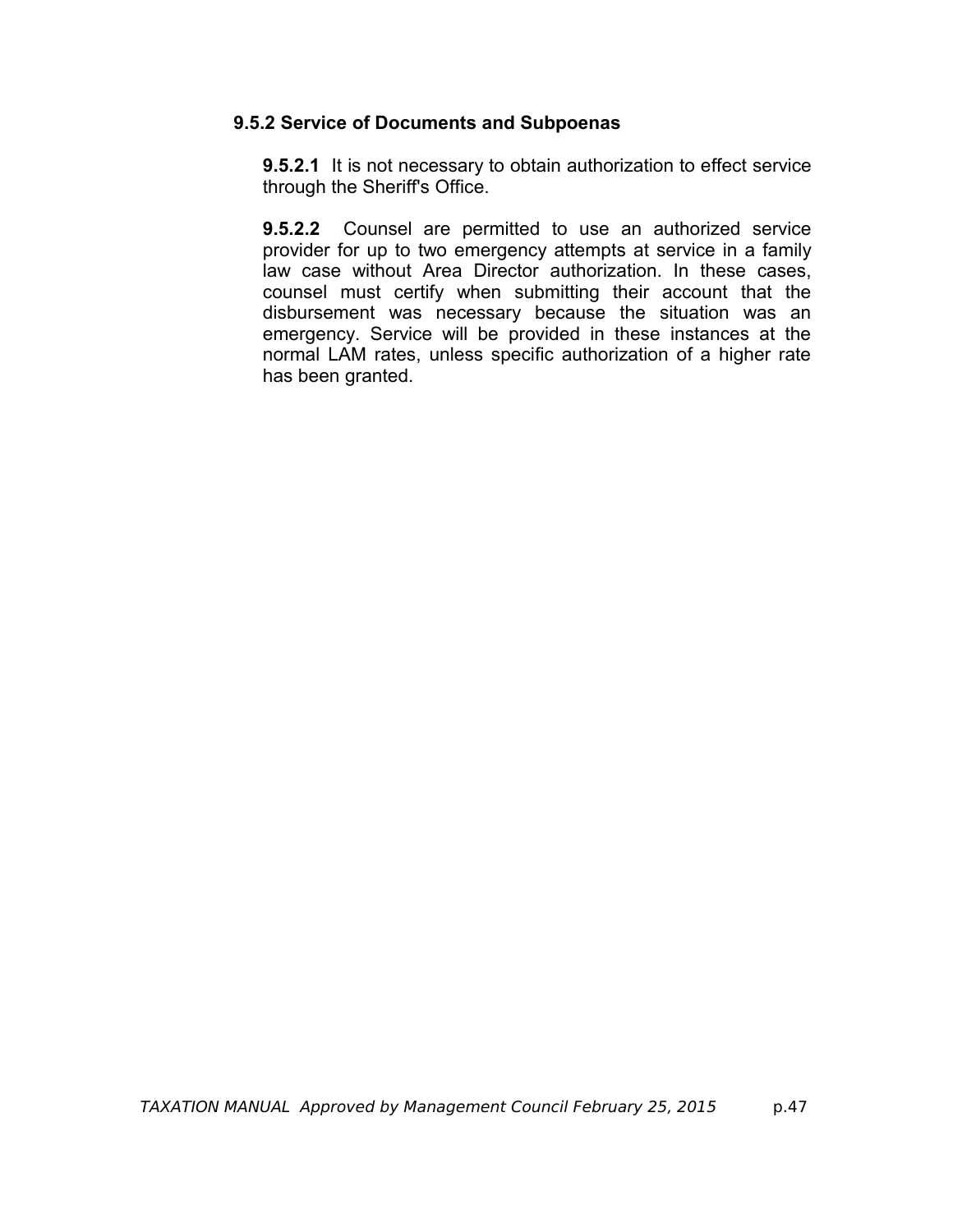### 9.5.2 Service of Documents and Subpoenas

**9.5.2.1** It is not necessary to obtain authorization to effect service through the Sheriff's Office.

**9.5.2.2** Counsel are permitted to use an authorized service provider for up to two emergency attempts at service in a family law case without Area Director authorization. In these cases, counsel must certify when submitting their account that the disbursement was necessary because the situation was an emergency. Service will be provided in these instances at the normal LAM rates, unless specific authorization of a higher rate has been granted.